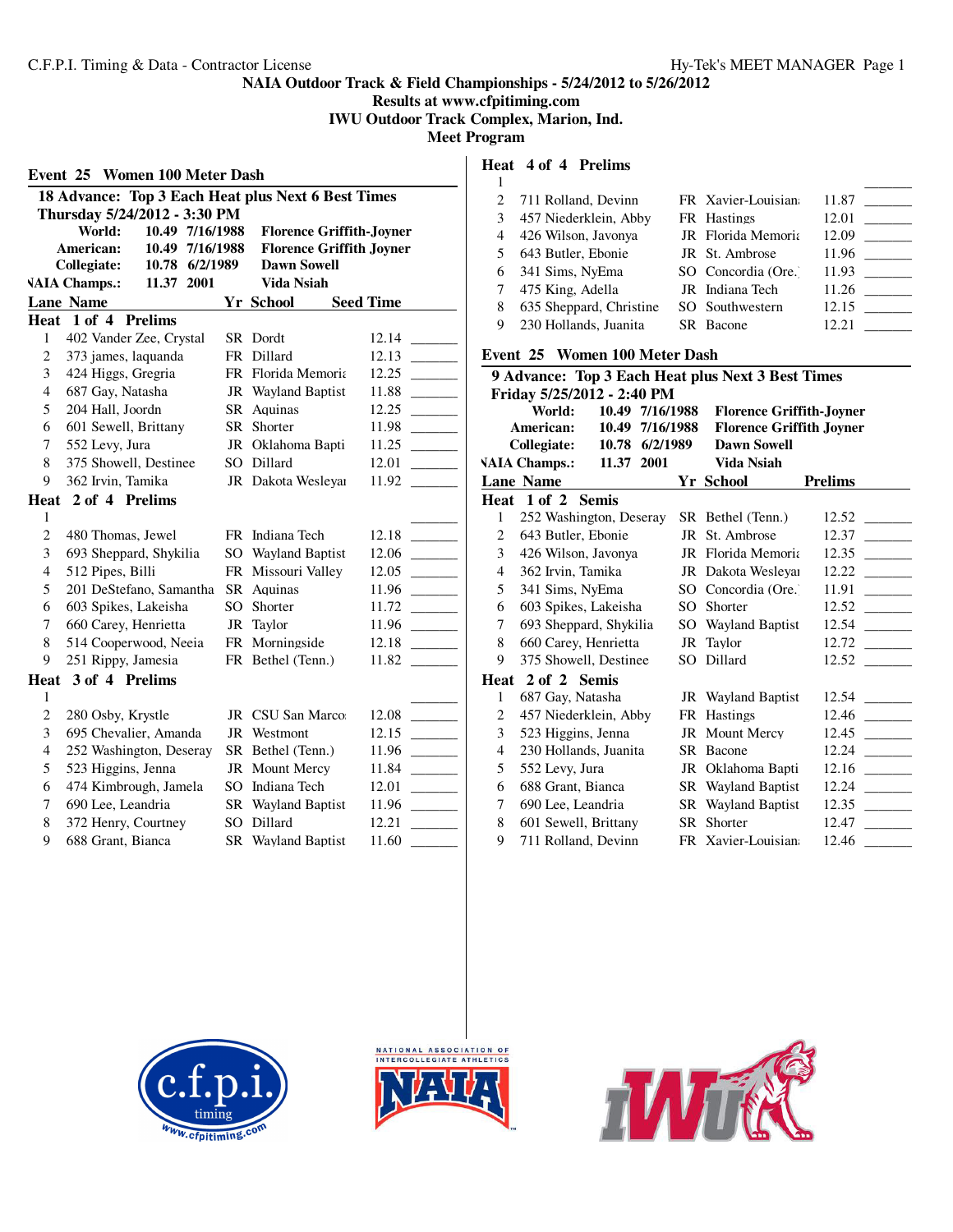C.F.P.I. Timing & Data - Contractor License

**NAIA Outdoor Track & Field Championships - 5/24/2012 to 5/26/2012**
**Results at www.cfpitiming.com**
**IWU Outdoor Track Complex, Marion, Ind.**
**Meet Program**

## Event 25 Women 100 Meter Dash

**18 Advance: Top 3 Each Heat plus Next 6 Best Times**
**Thursday 5/24/2012 - 3:30 PM**

| | | | |
|---|---|---|---|
| **World:** | 10.49 | 7/16/1988 | Florence Griffith-Joyner |
| **American:** | 10.49 | 7/16/1988 | Florence Griffith Joyner |
| **Collegiate:** | 10.78 | 6/2/1989 | Dawn Sowell |
| **NAIA Champs.:** | 11.37 | 2001 | Vida Nsiah |

### Heat 1 of 4 Prelims

| Lane | Name | Yr | School | Seed Time | |
|---|---|---|---|---|---|
| 1 | 402 Vander Zee, Crystal | SR | Dordt | 12.14 | _______ |
| 2 | 373 james, laquanda | FR | Dillard | 12.13 | _______ |
| 3 | 424 Higgs, Gregria | FR | Florida Memoria | 12.25 | _______ |
| 4 | 687 Gay, Natasha | JR | Wayland Baptist | 11.88 | _______ |
| 5 | 204 Hall, Joordn | SR | Aquinas | 12.25 | _______ |
| 6 | 601 Sewell, Brittany | SR | Shorter | 11.98 | _______ |
| 7 | 552 Levy, Jura | JR | Oklahoma Bapti | 11.25 | _______ |
| 8 | 375 Showell, Destinee | SO | Dillard | 12.01 | _______ |
| 9 | 362 Irvin, Tamika | JR | Dakota Wesleyan | 11.92 | _______ |

### Heat 2 of 4 Prelims

| Lane | Name | Yr | School | Seed Time | |
|---|---|---|---|---|---|
| 1 | | | | | _______ |
| 2 | 480 Thomas, Jewel | FR | Indiana Tech | 12.18 | _______ |
| 3 | 693 Sheppard, Shykilia | SO | Wayland Baptist | 12.06 | _______ |
| 4 | 512 Pipes, Billi | FR | Missouri Valley | 12.05 | _______ |
| 5 | 201 DeStefano, Samantha | SR | Aquinas | 11.96 | _______ |
| 6 | 603 Spikes, Lakeisha | SO | Shorter | 11.72 | _______ |
| 7 | 660 Carey, Henrietta | JR | Taylor | 11.96 | _______ |
| 8 | 514 Cooperwood, Neeia | FR | Morningside | 12.18 | _______ |
| 9 | 251 Rippy, Jamesia | FR | Bethel (Tenn.) | 11.82 | _______ |

### Heat 3 of 4 Prelims

| Lane | Name | Yr | School | Seed Time | |
|---|---|---|---|---|---|
| 1 | | | | | _______ |
| 2 | 280 Osby, Krystle | JR | CSU San Marcos | 12.08 | _______ |
| 3 | 695 Chevalier, Amanda | JR | Westmont | 12.15 | _______ |
| 4 | 252 Washington, Deseray | SR | Bethel (Tenn.) | 11.96 | _______ |
| 5 | 523 Higgins, Jenna | JR | Mount Mercy | 11.84 | _______ |
| 6 | 474 Kimbrough, Jamela | SO | Indiana Tech | 12.01 | _______ |
| 7 | 690 Lee, Leandria | SR | Wayland Baptist | 11.96 | _______ |
| 8 | 372 Henry, Courtney | SO | Dillard | 12.21 | _______ |
| 9 | 688 Grant, Bianca | SR | Wayland Baptist | 11.60 | _______ |

### Heat 4 of 4 Prelims

| Lane | Name | Yr | School | Seed Time | |
|---|---|---|---|---|---|
| 1 | | | | | _______ |
| 2 | 711 Rolland, Devinn | FR | Xavier-Louisiana | 11.87 | _______ |
| 3 | 457 Niederklein, Abby | FR | Hastings | 12.01 | _______ |
| 4 | 426 Wilson, Javonya | JR | Florida Memoria | 12.09 | _______ |
| 5 | 643 Butler, Ebonie | JR | St. Ambrose | 11.96 | _______ |
| 6 | 341 Sims, NyEma | SO | Concordia (Ore.) | 11.93 | _______ |
| 7 | 475 King, Adella | JR | Indiana Tech | 11.26 | _______ |
| 8 | 635 Sheppard, Christine | SO | Southwestern | 12.15 | _______ |
| 9 | 230 Hollands, Juanita | SR | Bacone | 12.21 | _______ |

## Event 25 Women 100 Meter Dash

**9 Advance: Top 3 Each Heat plus Next 3 Best Times**
**Friday 5/25/2012 - 2:40 PM**

| | | | |
|---|---|---|---|
| **World:** | 10.49 | 7/16/1988 | Florence Griffith-Joyner |
| **American:** | 10.49 | 7/16/1988 | Florence Griffith Joyner |
| **Collegiate:** | 10.78 | 6/2/1989 | Dawn Sowell |
| **NAIA Champs.:** | 11.37 | 2001 | Vida Nsiah |

### Heat 1 of 2 Semis

| Lane | Name | Yr | School | Prelims | |
|---|---|---|---|---|---|
| 1 | 252 Washington, Deseray | SR | Bethel (Tenn.) | 12.52 | _______ |
| 2 | 643 Butler, Ebonie | JR | St. Ambrose | 12.37 | _______ |
| 3 | 426 Wilson, Javonya | JR | Florida Memoria | 12.35 | _______ |
| 4 | 362 Irvin, Tamika | JR | Dakota Wesleyan | 12.22 | _______ |
| 5 | 341 Sims, NyEma | SO | Concordia (Ore.) | 11.91 | _______ |
| 6 | 603 Spikes, Lakeisha | SO | Shorter | 12.52 | _______ |
| 7 | 693 Sheppard, Shykilia | SO | Wayland Baptist | 12.54 | _______ |
| 8 | 660 Carey, Henrietta | JR | Taylor | 12.72 | _______ |
| 9 | 375 Showell, Destinee | SO | Dillard | 12.52 | _______ |

### Heat 2 of 2 Semis

| Lane | Name | Yr | School | Prelims | |
|---|---|---|---|---|---|
| 1 | 687 Gay, Natasha | JR | Wayland Baptist | 12.54 | _______ |
| 2 | 457 Niederklein, Abby | FR | Hastings | 12.46 | _______ |
| 3 | 523 Higgins, Jenna | JR | Mount Mercy | 12.45 | _______ |
| 4 | 230 Hollands, Juanita | SR | Bacone | 12.24 | _______ |
| 5 | 552 Levy, Jura | JR | Oklahoma Bapti | 12.16 | _______ |
| 6 | 688 Grant, Bianca | SR | Wayland Baptist | 12.24 | _______ |
| 7 | 690 Lee, Leandria | SR | Wayland Baptist | 12.35 | _______ |
| 8 | 601 Sewell, Brittany | SR | Shorter | 12.47 | _______ |
| 9 | 711 Rolland, Devinn | FR | Xavier-Louisiana | 12.46 | _______ |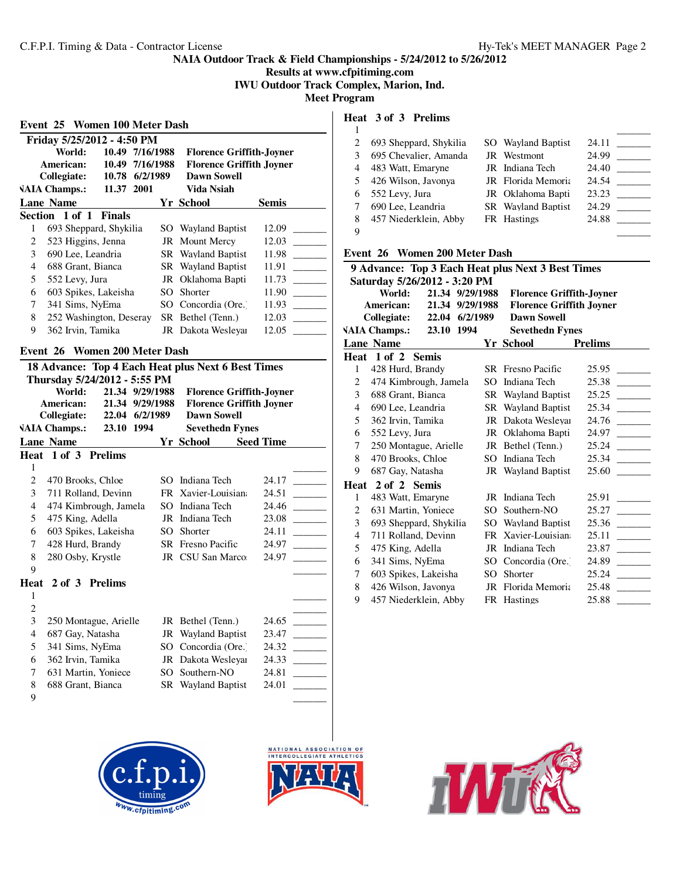NAIA Outdoor Track & Field Championships - 5/24/2012 to 5/26/2012
Results at www.cfpitiming.com
IWU Outdoor Track Complex, Marion, Ind.
Meet Program

## Event 25 Women 100 Meter Dash

**Friday 5/25/2012 - 4:50 PM**

| | | | |
|---|---|---|---|
| World: | 10.49 | 7/16/1988 | Florence Griffith-Joyner |
| American: | 10.49 | 7/16/1988 | Florence Griffith Joyner |
| Collegiate: | 10.78 | 6/2/1989 | Dawn Sowell |
| NAIA Champs.: | 11.37 | 2001 | Vida Nsiah |

**Section 1 of 1 Finals**

| Lane | Name | Yr | School | Semis | |
|---|---|---|---|---|---|
| 1 | 693 Sheppard, Shykilia | SO | Wayland Baptist | 12.09 | _______ |
| 2 | 523 Higgins, Jenna | JR | Mount Mercy | 12.03 | _______ |
| 3 | 690 Lee, Leandria | SR | Wayland Baptist | 11.98 | _______ |
| 4 | 688 Grant, Bianca | SR | Wayland Baptist | 11.91 | _______ |
| 5 | 552 Levy, Jura | JR | Oklahoma Bapti | 11.73 | _______ |
| 6 | 603 Spikes, Lakeisha | SO | Shorter | 11.90 | _______ |
| 7 | 341 Sims, NyEma | SO | Concordia (Ore.) | 11.93 | _______ |
| 8 | 252 Washington, Deseray | SR | Bethel (Tenn.) | 12.03 | _______ |
| 9 | 362 Irvin, Tamika | JR | Dakota Wesleyan | 12.05 | _______ |

## Event 26 Women 200 Meter Dash

**18 Advance: Top 4 Each Heat plus Next 6 Best Times**
**Thursday 5/24/2012 - 5:55 PM**

| | | | |
|---|---|---|---|
| World: | 21.34 | 9/29/1988 | Florence Griffith-Joyner |
| American: | 21.34 | 9/29/1988 | Florence Griffith Joyner |
| Collegiate: | 22.04 | 6/2/1989 | Dawn Sowell |
| NAIA Champs.: | 23.10 | 1994 | Sevethedn Fynes |

**Heat 1 of 3 Prelims**

| Lane | Name | Yr | School | Seed Time | |
|---|---|---|---|---|---|
| 1 | | | | | _______ |
| 2 | 470 Brooks, Chloe | SO | Indiana Tech | 24.17 | _______ |
| 3 | 711 Rolland, Devinn | FR | Xavier-Louisiana | 24.51 | _______ |
| 4 | 474 Kimbrough, Jamela | SO | Indiana Tech | 24.46 | _______ |
| 5 | 475 King, Adella | JR | Indiana Tech | 23.08 | _______ |
| 6 | 603 Spikes, Lakeisha | SO | Shorter | 24.11 | _______ |
| 7 | 428 Hurd, Brandy | SR | Fresno Pacific | 24.97 | _______ |
| 8 | 280 Osby, Krystle | JR | CSU San Marcos | 24.97 | _______ |
| 9 | | | | | _______ |

**Heat 2 of 3 Prelims**

| Lane | Name | Yr | School | Seed Time | |
|---|---|---|---|---|---|
| 1 | | | | | _______ |
| 2 | | | | | _______ |
| 3 | 250 Montague, Arielle | JR | Bethel (Tenn.) | 24.65 | _______ |
| 4 | 687 Gay, Natasha | JR | Wayland Baptist | 23.47 | _______ |
| 5 | 341 Sims, NyEma | SO | Concordia (Ore.) | 24.32 | _______ |
| 6 | 362 Irvin, Tamika | JR | Dakota Wesleyan | 24.33 | _______ |
| 7 | 631 Martin, Yoniece | SO | Southern-NO | 24.81 | _______ |
| 8 | 688 Grant, Bianca | SR | Wayland Baptist | 24.01 | _______ |
| 9 | | | | | _______ |

**Heat 3 of 3 Prelims**

| Lane | Name | Yr | School | Seed Time | |
|---|---|---|---|---|---|
| 1 | | | | | _______ |
| 2 | 693 Sheppard, Shykilia | SO | Wayland Baptist | 24.11 | _______ |
| 3 | 695 Chevalier, Amanda | JR | Westmont | 24.99 | _______ |
| 4 | 483 Watt, Emaryne | JR | Indiana Tech | 24.40 | _______ |
| 5 | 426 Wilson, Javonya | JR | Florida Memorial | 24.54 | _______ |
| 6 | 552 Levy, Jura | JR | Oklahoma Bapti | 23.23 | _______ |
| 7 | 690 Lee, Leandria | SR | Wayland Baptist | 24.29 | _______ |
| 8 | 457 Niederklein, Abby | FR | Hastings | 24.88 | _______ |
| 9 | | | | | _______ |

## Event 26 Women 200 Meter Dash

**9 Advance: Top 3 Each Heat plus Next 3 Best Times**
**Saturday 5/26/2012 - 3:20 PM**

| | | | |
|---|---|---|---|
| World: | 21.34 | 9/29/1988 | Florence Griffith-Joyner |
| American: | 21.34 | 9/29/1988 | Florence Griffith Joyner |
| Collegiate: | 22.04 | 6/2/1989 | Dawn Sowell |
| NAIA Champs.: | 23.10 | 1994 | Sevethedn Fynes |

**Heat 1 of 2 Semis**

| Lane | Name | Yr | School | Prelims | |
|---|---|---|---|---|---|
| 1 | 428 Hurd, Brandy | SR | Fresno Pacific | 25.95 | _______ |
| 2 | 474 Kimbrough, Jamela | SO | Indiana Tech | 25.38 | _______ |
| 3 | 688 Grant, Bianca | SR | Wayland Baptist | 25.25 | _______ |
| 4 | 690 Lee, Leandria | SR | Wayland Baptist | 25.34 | _______ |
| 5 | 362 Irvin, Tamika | JR | Dakota Wesleyan | 24.76 | _______ |
| 6 | 552 Levy, Jura | JR | Oklahoma Bapti | 24.97 | _______ |
| 7 | 250 Montague, Arielle | JR | Bethel (Tenn.) | 25.24 | _______ |
| 8 | 470 Brooks, Chloe | SO | Indiana Tech | 25.34 | _______ |
| 9 | 687 Gay, Natasha | JR | Wayland Baptist | 25.60 | _______ |

**Heat 2 of 2 Semis**

| Lane | Name | Yr | School | Prelims | |
|---|---|---|---|---|---|
| 1 | 483 Watt, Emaryne | JR | Indiana Tech | 25.91 | _______ |
| 2 | 631 Martin, Yoniece | SO | Southern-NO | 25.27 | _______ |
| 3 | 693 Sheppard, Shykilia | SO | Wayland Baptist | 25.36 | _______ |
| 4 | 711 Rolland, Devinn | FR | Xavier-Louisiana | 25.11 | _______ |
| 5 | 475 King, Adella | JR | Indiana Tech | 23.87 | _______ |
| 6 | 341 Sims, NyEma | SO | Concordia (Ore.) | 24.89 | _______ |
| 7 | 603 Spikes, Lakeisha | SO | Shorter | 25.24 | _______ |
| 8 | 426 Wilson, Javonya | JR | Florida Memorial | 25.48 | _______ |
| 9 | 457 Niederklein, Abby | FR | Hastings | 25.88 | _______ |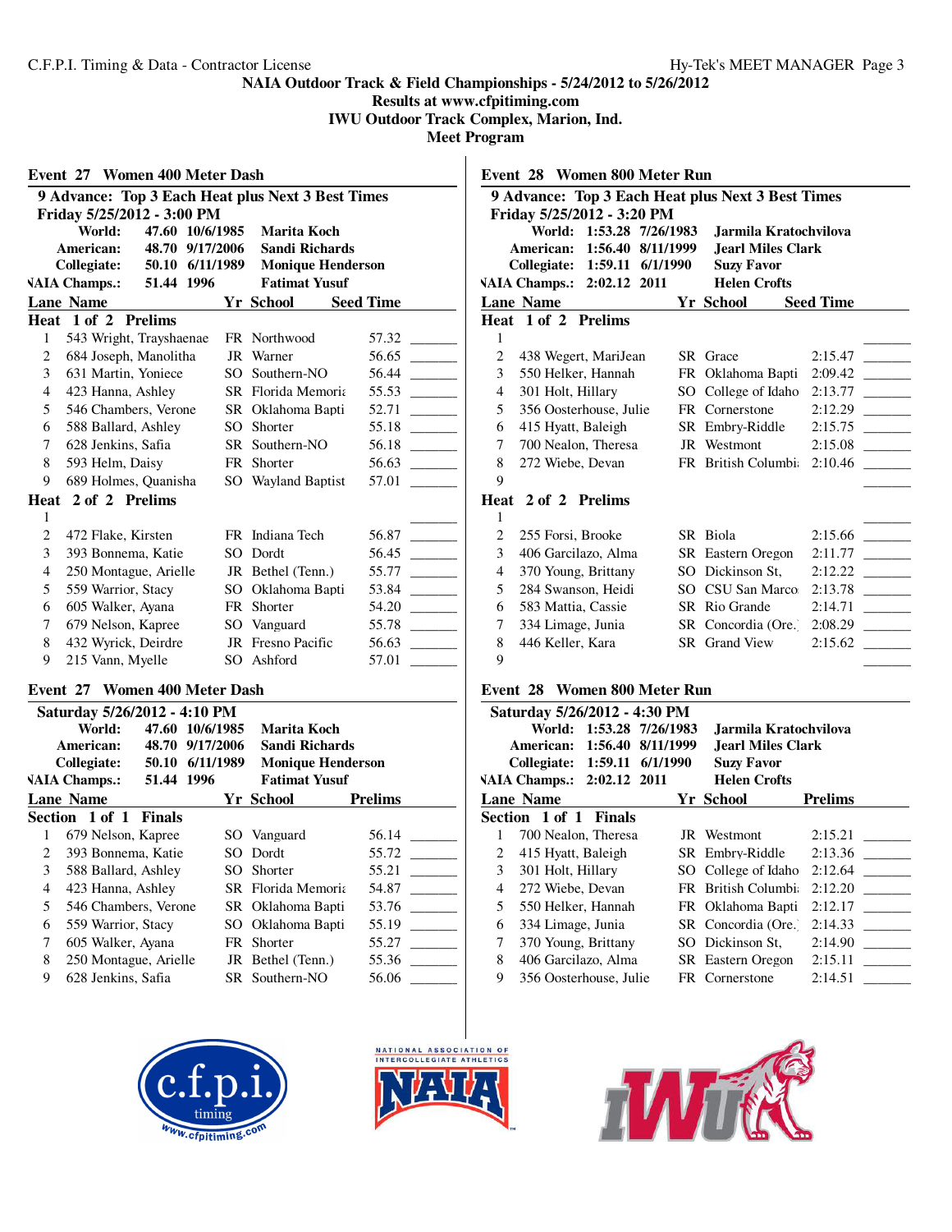NAIA Outdoor Track & Field Championships - 5/24/2012 to 5/26/2012
Results at www.cfpitiming.com
IWU Outdoor Track Complex, Marion, Ind.
Meet Program

## Event 27 Women 400 Meter Dash

**9 Advance: Top 3 Each Heat plus Next 3 Best Times**
**Friday 5/25/2012 - 3:00 PM**

| | | | |
|---|---|---|---|
| World: | 47.60 | 10/6/1985 | Marita Koch |
| American: | 48.70 | 9/17/2006 | Sandi Richards |
| Collegiate: | 50.10 | 6/11/1989 | Monique Henderson |
| NAIA Champs.: | 51.44 | 1996 | Fatimat Yusuf |

**Heat 1 of 2 Prelims**

| Lane | Name | Yr | School | Seed Time | |
|---|---|---|---|---|---|
| 1 | 543 Wright, Trayshaenae | FR | Northwood | 57.32 | _______ |
| 2 | 684 Joseph, Manolitha | JR | Warner | 56.65 | _______ |
| 3 | 631 Martin, Yoniece | SO | Southern-NO | 56.44 | _______ |
| 4 | 423 Hanna, Ashley | SR | Florida Memoria | 55.53 | _______ |
| 5 | 546 Chambers, Verone | SR | Oklahoma Bapti | 52.71 | _______ |
| 6 | 588 Ballard, Ashley | SO | Shorter | 55.18 | _______ |
| 7 | 628 Jenkins, Safia | SR | Southern-NO | 56.18 | _______ |
| 8 | 593 Helm, Daisy | FR | Shorter | 56.63 | _______ |
| 9 | 689 Holmes, Quanisha | SO | Wayland Baptist | 57.01 | _______ |

**Heat 2 of 2 Prelims**

| Lane | Name | Yr | School | Seed Time | |
|---|---|---|---|---|---|
| 1 | | | | | _______ |
| 2 | 472 Flake, Kirsten | FR | Indiana Tech | 56.87 | _______ |
| 3 | 393 Bonnema, Katie | SO | Dordt | 56.45 | _______ |
| 4 | 250 Montague, Arielle | JR | Bethel (Tenn.) | 55.77 | _______ |
| 5 | 559 Warrior, Stacy | SO | Oklahoma Bapti | 53.84 | _______ |
| 6 | 605 Walker, Ayana | FR | Shorter | 54.20 | _______ |
| 7 | 679 Nelson, Kapree | SO | Vanguard | 55.78 | _______ |
| 8 | 432 Wyrick, Deirdre | JR | Fresno Pacific | 56.63 | _______ |
| 9 | 215 Vann, Myelle | SO | Ashford | 57.01 | _______ |

## Event 27 Women 400 Meter Dash

**Saturday 5/26/2012 - 4:10 PM**

| | | | |
|---|---|---|---|
| World: | 47.60 | 10/6/1985 | Marita Koch |
| American: | 48.70 | 9/17/2006 | Sandi Richards |
| Collegiate: | 50.10 | 6/11/1989 | Monique Henderson |
| NAIA Champs.: | 51.44 | 1996 | Fatimat Yusuf |

**Section 1 of 1 Finals**

| Lane | Name | Yr | School | Prelims | |
|---|---|---|---|---|---|
| 1 | 679 Nelson, Kapree | SO | Vanguard | 56.14 | _______ |
| 2 | 393 Bonnema, Katie | SO | Dordt | 55.72 | _______ |
| 3 | 588 Ballard, Ashley | SO | Shorter | 55.21 | _______ |
| 4 | 423 Hanna, Ashley | SR | Florida Memoria | 54.87 | _______ |
| 5 | 546 Chambers, Verone | SR | Oklahoma Bapti | 53.76 | _______ |
| 6 | 559 Warrior, Stacy | SO | Oklahoma Bapti | 55.19 | _______ |
| 7 | 605 Walker, Ayana | FR | Shorter | 55.27 | _______ |
| 8 | 250 Montague, Arielle | JR | Bethel (Tenn.) | 55.36 | _______ |
| 9 | 628 Jenkins, Safia | SR | Southern-NO | 56.06 | _______ |

## Event 28 Women 800 Meter Run

**9 Advance: Top 3 Each Heat plus Next 3 Best Times**
**Friday 5/25/2012 - 3:20 PM**

| | | | |
|---|---|---|---|
| World: | 1:53.28 | 7/26/1983 | Jarmila Kratochvilova |
| American: | 1:56.40 | 8/11/1999 | Jearl Miles Clark |
| Collegiate: | 1:59.11 | 6/1/1990 | Suzy Favor |
| NAIA Champs.: | 2:02.12 | 2011 | Helen Crofts |

**Heat 1 of 2 Prelims**

| Lane | Name | Yr | School | Seed Time | |
|---|---|---|---|---|---|
| 1 | | | | | _______ |
| 2 | 438 Wegert, MariJean | SR | Grace | 2:15.47 | _______ |
| 3 | 550 Helker, Hannah | FR | Oklahoma Bapti | 2:09.42 | _______ |
| 4 | 301 Holt, Hillary | SO | College of Idaho | 2:13.77 | _______ |
| 5 | 356 Oosterhouse, Julie | FR | Cornerstone | 2:12.29 | _______ |
| 6 | 415 Hyatt, Baleigh | SR | Embry-Riddle | 2:15.75 | _______ |
| 7 | 700 Nealon, Theresa | JR | Westmont | 2:15.08 | _______ |
| 8 | 272 Wiebe, Devan | FR | British Columbi | 2:10.46 | _______ |
| 9 | | | | | _______ |

**Heat 2 of 2 Prelims**

| Lane | Name | Yr | School | Seed Time | |
|---|---|---|---|---|---|
| 1 | | | | | _______ |
| 2 | 255 Forsi, Brooke | SR | Biola | 2:15.66 | _______ |
| 3 | 406 Garcilazo, Alma | SR | Eastern Oregon | 2:11.77 | _______ |
| 4 | 370 Young, Brittany | SO | Dickinson St, | 2:12.22 | _______ |
| 5 | 284 Swanson, Heidi | SO | CSU San Marco | 2:13.78 | _______ |
| 6 | 583 Mattia, Cassie | SR | Rio Grande | 2:14.71 | _______ |
| 7 | 334 Limage, Junia | SR | Concordia (Ore.) | 2:08.29 | _______ |
| 8 | 446 Keller, Kara | SR | Grand View | 2:15.62 | _______ |
| 9 | | | | | _______ |

## Event 28 Women 800 Meter Run

**Saturday 5/26/2012 - 4:30 PM**

| | | | |
|---|---|---|---|
| World: | 1:53.28 | 7/26/1983 | Jarmila Kratochvilova |
| American: | 1:56.40 | 8/11/1999 | Jearl Miles Clark |
| Collegiate: | 1:59.11 | 6/1/1990 | Suzy Favor |
| NAIA Champs.: | 2:02.12 | 2011 | Helen Crofts |

**Section 1 of 1 Finals**

| Lane | Name | Yr | School | Prelims | |
|---|---|---|---|---|---|
| 1 | 700 Nealon, Theresa | JR | Westmont | 2:15.21 | _______ |
| 2 | 415 Hyatt, Baleigh | SR | Embry-Riddle | 2:13.36 | _______ |
| 3 | 301 Holt, Hillary | SO | College of Idaho | 2:12.64 | _______ |
| 4 | 272 Wiebe, Devan | FR | British Columbi | 2:12.20 | _______ |
| 5 | 550 Helker, Hannah | FR | Oklahoma Bapti | 2:12.17 | _______ |
| 6 | 334 Limage, Junia | SR | Concordia (Ore.) | 2:14.33 | _______ |
| 7 | 370 Young, Brittany | SO | Dickinson St, | 2:14.90 | _______ |
| 8 | 406 Garcilazo, Alma | SR | Eastern Oregon | 2:15.11 | _______ |
| 9 | 356 Oosterhouse, Julie | FR | Cornerstone | 2:14.51 | _______ |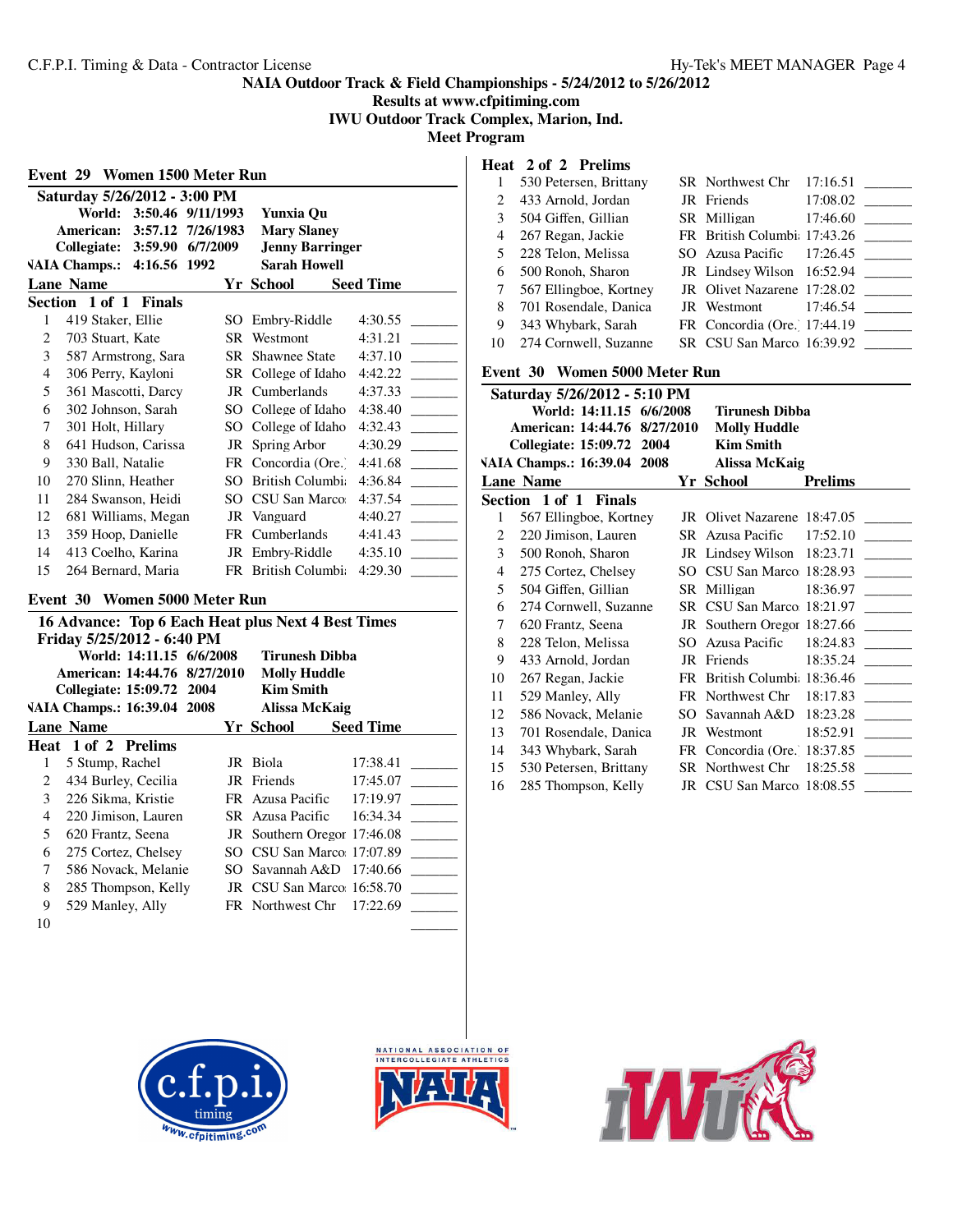## NAIA Outdoor Track & Field Championships - 5/24/2012 to 5/26/2012

Results at www.cfpitiming.com

IWU Outdoor Track Complex, Marion, Ind.

Meet Program

### Event 29 Women 1500 Meter Run

**Saturday 5/26/2012 - 3:00 PM**

| | | | |
|---|---|---|---|
| World: | 3:50.46 | 9/11/1993 | Yunxia Qu |
| American: | 3:57.12 | 7/26/1983 | Mary Slaney |
| Collegiate: | 3:59.90 | 6/7/2009 | Jenny Barringer |
| NAIA Champs.: | 4:16.56 | 1992 | Sarah Howell |

**Section 1 of 1 Finals**

| Lane | Name | Yr | School | Seed Time | |
|---|---|---|---|---|---|
| 1 | 419 Staker, Ellie | SO | Embry-Riddle | 4:30.55 | _______ |
| 2 | 703 Stuart, Kate | SR | Westmont | 4:31.21 | _______ |
| 3 | 587 Armstrong, Sara | SR | Shawnee State | 4:37.10 | _______ |
| 4 | 306 Perry, Kayloni | SR | College of Idaho | 4:42.22 | _______ |
| 5 | 361 Mascotti, Darcy | JR | Cumberlands | 4:37.33 | _______ |
| 6 | 302 Johnson, Sarah | SO | College of Idaho | 4:38.40 | _______ |
| 7 | 301 Holt, Hillary | SO | College of Idaho | 4:32.43 | _______ |
| 8 | 641 Hudson, Carissa | JR | Spring Arbor | 4:30.29 | _______ |
| 9 | 330 Ball, Natalie | FR | Concordia (Ore.) | 4:41.68 | _______ |
| 10 | 270 Slinn, Heather | SO | British Columbia | 4:36.84 | _______ |
| 11 | 284 Swanson, Heidi | SO | CSU San Marcos | 4:37.54 | _______ |
| 12 | 681 Williams, Megan | JR | Vanguard | 4:40.27 | _______ |
| 13 | 359 Hoop, Danielle | FR | Cumberlands | 4:41.43 | _______ |
| 14 | 413 Coelho, Karina | JR | Embry-Riddle | 4:35.10 | _______ |
| 15 | 264 Bernard, Maria | FR | British Columbia | 4:29.30 | _______ |

### Event 30 Women 5000 Meter Run

**16 Advance: Top 6 Each Heat plus Next 4 Best Times**

**Friday 5/25/2012 - 6:40 PM**

| | | | |
|---|---|---|---|
| World: | 14:11.15 | 6/6/2008 | Tirunesh Dibba |
| American: | 14:44.76 | 8/27/2010 | Molly Huddle |
| Collegiate: | 15:09.72 | 2004 | Kim Smith |
| NAIA Champs.: | 16:39.04 | 2008 | Alissa McKaig |

**Heat 1 of 2 Prelims**

| Lane | Name | Yr | School | Seed Time | |
|---|---|---|---|---|---|
| 1 | 5 Stump, Rachel | JR | Biola | 17:38.41 | _______ |
| 2 | 434 Burley, Cecilia | JR | Friends | 17:45.07 | _______ |
| 3 | 226 Sikma, Kristie | FR | Azusa Pacific | 17:19.97 | _______ |
| 4 | 220 Jimison, Lauren | SR | Azusa Pacific | 16:34.34 | _______ |
| 5 | 620 Frantz, Seena | JR | Southern Oregon | 17:46.08 | _______ |
| 6 | 275 Cortez, Chelsey | SO | CSU San Marcos | 17:07.89 | _______ |
| 7 | 586 Novack, Melanie | SO | Savannah A&D | 17:40.66 | _______ |
| 8 | 285 Thompson, Kelly | JR | CSU San Marcos | 16:58.70 | _______ |
| 9 | 529 Manley, Ally | FR | Northwest Chr | 17:22.69 | _______ |
| 10 | | | | | _______ |

**Heat 2 of 2 Prelims**

| Lane | Name | Yr | School | Seed Time | |
|---|---|---|---|---|---|
| 1 | 530 Petersen, Brittany | SR | Northwest Chr | 17:16.51 | _______ |
| 2 | 433 Arnold, Jordan | JR | Friends | 17:08.02 | _______ |
| 3 | 504 Giffen, Gillian | SR | Milligan | 17:46.60 | _______ |
| 4 | 267 Regan, Jackie | FR | British Columbia | 17:43.26 | _______ |
| 5 | 228 Telon, Melissa | SO | Azusa Pacific | 17:26.45 | _______ |
| 6 | 500 Ronoh, Sharon | JR | Lindsey Wilson | 16:52.94 | _______ |
| 7 | 567 Ellingboe, Kortney | JR | Olivet Nazarene | 17:28.02 | _______ |
| 8 | 701 Rosendale, Danica | JR | Westmont | 17:46.54 | _______ |
| 9 | 343 Whybark, Sarah | FR | Concordia (Ore.) | 17:44.19 | _______ |
| 10 | 274 Cornwell, Suzanne | SR | CSU San Marcos | 16:39.92 | _______ |

### Event 30 Women 5000 Meter Run

**Saturday 5/26/2012 - 5:10 PM**

| | | | |
|---|---|---|---|
| World: | 14:11.15 | 6/6/2008 | Tirunesh Dibba |
| American: | 14:44.76 | 8/27/2010 | Molly Huddle |
| Collegiate: | 15:09.72 | 2004 | Kim Smith |
| NAIA Champs.: | 16:39.04 | 2008 | Alissa McKaig |

**Section 1 of 1 Finals**

| Lane | Name | Yr | School | Prelims | |
|---|---|---|---|---|---|
| 1 | 567 Ellingboe, Kortney | JR | Olivet Nazarene | 18:47.05 | _______ |
| 2 | 220 Jimison, Lauren | SR | Azusa Pacific | 17:52.10 | _______ |
| 3 | 500 Ronoh, Sharon | JR | Lindsey Wilson | 18:23.71 | _______ |
| 4 | 275 Cortez, Chelsey | SO | CSU San Marcos | 18:28.93 | _______ |
| 5 | 504 Giffen, Gillian | SR | Milligan | 18:36.97 | _______ |
| 6 | 274 Cornwell, Suzanne | SR | CSU San Marcos | 18:21.97 | _______ |
| 7 | 620 Frantz, Seena | JR | Southern Oregon | 18:27.66 | _______ |
| 8 | 228 Telon, Melissa | SO | Azusa Pacific | 18:24.83 | _______ |
| 9 | 433 Arnold, Jordan | JR | Friends | 18:35.24 | _______ |
| 10 | 267 Regan, Jackie | FR | British Columbia | 18:36.46 | _______ |
| 11 | 529 Manley, Ally | FR | Northwest Chr | 18:17.83 | _______ |
| 12 | 586 Novack, Melanie | SO | Savannah A&D | 18:23.28 | _______ |
| 13 | 701 Rosendale, Danica | JR | Westmont | 18:52.91 | _______ |
| 14 | 343 Whybark, Sarah | FR | Concordia (Ore.) | 18:37.85 | _______ |
| 15 | 530 Petersen, Brittany | SR | Northwest Chr | 18:25.58 | _______ |
| 16 | 285 Thompson, Kelly | JR | CSU San Marcos | 18:08.55 | _______ |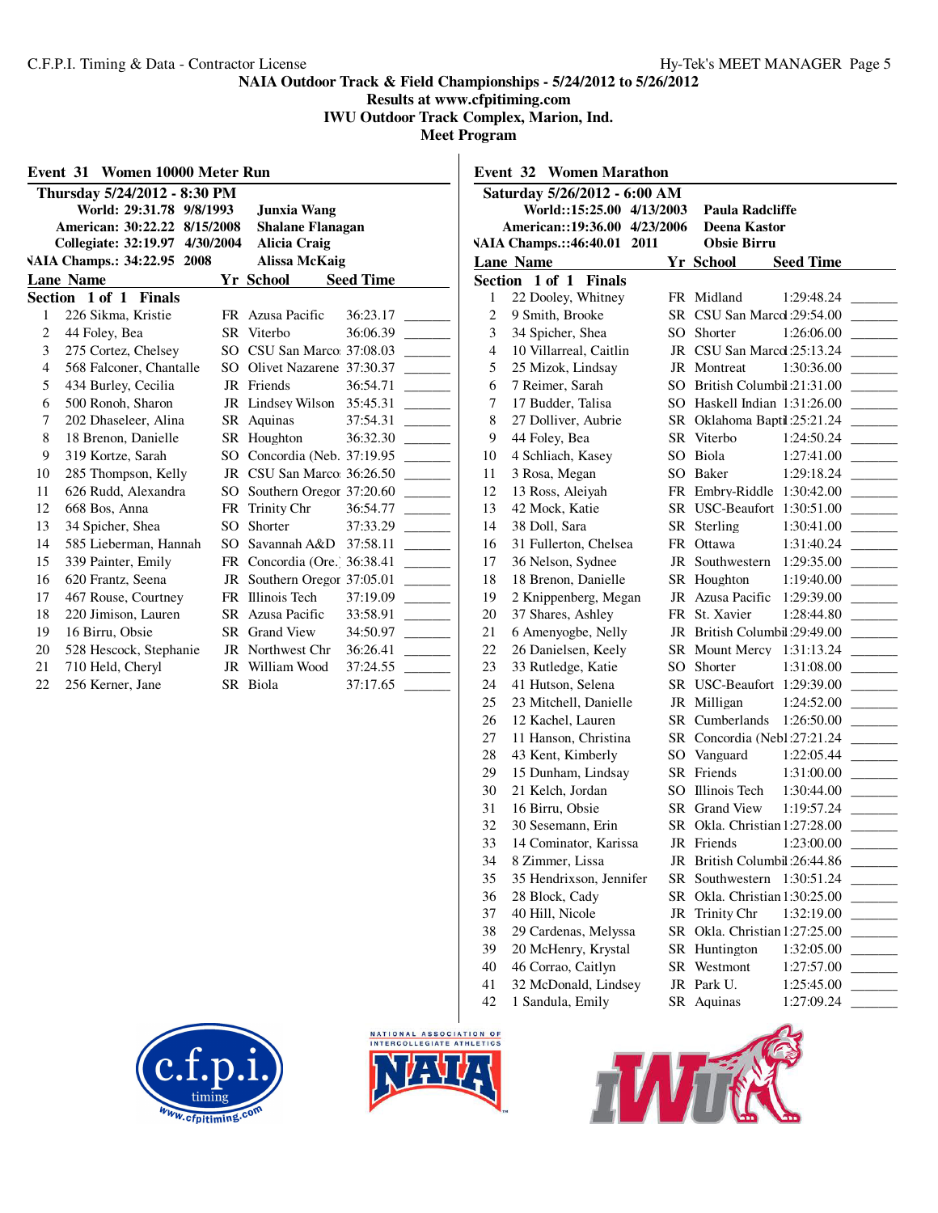C.F.P.I. Timing & Data - Contractor License

Hy-Tek's MEET MANAGER

**NAIA Outdoor Track & Field Championships - 5/24/2012 to 5/26/2012**
**Results at www.cfpitiming.com**
**IWU Outdoor Track Complex, Marion, Ind.**
**Meet Program**

## Event 31 Women 10000 Meter Run

**Thursday 5/24/2012 - 8:30 PM**

| | | | |
|---|---|---|---|
| World: | 29:31.78 | 9/8/1993 | Junxia Wang |
| American: | 30:22.22 | 8/15/2008 | Shalane Flanagan |
| Collegiate: | 32:19.97 | 4/30/2004 | Alicia Craig |
| NAIA Champs.: | 34:22.95 | 2008 | Alissa McKaig |

**Section 1 of 1 Finals**

| Lane | Name | Yr | School | Seed Time | |
|---|---|---|---|---|---|
| 1 | 226 Sikma, Kristie | FR | Azusa Pacific | 36:23.17 | _______ |
| 2 | 44 Foley, Bea | SR | Viterbo | 36:06.39 | _______ |
| 3 | 275 Cortez, Chelsey | SO | CSU San Marco | 37:08.03 | _______ |
| 4 | 568 Falconer, Chantalle | SO | Olivet Nazarene | 37:30.37 | _______ |
| 5 | 434 Burley, Cecilia | JR | Friends | 36:54.71 | _______ |
| 6 | 500 Ronoh, Sharon | JR | Lindsey Wilson | 35:45.31 | _______ |
| 7 | 202 Dhaseleer, Alina | SR | Aquinas | 37:54.31 | _______ |
| 8 | 18 Brenon, Danielle | SR | Houghton | 36:32.30 | _______ |
| 9 | 319 Kortze, Sarah | SO | Concordia (Neb. | 37:19.95 | _______ |
| 10 | 285 Thompson, Kelly | JR | CSU San Marco | 36:26.50 | _______ |
| 11 | 626 Rudd, Alexandra | SO | Southern Oregon | 37:20.60 | _______ |
| 12 | 668 Bos, Anna | FR | Trinity Chr | 36:54.77 | _______ |
| 13 | 34 Spicher, Shea | SO | Shorter | 37:33.29 | _______ |
| 14 | 585 Lieberman, Hannah | SO | Savannah A&D | 37:58.11 | _______ |
| 15 | 339 Painter, Emily | FR | Concordia (Ore.) | 36:38.41 | _______ |
| 16 | 620 Frantz, Seena | JR | Southern Oregon | 37:05.01 | _______ |
| 17 | 467 Rouse, Courtney | FR | Illinois Tech | 37:19.09 | _______ |
| 18 | 220 Jimison, Lauren | SR | Azusa Pacific | 33:58.91 | _______ |
| 19 | 16 Birru, Obsie | SR | Grand View | 34:50.97 | _______ |
| 20 | 528 Hescock, Stephanie | JR | Northwest Chr | 36:26.41 | _______ |
| 21 | 710 Held, Cheryl | JR | William Wood | 37:24.55 | _______ |
| 22 | 256 Kerner, Jane | SR | Biola | 37:17.65 | _______ |

## Event 32 Women Marathon

**Saturday 5/26/2012 - 6:00 AM**

| | | | |
|---|---|---|---|
| World: | 2:15:25.00 | 4/13/2003 | Paula Radcliffe |
| American: | 2:19:36.00 | 4/23/2006 | Deena Kastor |
| NAIA Champs.: | 2:46:40.01 | 2011 | Obsie Birru |

**Section 1 of 1 Finals**

| Lane | Name | Yr | School | Seed Time | |
|---|---|---|---|---|---|
| 1 | 22 Dooley, Whitney | FR | Midland | 1:29:48.24 | _______ |
| 2 | 9 Smith, Brooke | SR | CSU San Marco | 1:29:54.00 | _______ |
| 3 | 34 Spicher, Shea | SO | Shorter | 1:26:06.00 | _______ |
| 4 | 10 Villarreal, Caitlin | JR | CSU San Marco | 1:25:13.24 | _______ |
| 5 | 25 Mizok, Lindsay | JR | Montreat | 1:30:36.00 | _______ |
| 6 | 7 Reimer, Sarah | SO | British Columbi | 1:21:31.00 | _______ |
| 7 | 17 Budder, Talisa | SO | Haskell Indian | 1:31:26.00 | _______ |
| 8 | 27 Dolliver, Aubrie | SR | Oklahoma Bapti | 1:25:21.24 | _______ |
| 9 | 44 Foley, Bea | SR | Viterbo | 1:24:50.24 | _______ |
| 10 | 4 Schliach, Kasey | SO | Biola | 1:27:41.00 | _______ |
| 11 | 3 Rosa, Megan | SO | Baker | 1:29:18.24 | _______ |
| 12 | 13 Ross, Aleiyah | FR | Embry-Riddle | 1:30:42.00 | _______ |
| 13 | 42 Mock, Katie | SR | USC-Beaufort | 1:30:51.00 | _______ |
| 14 | 38 Doll, Sara | SR | Sterling | 1:30:41.00 | _______ |
| 16 | 31 Fullerton, Chelsea | FR | Ottawa | 1:31:40.24 | _______ |
| 17 | 36 Nelson, Sydnee | JR | Southwestern | 1:29:35.00 | _______ |
| 18 | 18 Brenon, Danielle | SR | Houghton | 1:19:40.00 | _______ |
| 19 | 2 Knippenberg, Megan | JR | Azusa Pacific | 1:29:39.00 | _______ |
| 20 | 37 Shares, Ashley | FR | St. Xavier | 1:28:44.80 | _______ |
| 21 | 6 Amenyogbe, Nelly | JR | British Columbi | 1:29:49.00 | _______ |
| 22 | 26 Danielsen, Keely | SR | Mount Mercy | 1:31:13.24 | _______ |
| 23 | 33 Rutledge, Katie | SO | Shorter | 1:31:08.00 | _______ |
| 24 | 41 Hutson, Selena | SR | USC-Beaufort | 1:29:39.00 | _______ |
| 25 | 23 Mitchell, Danielle | JR | Milligan | 1:24:52.00 | _______ |
| 26 | 12 Kachel, Lauren | SR | Cumberlands | 1:26:50.00 | _______ |
| 27 | 11 Hanson, Christina | SR | Concordia (Neb | 1:27:21.24 | _______ |
| 28 | 43 Kent, Kimberly | SO | Vanguard | 1:22:05.44 | _______ |
| 29 | 15 Dunham, Lindsay | SR | Friends | 1:31:00.00 | _______ |
| 30 | 21 Kelch, Jordan | SO | Illinois Tech | 1:30:44.00 | _______ |
| 31 | 16 Birru, Obsie | SR | Grand View | 1:19:57.24 | _______ |
| 32 | 30 Sesemann, Erin | SR | Okla. Christian | 1:27:28.00 | _______ |
| 33 | 14 Cominator, Karissa | JR | Friends | 1:23:00.00 | _______ |
| 34 | 8 Zimmer, Lissa | JR | British Columbi | 1:26:44.86 | _______ |
| 35 | 35 Hendrixson, Jennifer | SR | Southwestern | 1:30:51.24 | _______ |
| 36 | 28 Block, Cady | SR | Okla. Christian | 1:30:25.00 | _______ |
| 37 | 40 Hill, Nicole | JR | Trinity Chr | 1:32:19.00 | _______ |
| 38 | 29 Cardenas, Melyssa | SR | Okla. Christian | 1:27:25.00 | _______ |
| 39 | 20 McHenry, Krystal | SR | Huntington | 1:32:05.00 | _______ |
| 40 | 46 Corrao, Caitlyn | SR | Westmont | 1:27:57.00 | _______ |
| 41 | 32 McDonald, Lindsey | JR | Park U. | 1:25:45.00 | _______ |
| 42 | 1 Sandula, Emily | SR | Aquinas | 1:27:09.24 | _______ |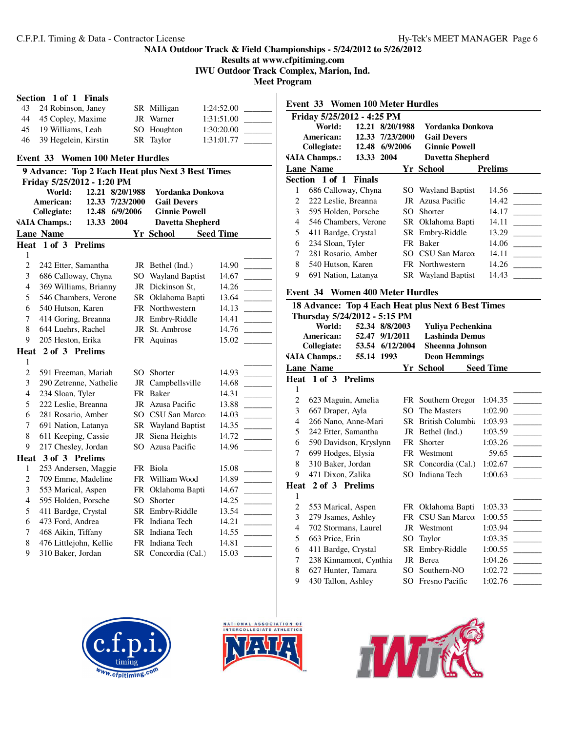NAIA Outdoor Track & Field Championships - 5/24/2012 to 5/26/2012
Results at www.cfpitiming.com
IWU Outdoor Track Complex, Marion, Ind.
Meet Program

**Section 1 of 1 Finals**

| | Name | Yr | School | Seed Time | |
|---|---|---|---|---|---|
| 43 | 24 Robinson, Janey | SR | Milligan | 1:24:52.00 | _______ |
| 44 | 45 Copley, Maxime | JR | Warner | 1:31:51.00 | _______ |
| 45 | 19 Williams, Leah | SO | Houghton | 1:30:20.00 | _______ |
| 46 | 39 Hegelein, Kirstin | SR | Taylor | 1:31:01.77 | _______ |

## Event 33 Women 100 Meter Hurdles

**9 Advance: Top 2 Each Heat plus Next 3 Best Times**

**Friday 5/25/2012 - 1:20 PM**

| | | | |
|---|---|---|---|
| World: | 12.21 | 8/20/1988 | Yordanka Donkova |
| American: | 12.33 | 7/23/2000 | Gail Devers |
| Collegiate: | 12.48 | 6/9/2006 | Ginnie Powell |
| NAIA Champs.: | 13.33 | 2004 | Davetta Shepherd |

**Heat 1 of 3 Prelims**

| Lane | Name | Yr | School | Seed Time | |
|---|---|---|---|---|---|
| 1 | | | | | _______ |
| 2 | 242 Etter, Samantha | JR | Bethel (Ind.) | 14.90 | _______ |
| 3 | 686 Calloway, Chyna | SO | Wayland Baptist | 14.67 | _______ |
| 4 | 369 Williams, Brianny | JR | Dickinson St, | 14.26 | _______ |
| 5 | 546 Chambers, Verone | SR | Oklahoma Bapti | 13.64 | _______ |
| 6 | 540 Hutson, Karen | FR | Northwestern | 14.13 | _______ |
| 7 | 414 Goring, Breanna | JR | Embry-Riddle | 14.41 | _______ |
| 8 | 644 Luehrs, Rachel | JR | St. Ambrose | 14.76 | _______ |
| 9 | 205 Heston, Erika | FR | Aquinas | 15.02 | _______ |

**Heat 2 of 3 Prelims**

| Lane | Name | Yr | School | Seed Time | |
|---|---|---|---|---|---|
| 1 | | | | | _______ |
| 2 | 591 Freeman, Mariah | SO | Shorter | 14.93 | _______ |
| 3 | 290 Zetrenne, Nathelie | JR | Campbellsville | 14.68 | _______ |
| 4 | 234 Sloan, Tyler | FR | Baker | 14.31 | _______ |
| 5 | 222 Leslie, Breanna | JR | Azusa Pacific | 13.88 | _______ |
| 6 | 281 Rosario, Amber | SO | CSU San Marco | 14.03 | _______ |
| 7 | 691 Nation, Latanya | SR | Wayland Baptist | 14.35 | _______ |
| 8 | 611 Keeping, Cassie | JR | Siena Heights | 14.72 | _______ |
| 9 | 217 Chesley, Jordan | SO | Azusa Pacific | 14.96 | _______ |

**Heat 3 of 3 Prelims**

| Lane | Name | Yr | School | Seed Time | |
|---|---|---|---|---|---|
| 1 | 253 Andersen, Maggie | FR | Biola | 15.08 | _______ |
| 2 | 709 Emme, Madeline | FR | William Wood | 14.89 | _______ |
| 3 | 553 Marical, Aspen | FR | Oklahoma Bapti | 14.67 | _______ |
| 4 | 595 Holden, Porsche | SO | Shorter | 14.25 | _______ |
| 5 | 411 Bardge, Crystal | SR | Embry-Riddle | 13.54 | _______ |
| 6 | 473 Ford, Andrea | FR | Indiana Tech | 14.21 | _______ |
| 7 | 468 Aikin, Tiffany | SR | Indiana Tech | 14.55 | _______ |
| 8 | 476 Littlejohn, Kellie | FR | Indiana Tech | 14.81 | _______ |
| 9 | 310 Baker, Jordan | SR | Concordia (Cal.) | 15.03 | _______ |

## Event 33 Women 100 Meter Hurdles

**Friday 5/25/2012 - 4:25 PM**

| | | | |
|---|---|---|---|
| World: | 12.21 | 8/20/1988 | Yordanka Donkova |
| American: | 12.33 | 7/23/2000 | Gail Devers |
| Collegiate: | 12.48 | 6/9/2006 | Ginnie Powell |
| NAIA Champs.: | 13.33 | 2004 | Davetta Shepherd |

**Section 1 of 1 Finals**

| Lane | Name | Yr | School | Prelims | |
|---|---|---|---|---|---|
| 1 | 686 Calloway, Chyna | SO | Wayland Baptist | 14.56 | _______ |
| 2 | 222 Leslie, Breanna | JR | Azusa Pacific | 14.42 | _______ |
| 3 | 595 Holden, Porsche | SO | Shorter | 14.17 | _______ |
| 4 | 546 Chambers, Verone | SR | Oklahoma Bapti | 14.11 | _______ |
| 5 | 411 Bardge, Crystal | SR | Embry-Riddle | 13.29 | _______ |
| 6 | 234 Sloan, Tyler | FR | Baker | 14.06 | _______ |
| 7 | 281 Rosario, Amber | SO | CSU San Marco | 14.11 | _______ |
| 8 | 540 Hutson, Karen | FR | Northwestern | 14.26 | _______ |
| 9 | 691 Nation, Latanya | SR | Wayland Baptist | 14.43 | _______ |

## Event 34 Women 400 Meter Hurdles

**18 Advance: Top 4 Each Heat plus Next 6 Best Times**

**Thursday 5/24/2012 - 5:15 PM**

| | | | |
|---|---|---|---|
| World: | 52.34 | 8/8/2003 | Yuliya Pechenkina |
| American: | 52.47 | 9/1/2011 | Lashinda Demus |
| Collegiate: | 53.54 | 6/12/2004 | Sheenna Johnson |
| NAIA Champs.: | 55.14 | 1993 | Deon Hemmings |

**Heat 1 of 3 Prelims**

| Lane | Name | Yr | School | Seed Time | |
|---|---|---|---|---|---|
| 1 | | | | | _______ |
| 2 | 623 Maguin, Amelia | FR | Southern Oregor | 1:04.35 | _______ |
| 3 | 667 Draper, Ayla | SO | The Masters | 1:02.90 | _______ |
| 4 | 266 Nano, Anne-Mari | SR | British Columbi | 1:03.93 | _______ |
| 5 | 242 Etter, Samantha | JR | Bethel (Ind.) | 1:03.59 | _______ |
| 6 | 590 Davidson, Kryslynn | FR | Shorter | 1:03.26 | _______ |
| 7 | 699 Hodges, Elysia | FR | Westmont | 59.65 | _______ |
| 8 | 310 Baker, Jordan | SR | Concordia (Cal.) | 1:02.67 | _______ |
| 9 | 471 Dixon, Zalika | SO | Indiana Tech | 1:00.63 | _______ |

**Heat 2 of 3 Prelims**

| Lane | Name | Yr | School | Seed Time | |
|---|---|---|---|---|---|
| 1 | | | | | _______ |
| 2 | 553 Marical, Aspen | FR | Oklahoma Bapti | 1:03.33 | _______ |
| 3 | 279 Jsames, Ashley | FR | CSU San Marco | 1:00.55 | _______ |
| 4 | 702 Stormans, Laurel | JR | Westmont | 1:03.94 | _______ |
| 5 | 663 Price, Erin | SO | Taylor | 1:03.35 | _______ |
| 6 | 411 Bardge, Crystal | SR | Embry-Riddle | 1:00.55 | _______ |
| 7 | 238 Kinnamont, Cynthia | JR | Berea | 1:04.26 | _______ |
| 8 | 627 Hunter, Tamara | SO | Southern-NO | 1:02.72 | _______ |
| 9 | 430 Tallon, Ashley | SO | Fresno Pacific | 1:02.76 | _______ |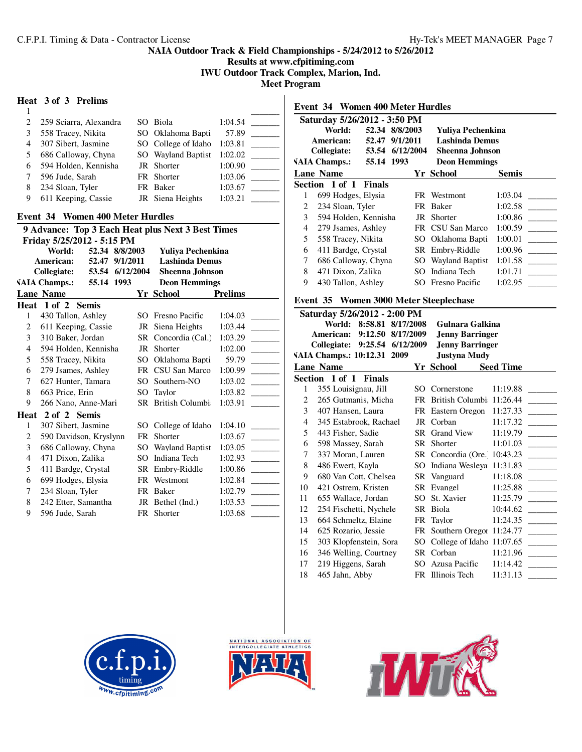NAIA Outdoor Track & Field Championships - 5/24/2012 to 5/26/2012
Results at www.cfpitiming.com
IWU Outdoor Track Complex, Marion, Ind.
Meet Program

### Heat 3 of 3 Prelims

| Lane | Name | Yr | School | Prelims | |
|---|---|---|---|---|---|
| 1 | | | | | |
| 2 | 259 Sciarra, Alexandra | SO | Biola | 1:04.54 | _______ |
| 3 | 558 Tracey, Nikita | SO | Oklahoma Bapti | 57.89 | _______ |
| 4 | 307 Sibert, Jasmine | SO | College of Idaho | 1:03.81 | _______ |
| 5 | 686 Calloway, Chyna | SO | Wayland Baptist | 1:02.02 | _______ |
| 6 | 594 Holden, Kennisha | JR | Shorter | 1:00.90 | _______ |
| 7 | 596 Jude, Sarah | FR | Shorter | 1:03.06 | _______ |
| 8 | 234 Sloan, Tyler | FR | Baker | 1:03.67 | _______ |
| 9 | 611 Keeping, Cassie | JR | Siena Heights | 1:03.21 | _______ |

## Event 34 Women 400 Meter Hurdles

9 Advance: Top 3 Each Heat plus Next 3 Best Times

Friday 5/25/2012 - 5:15 PM

| | | | |
|---|---|---|---|
| World: | 52.34 | 8/8/2003 | Yuliya Pechenkina |
| American: | 52.47 | 9/1/2011 | Lashinda Demus |
| Collegiate: | 53.54 | 6/12/2004 | Sheenna Johnson |
| NAIA Champs.: | 55.14 | 1993 | Deon Hemmings |

### Heat 1 of 2 Semis

| Lane | Name | Yr | School | Prelims | |
|---|---|---|---|---|---|
| 1 | 430 Tallon, Ashley | SO | Fresno Pacific | 1:04.03 | _______ |
| 2 | 611 Keeping, Cassie | JR | Siena Heights | 1:03.44 | _______ |
| 3 | 310 Baker, Jordan | SR | Concordia (Cal.) | 1:03.29 | _______ |
| 4 | 594 Holden, Kennisha | JR | Shorter | 1:02.00 | _______ |
| 5 | 558 Tracey, Nikita | SO | Oklahoma Bapti | 59.79 | _______ |
| 6 | 279 Jsames, Ashley | FR | CSU San Marco | 1:00.99 | _______ |
| 7 | 627 Hunter, Tamara | SO | Southern-NO | 1:03.02 | _______ |
| 8 | 663 Price, Erin | SO | Taylor | 1:03.82 | _______ |
| 9 | 266 Nano, Anne-Mari | SR | British Columbi | 1:03.91 | _______ |

### Heat 2 of 2 Semis

| Lane | Name | Yr | School | Prelims | |
|---|---|---|---|---|---|
| 1 | 307 Sibert, Jasmine | SO | College of Idaho | 1:04.10 | _______ |
| 2 | 590 Davidson, Kryslynn | FR | Shorter | 1:03.67 | _______ |
| 3 | 686 Calloway, Chyna | SO | Wayland Baptist | 1:03.05 | _______ |
| 4 | 471 Dixon, Zalika | SO | Indiana Tech | 1:02.93 | _______ |
| 5 | 411 Bardge, Crystal | SR | Embry-Riddle | 1:00.86 | _______ |
| 6 | 699 Hodges, Elysia | FR | Westmont | 1:02.84 | _______ |
| 7 | 234 Sloan, Tyler | FR | Baker | 1:02.79 | _______ |
| 8 | 242 Etter, Samantha | JR | Bethel (Ind.) | 1:03.53 | _______ |
| 9 | 596 Jude, Sarah | FR | Shorter | 1:03.68 | _______ |

## Event 34 Women 400 Meter Hurdles

Saturday 5/26/2012 - 3:50 PM

| | | | |
|---|---|---|---|
| World: | 52.34 | 8/8/2003 | Yuliya Pechenkina |
| American: | 52.47 | 9/1/2011 | Lashinda Demus |
| Collegiate: | 53.54 | 6/12/2004 | Sheenna Johnson |
| NAIA Champs.: | 55.14 | 1993 | Deon Hemmings |

### Section 1 of 1 Finals

| Lane | Name | Yr | School | Semis | |
|---|---|---|---|---|---|
| 1 | 699 Hodges, Elysia | FR | Westmont | 1:03.04 | _______ |
| 2 | 234 Sloan, Tyler | FR | Baker | 1:02.58 | _______ |
| 3 | 594 Holden, Kennisha | JR | Shorter | 1:00.86 | _______ |
| 4 | 279 Jsames, Ashley | FR | CSU San Marco | 1:00.59 | _______ |
| 5 | 558 Tracey, Nikita | SO | Oklahoma Bapti | 1:00.01 | _______ |
| 6 | 411 Bardge, Crystal | SR | Embry-Riddle | 1:00.96 | _______ |
| 7 | 686 Calloway, Chyna | SO | Wayland Baptist | 1:01.58 | _______ |
| 8 | 471 Dixon, Zalika | SO | Indiana Tech | 1:01.71 | _______ |
| 9 | 430 Tallon, Ashley | SO | Fresno Pacific | 1:02.95 | _______ |

## Event 35 Women 3000 Meter Steeplechase

Saturday 5/26/2012 - 2:00 PM

| | | | |
|---|---|---|---|
| World: | 8:58.81 | 8/17/2008 | Gulnara Galkina |
| American: | 9:12.50 | 8/17/2009 | Jenny Barringer |
| Collegiate: | 9:25.54 | 6/12/2009 | Jenny Barringer |
| NAIA Champs.: | 10:12.31 | 2009 | Justyna Mudy |

### Section 1 of 1 Finals

| Lane | Name | Yr | School | Seed Time | |
|---|---|---|---|---|---|
| 1 | 355 Louisignau, Jill | SO | Cornerstone | 11:19.88 | _______ |
| 2 | 265 Gutmanis, Micha | FR | British Columbi | 11:26.44 | _______ |
| 3 | 407 Hansen, Laura | FR | Eastern Oregon | 11:27.33 | _______ |
| 4 | 345 Estabrook, Rachael | JR | Corban | 11:17.32 | _______ |
| 5 | 443 Fisher, Sadie | SR | Grand View | 11:19.79 | _______ |
| 6 | 598 Massey, Sarah | SR | Shorter | 11:01.03 | _______ |
| 7 | 337 Moran, Lauren | SR | Concordia (Ore.) | 10:43.23 | _______ |
| 8 | 486 Ewert, Kayla | SO | Indiana Wesleya | 11:31.83 | _______ |
| 9 | 680 Van Cott, Chelsea | SR | Vanguard | 11:18.08 | _______ |
| 10 | 421 Ostrem, Kristen | SR | Evangel | 11:25.88 | _______ |
| 11 | 655 Wallace, Jordan | SO | St. Xavier | 11:25.79 | _______ |
| 12 | 254 Fischetti, Nychele | SR | Biola | 10:44.62 | _______ |
| 13 | 664 Schmeltz, Elaine | FR | Taylor | 11:24.35 | _______ |
| 14 | 625 Rozario, Jessie | FR | Southern Oregon | 11:24.77 | _______ |
| 15 | 303 Klopfenstein, Sora | SO | College of Idaho | 11:07.65 | _______ |
| 16 | 346 Welling, Courtney | SR | Corban | 11:21.96 | _______ |
| 17 | 219 Higgens, Sarah | SO | Azusa Pacific | 11:14.42 | _______ |
| 18 | 465 Jahn, Abby | FR | Illinois Tech | 11:31.13 | _______ |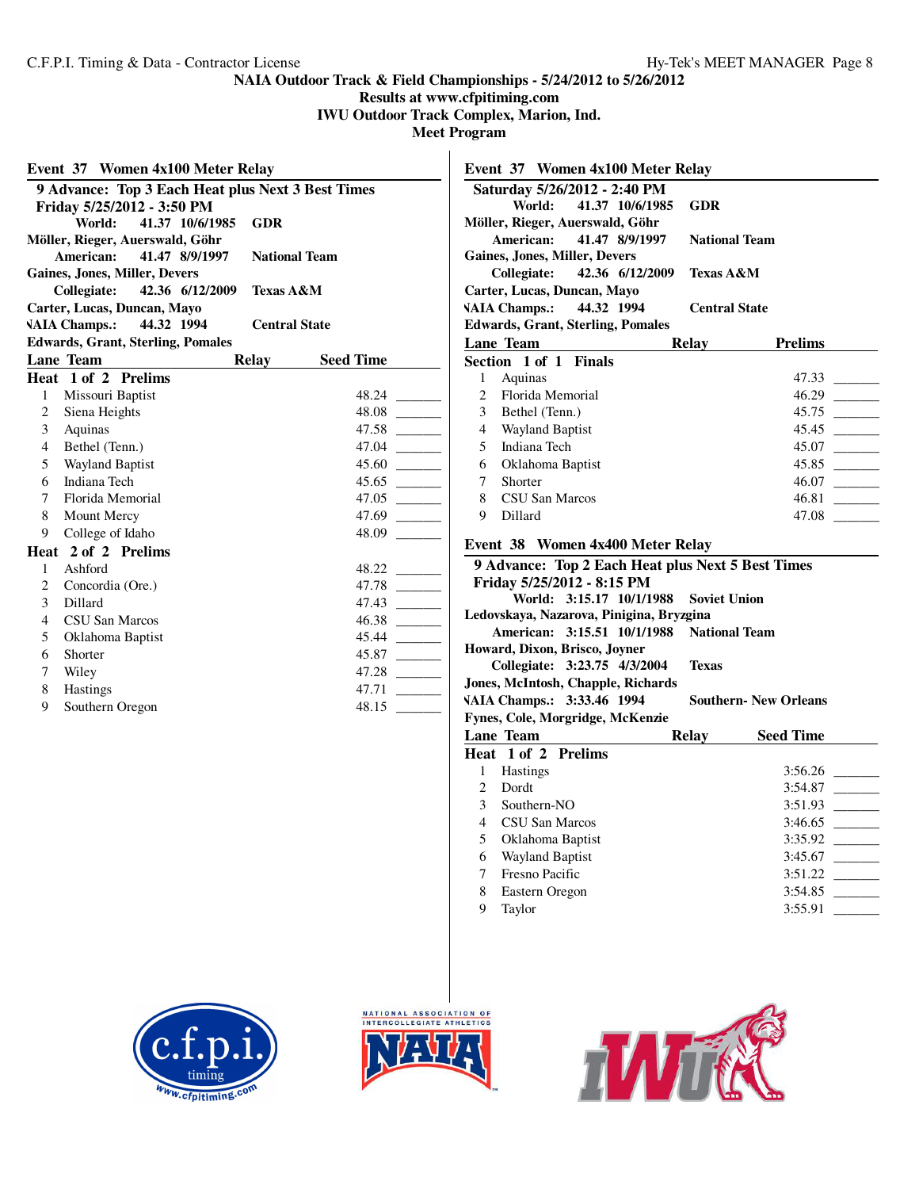NAIA Outdoor Track & Field Championships - 5/24/2012 to 5/26/2012
Results at www.cfpitiming.com
IWU Outdoor Track Complex, Marion, Ind.
Meet Program

## Event 37 Women 4x100 Meter Relay

**9 Advance: Top 3 Each Heat plus Next 3 Best Times**
**Friday 5/25/2012 - 3:50 PM**

**World:** 41.37 10/6/1985 GDR
Möller, Rieger, Auerswald, Göhr
**American:** 41.47 8/9/1997 National Team
Gaines, Jones, Miller, Devers
**Collegiate:** 42.36 6/12/2009 Texas A&M
Carter, Lucas, Duncan, Mayo
**NAIA Champs.:** 44.32 1994 Central State
Edwards, Grant, Sterling, Pomales

### Heat 1 of 2 Prelims

| Lane | Team | Relay | Seed Time | |
|---|---|---|---|---|
| 1 | Missouri Baptist | | 48.24 | _______ |
| 2 | Siena Heights | | 48.08 | _______ |
| 3 | Aquinas | | 47.58 | _______ |
| 4 | Bethel (Tenn.) | | 47.04 | _______ |
| 5 | Wayland Baptist | | 45.60 | _______ |
| 6 | Indiana Tech | | 45.65 | _______ |
| 7 | Florida Memorial | | 47.05 | _______ |
| 8 | Mount Mercy | | 47.69 | _______ |
| 9 | College of Idaho | | 48.09 | _______ |

### Heat 2 of 2 Prelims

| Lane | Team | Relay | Seed Time | |
|---|---|---|---|---|
| 1 | Ashford | | 48.22 | _______ |
| 2 | Concordia (Ore.) | | 47.78 | _______ |
| 3 | Dillard | | 47.43 | _______ |
| 4 | CSU San Marcos | | 46.38 | _______ |
| 5 | Oklahoma Baptist | | 45.44 | _______ |
| 6 | Shorter | | 45.87 | _______ |
| 7 | Wiley | | 47.28 | _______ |
| 8 | Hastings | | 47.71 | _______ |
| 9 | Southern Oregon | | 48.15 | _______ |

## Event 37 Women 4x100 Meter Relay

**Saturday 5/26/2012 - 2:40 PM**

**World:** 41.37 10/6/1985 GDR
Möller, Rieger, Auerswald, Göhr
**American:** 41.47 8/9/1997 National Team
Gaines, Jones, Miller, Devers
**Collegiate:** 42.36 6/12/2009 Texas A&M
Carter, Lucas, Duncan, Mayo
**NAIA Champs.:** 44.32 1994 Central State
Edwards, Grant, Sterling, Pomales

### Section 1 of 1 Finals

| Lane | Team | Relay | Prelims | |
|---|---|---|---|---|
| 1 | Aquinas | | 47.33 | _______ |
| 2 | Florida Memorial | | 46.29 | _______ |
| 3 | Bethel (Tenn.) | | 45.75 | _______ |
| 4 | Wayland Baptist | | 45.45 | _______ |
| 5 | Indiana Tech | | 45.07 | _______ |
| 6 | Oklahoma Baptist | | 45.85 | _______ |
| 7 | Shorter | | 46.07 | _______ |
| 8 | CSU San Marcos | | 46.81 | _______ |
| 9 | Dillard | | 47.08 | _______ |

## Event 38 Women 4x400 Meter Relay

**9 Advance: Top 2 Each Heat plus Next 5 Best Times**
**Friday 5/25/2012 - 8:15 PM**

**World:** 3:15.17 10/1/1988 Soviet Union
Ledovskaya, Nazarova, Pinigina, Bryzgina
**American:** 3:15.51 10/1/1988 National Team
Howard, Dixon, Brisco, Joyner
**Collegiate:** 3:23.75 4/3/2004 Texas
Jones, McIntosh, Chapple, Richards
**NAIA Champs.:** 3:33.46 1994 Southern- New Orleans
Fynes, Cole, Morgridge, McKenzie

### Heat 1 of 2 Prelims

| Lane | Team | Relay | Seed Time | |
|---|---|---|---|---|
| 1 | Hastings | | 3:56.26 | _______ |
| 2 | Dordt | | 3:54.87 | _______ |
| 3 | Southern-NO | | 3:51.93 | _______ |
| 4 | CSU San Marcos | | 3:46.65 | _______ |
| 5 | Oklahoma Baptist | | 3:35.92 | _______ |
| 6 | Wayland Baptist | | 3:45.67 | _______ |
| 7 | Fresno Pacific | | 3:51.22 | _______ |
| 8 | Eastern Oregon | | 3:54.85 | _______ |
| 9 | Taylor | | 3:55.91 | _______ |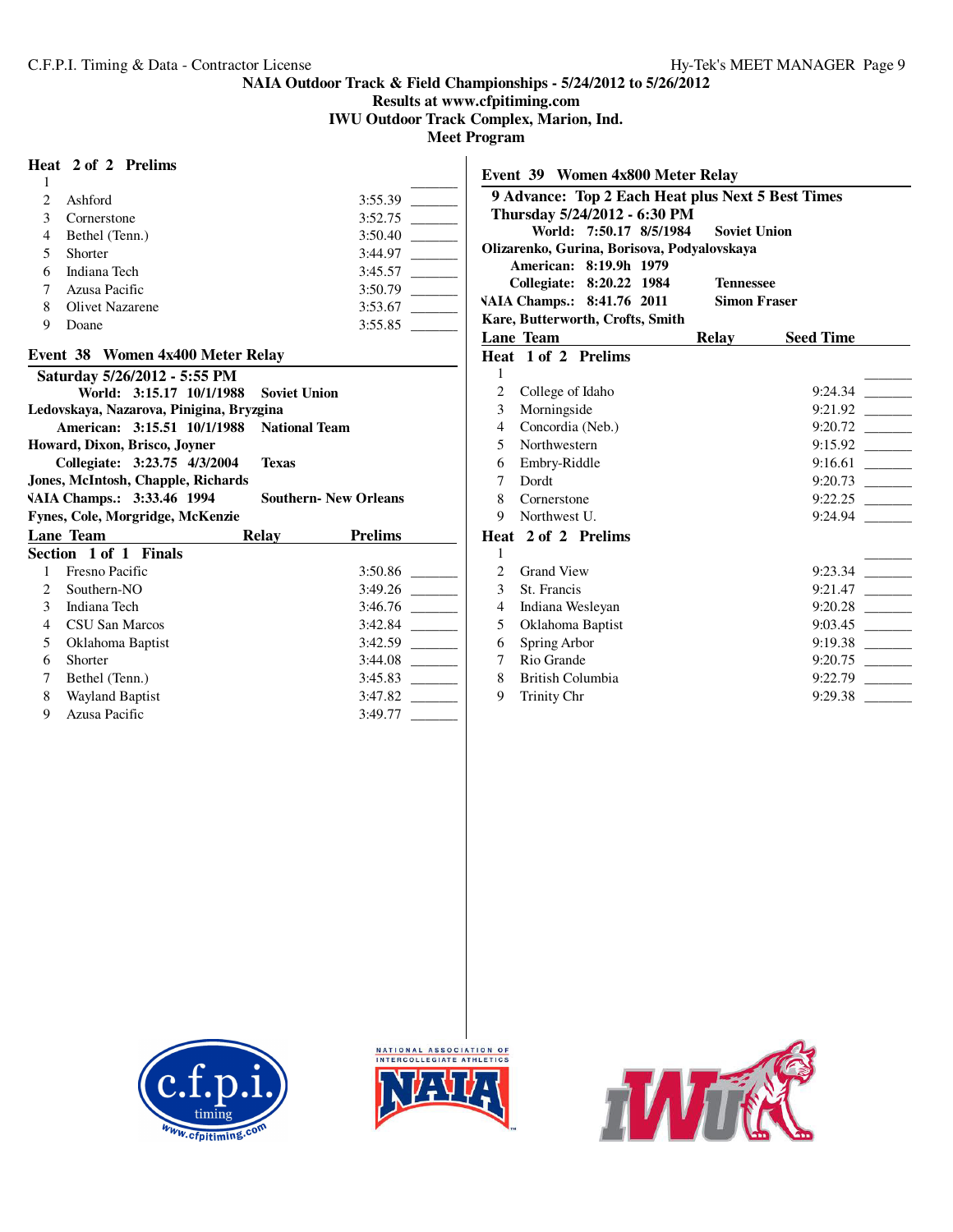NAIA Outdoor Track & Field Championships - 5/24/2012 to 5/26/2012

Results at www.cfpitiming.com

IWU Outdoor Track Complex, Marion, Ind.

Meet Program

**Heat 2 of 2 Prelims**

| Lane | Team | Prelims | |
|---|---|---|---|
| 1 | | | _______ |
| 2 | Ashford | 3:55.39 | _______ |
| 3 | Cornerstone | 3:52.75 | _______ |
| 4 | Bethel (Tenn.) | 3:50.40 | _______ |
| 5 | Shorter | 3:44.97 | _______ |
| 6 | Indiana Tech | 3:45.57 | _______ |
| 7 | Azusa Pacific | 3:50.79 | _______ |
| 8 | Olivet Nazarene | 3:53.67 | _______ |
| 9 | Doane | 3:55.85 | _______ |

## Event 38 Women 4x400 Meter Relay

**Saturday 5/26/2012 - 5:55 PM**

**World: 3:15.17 10/1/1988 Soviet Union**
**Ledovskaya, Nazarova, Pinigina, Bryzgina**
**American: 3:15.51 10/1/1988 National Team**
**Howard, Dixon, Brisco, Joyner**
**Collegiate: 3:23.75 4/3/2004 Texas**
**Jones, McIntosh, Chapple, Richards**
**NAIA Champs.: 3:33.46 1994 Southern- New Orleans**
**Fynes, Cole, Morgridge, McKenzie**

**Section 1 of 1 Finals**

| Lane | Team | Relay | Prelims | |
|---|---|---|---|---|
| 1 | Fresno Pacific | | 3:50.86 | _______ |
| 2 | Southern-NO | | 3:49.26 | _______ |
| 3 | Indiana Tech | | 3:46.76 | _______ |
| 4 | CSU San Marcos | | 3:42.84 | _______ |
| 5 | Oklahoma Baptist | | 3:42.59 | _______ |
| 6 | Shorter | | 3:44.08 | _______ |
| 7 | Bethel (Tenn.) | | 3:45.83 | _______ |
| 8 | Wayland Baptist | | 3:47.82 | _______ |
| 9 | Azusa Pacific | | 3:49.77 | _______ |

## Event 39 Women 4x800 Meter Relay

**9 Advance: Top 2 Each Heat plus Next 5 Best Times**
**Thursday 5/24/2012 - 6:30 PM**

**World: 7:50.17 8/5/1984 Soviet Union**
**Olizarenko, Gurina, Borisova, Podyalovskaya**
**American: 8:19.9h 1979**
**Collegiate: 8:20.22 1984 Tennessee**
**NAIA Champs.: 8:41.76 2011 Simon Fraser**
**Kare, Butterworth, Crofts, Smith**

**Heat 1 of 2 Prelims**

| Lane | Team | Relay | Seed Time | |
|---|---|---|---|---|
| 1 | | | | _______ |
| 2 | College of Idaho | | 9:24.34 | _______ |
| 3 | Morningside | | 9:21.92 | _______ |
| 4 | Concordia (Neb.) | | 9:20.72 | _______ |
| 5 | Northwestern | | 9:15.92 | _______ |
| 6 | Embry-Riddle | | 9:16.61 | _______ |
| 7 | Dordt | | 9:20.73 | _______ |
| 8 | Cornerstone | | 9:22.25 | _______ |
| 9 | Northwest U. | | 9:24.94 | _______ |

**Heat 2 of 2 Prelims**

| Lane | Team | Relay | Seed Time | |
|---|---|---|---|---|
| 1 | | | | _______ |
| 2 | Grand View | | 9:23.34 | _______ |
| 3 | St. Francis | | 9:21.47 | _______ |
| 4 | Indiana Wesleyan | | 9:20.28 | _______ |
| 5 | Oklahoma Baptist | | 9:03.45 | _______ |
| 6 | Spring Arbor | | 9:19.38 | _______ |
| 7 | Rio Grande | | 9:20.75 | _______ |
| 8 | British Columbia | | 9:22.79 | _______ |
| 9 | Trinity Chr | | 9:29.38 | _______ |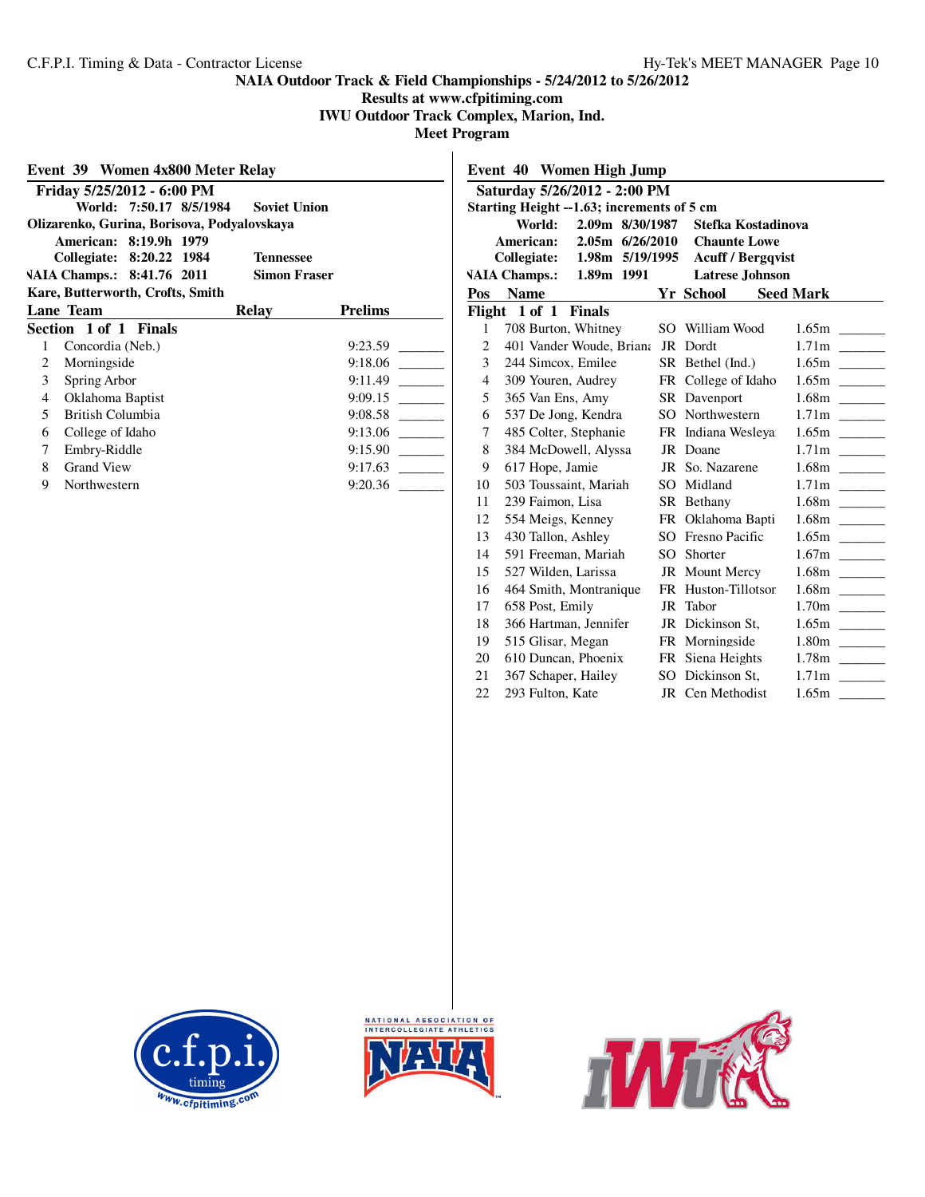**NAIA Outdoor Track & Field Championships - 5/24/2012 to 5/26/2012**
**Results at www.cfpitiming.com**
**IWU Outdoor Track Complex, Marion, Ind.**
**Meet Program**

## Event 39 Women 4x800 Meter Relay

**Friday 5/25/2012 - 6:00 PM**

World: 7:50.17 8/5/1984 Soviet Union
Olizarenko, Gurina, Borisova, Podyalovskaya
American: 8:19.9h 1979
Collegiate: 8:20.22 1984 Tennessee
NAIA Champs.: 8:41.76 2011 Simon Fraser
Kare, Butterworth, Crofts, Smith

**Section 1 of 1 Finals**

| Lane | Team | Relay | Prelims | |
|---|---|---|---|---|
| 1 | Concordia (Neb.) | | 9:23.59 | _______ |
| 2 | Morningside | | 9:18.06 | _______ |
| 3 | Spring Arbor | | 9:11.49 | _______ |
| 4 | Oklahoma Baptist | | 9:09.15 | _______ |
| 5 | British Columbia | | 9:08.58 | _______ |
| 6 | College of Idaho | | 9:13.06 | _______ |
| 7 | Embry-Riddle | | 9:15.90 | _______ |
| 8 | Grand View | | 9:17.63 | _______ |
| 9 | Northwestern | | 9:20.36 | _______ |

## Event 40 Women High Jump

**Saturday 5/26/2012 - 2:00 PM**

Starting Height --1.63; increments of 5 cm
World: 2.09m 8/30/1987 Stefka Kostadinova
American: 2.05m 6/26/2010 Chaunte Lowe
Collegiate: 1.98m 5/19/1995 Acuff / Bergqvist
NAIA Champs.: 1.89m 1991 Latrese Johnson

**Flight 1 of 1 Finals**

| Pos | Name | Yr | School | Seed Mark | |
|---|---|---|---|---|---|
| 1 | 708 Burton, Whitney | SO | William Wood | 1.65m | _______ |
| 2 | 401 Vander Woude, Briana | JR | Dordt | 1.71m | _______ |
| 3 | 244 Simcox, Emilee | SR | Bethel (Ind.) | 1.65m | _______ |
| 4 | 309 Youren, Audrey | FR | College of Idaho | 1.65m | _______ |
| 5 | 365 Van Ens, Amy | SR | Davenport | 1.68m | _______ |
| 6 | 537 De Jong, Kendra | SO | Northwestern | 1.71m | _______ |
| 7 | 485 Colter, Stephanie | FR | Indiana Wesleya | 1.65m | _______ |
| 8 | 384 McDowell, Alyssa | JR | Doane | 1.71m | _______ |
| 9 | 617 Hope, Jamie | JR | So. Nazarene | 1.68m | _______ |
| 10 | 503 Toussaint, Mariah | SO | Midland | 1.71m | _______ |
| 11 | 239 Faimon, Lisa | SR | Bethany | 1.68m | _______ |
| 12 | 554 Meigs, Kenney | FR | Oklahoma Bapti | 1.68m | _______ |
| 13 | 430 Tallon, Ashley | SO | Fresno Pacific | 1.65m | _______ |
| 14 | 591 Freeman, Mariah | SO | Shorter | 1.67m | _______ |
| 15 | 527 Wilden, Larissa | JR | Mount Mercy | 1.68m | _______ |
| 16 | 464 Smith, Montranique | FR | Huston-Tillotson | 1.68m | _______ |
| 17 | 658 Post, Emily | JR | Tabor | 1.70m | _______ |
| 18 | 366 Hartman, Jennifer | JR | Dickinson St, | 1.65m | _______ |
| 19 | 515 Glisar, Megan | FR | Morningside | 1.80m | _______ |
| 20 | 610 Duncan, Phoenix | FR | Siena Heights | 1.78m | _______ |
| 21 | 367 Schaper, Hailey | SO | Dickinson St, | 1.71m | _______ |
| 22 | 293 Fulton, Kate | JR | Cen Methodist | 1.65m | _______ |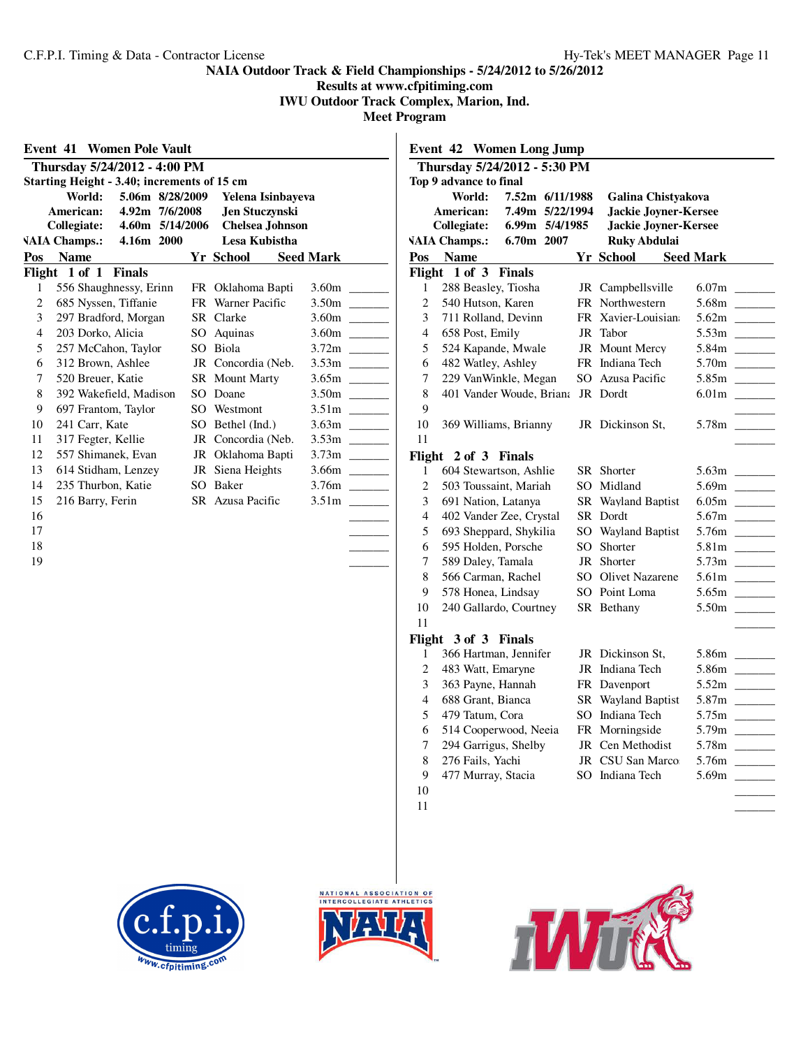**NAIA Outdoor Track & Field Championships - 5/24/2012 to 5/26/2012**
**Results at www.cfpitiming.com**
**IWU Outdoor Track Complex, Marion, Ind.**
**Meet Program**

## Event 41 Women Pole Vault

**Thursday 5/24/2012 - 4:00 PM**

**Starting Height - 3.40; increments of 15 cm**

| | | | |
|---|---|---|---|
| World: | 5.06m | 8/28/2009 | Yelena Isinbayeva |
| American: | 4.92m | 7/6/2008 | Jen Stuczynski |
| Collegiate: | 4.60m | 5/14/2006 | Chelsea Johnson |
| NAIA Champs.: | 4.16m | 2000 | Lesa Kubistha |

**Flight 1 of 1 Finals**

| Pos | Name | Yr | School | Seed | Mark |
|---|---|---|---|---|---|
| 1 | 556 Shaughnessy, Erinn | FR | Oklahoma Bapti | 3.60m | _______ |
| 2 | 685 Nyssen, Tiffanie | FR | Warner Pacific | 3.50m | _______ |
| 3 | 297 Bradford, Morgan | SR | Clarke | 3.60m | _______ |
| 4 | 203 Dorko, Alicia | SO | Aquinas | 3.60m | _______ |
| 5 | 257 McCahon, Taylor | SO | Biola | 3.72m | _______ |
| 6 | 312 Brown, Ashlee | JR | Concordia (Neb. | 3.53m | _______ |
| 7 | 520 Breuer, Katie | SR | Mount Marty | 3.65m | _______ |
| 8 | 392 Wakefield, Madison | SO | Doane | 3.50m | _______ |
| 9 | 697 Frantom, Taylor | SO | Westmont | 3.51m | _______ |
| 10 | 241 Carr, Kate | SO | Bethel (Ind.) | 3.63m | _______ |
| 11 | 317 Fegter, Kellie | JR | Concordia (Neb. | 3.53m | _______ |
| 12 | 557 Shimanek, Evan | JR | Oklahoma Bapti | 3.73m | _______ |
| 13 | 614 Stidham, Lenzey | JR | Siena Heights | 3.66m | _______ |
| 14 | 235 Thurbon, Katie | SO | Baker | 3.76m | _______ |
| 15 | 216 Barry, Ferin | SR | Azusa Pacific | 3.51m | _______ |
| 16 | | | | | _______ |
| 17 | | | | | _______ |
| 18 | | | | | _______ |
| 19 | | | | | _______ |

## Event 42 Women Long Jump

**Thursday 5/24/2012 - 5:30 PM**

**Top 9 advance to final**

| | | | |
|---|---|---|---|
| World: | 7.52m | 6/11/1988 | Galina Chistyakova |
| American: | 7.49m | 5/22/1994 | Jackie Joyner-Kersee |
| Collegiate: | 6.99m | 5/4/1985 | Jackie Joyner-Kersee |
| NAIA Champs.: | 6.70m | 2007 | Ruky Abdulai |

**Flight 1 of 3 Finals**

| Pos | Name | Yr | School | Seed | Mark |
|---|---|---|---|---|---|
| 1 | 288 Beasley, Tiosha | JR | Campbellsville | 6.07m | _______ |
| 2 | 540 Hutson, Karen | FR | Northwestern | 5.68m | _______ |
| 3 | 711 Rolland, Devinn | FR | Xavier-Louisian | 5.62m | _______ |
| 4 | 658 Post, Emily | JR | Tabor | 5.53m | _______ |
| 5 | 524 Kapande, Mwale | JR | Mount Mercy | 5.84m | _______ |
| 6 | 482 Watley, Ashley | FR | Indiana Tech | 5.70m | _______ |
| 7 | 229 VanWinkle, Megan | SO | Azusa Pacific | 5.85m | _______ |
| 8 | 401 Vander Woude, Briana | JR | Dordt | 6.01m | _______ |
| 9 | | | | | _______ |
| 10 | 369 Williams, Brianny | JR | Dickinson St. | 5.78m | _______ |
| 11 | | | | | _______ |

**Flight 2 of 3 Finals**

| Pos | Name | Yr | School | Seed | Mark |
|---|---|---|---|---|---|
| 1 | 604 Stewartson, Ashlie | SR | Shorter | 5.63m | _______ |
| 2 | 503 Toussaint, Mariah | SO | Midland | 5.69m | _______ |
| 3 | 691 Nation, Latanya | SR | Wayland Baptist | 6.05m | _______ |
| 4 | 402 Vander Zee, Crystal | SR | Dordt | 5.67m | _______ |
| 5 | 693 Sheppard, Shykilia | SO | Wayland Baptist | 5.76m | _______ |
| 6 | 595 Holden, Porsche | SO | Shorter | 5.81m | _______ |
| 7 | 589 Daley, Tamala | JR | Shorter | 5.73m | _______ |
| 8 | 566 Carman, Rachel | SO | Olivet Nazarene | 5.61m | _______ |
| 9 | 578 Honea, Lindsay | SO | Point Loma | 5.65m | _______ |
| 10 | 240 Gallardo, Courtney | SR | Bethany | 5.50m | _______ |
| 11 | | | | | _______ |

**Flight 3 of 3 Finals**

| Pos | Name | Yr | School | Seed | Mark |
|---|---|---|---|---|---|
| 1 | 366 Hartman, Jennifer | JR | Dickinson St. | 5.86m | _______ |
| 2 | 483 Watt, Emaryne | JR | Indiana Tech | 5.86m | _______ |
| 3 | 363 Payne, Hannah | FR | Davenport | 5.52m | _______ |
| 4 | 688 Grant, Bianca | SR | Wayland Baptist | 5.87m | _______ |
| 5 | 479 Tatum, Cora | SO | Indiana Tech | 5.75m | _______ |
| 6 | 514 Cooperwood, Neeia | FR | Morningside | 5.79m | _______ |
| 7 | 294 Garrigus, Shelby | JR | Cen Methodist | 5.78m | _______ |
| 8 | 276 Fails, Yachi | JR | CSU San Marco | 5.76m | _______ |
| 9 | 477 Murray, Stacia | SO | Indiana Tech | 5.69m | _______ |
| 10 | | | | | _______ |
| 11 | | | | | _______ |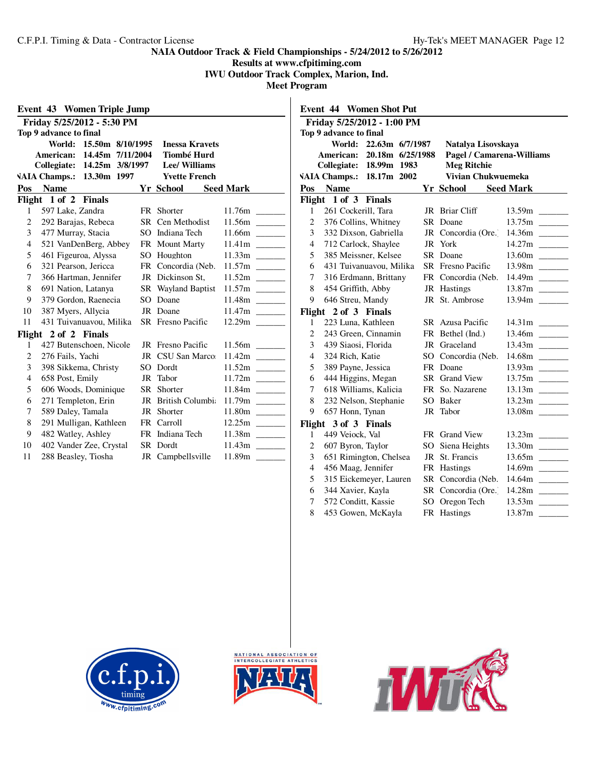**NAIA Outdoor Track & Field Championships - 5/24/2012 to 5/26/2012**
**Results at www.cfpitiming.com**
**IWU Outdoor Track Complex, Marion, Ind.**
**Meet Program**

## Event 43 Women Triple Jump

**Friday 5/25/2012 - 5:30 PM**

**Top 9 advance to final**

| | | | |
|---|---|---|---|
| World: | 15.50m | 8/10/1995 | Inessa Kravets |
| American: | 14.45m | 7/11/2004 | Tiombé Hurd |
| Collegiate: | 14.25m | 3/8/1997 | Lee/ Williams |
| NAIA Champs.: | 13.30m | 1997 | Yvette French |

**Flight 1 of 2 Finals**

| Pos | Name | Yr | School | Seed Mark | |
|---|---|---|---|---|---|
| 1 | 597 Lake, Zandra | FR | Shorter | 11.76m | _______ |
| 2 | 292 Barajas, Rebeca | SR | Cen Methodist | 11.56m | _______ |
| 3 | 477 Murray, Stacia | SO | Indiana Tech | 11.66m | _______ |
| 4 | 521 VanDenBerg, Abbey | FR | Mount Marty | 11.41m | _______ |
| 5 | 461 Figeuroa, Alyssa | SO | Houghton | 11.33m | _______ |
| 6 | 321 Pearson, Jericca | FR | Concordia (Neb. | 11.57m | _______ |
| 7 | 366 Hartman, Jennifer | JR | Dickinson St, | 11.52m | _______ |
| 8 | 691 Nation, Latanya | SR | Wayland Baptist | 11.57m | _______ |
| 9 | 379 Gordon, Raenecia | SO | Doane | 11.48m | _______ |
| 10 | 387 Myers, Allycia | JR | Doane | 11.47m | _______ |
| 11 | 431 Tuivanuavou, Milika | SR | Fresno Pacific | 12.29m | _______ |

**Flight 2 of 2 Finals**

| Pos | Name | Yr | School | Seed Mark | |
|---|---|---|---|---|---|
| 1 | 427 Butenschoen, Nicole | JR | Fresno Pacific | 11.56m | _______ |
| 2 | 276 Fails, Yachi | JR | CSU San Marco | 11.42m | _______ |
| 3 | 398 Sikkema, Christy | SO | Dordt | 11.52m | _______ |
| 4 | 658 Post, Emily | JR | Tabor | 11.72m | _______ |
| 5 | 606 Woods, Dominique | SR | Shorter | 11.84m | _______ |
| 6 | 271 Templeton, Erin | JR | British Columbia | 11.79m | _______ |
| 7 | 589 Daley, Tamala | JR | Shorter | 11.80m | _______ |
| 8 | 291 Mulligan, Kathleen | FR | Carroll | 12.25m | _______ |
| 9 | 482 Watley, Ashley | FR | Indiana Tech | 11.38m | _______ |
| 10 | 402 Vander Zee, Crystal | SR | Dordt | 11.43m | _______ |
| 11 | 288 Beasley, Tiosha | JR | Campbellsville | 11.89m | _______ |

## Event 44 Women Shot Put

**Friday 5/25/2012 - 1:00 PM**

**Top 9 advance to final**

| | | | |
|---|---|---|---|
| World: | 22.63m | 6/7/1987 | Natalya Lisovskaya |
| American: | 20.18m | 6/25/1988 | Pagel / Camarena-Williams |
| Collegiate: | 18.99m | 1983 | Meg Ritchie |
| NAIA Champs.: | 18.17m | 2002 | Vivian Chukwuemeka |

**Flight 1 of 3 Finals**

| Pos | Name | Yr | School | Seed Mark | |
|---|---|---|---|---|---|
| 1 | 261 Cockerill, Tara | JR | Briar Cliff | 13.59m | _______ |
| 2 | 376 Collins, Whitney | SR | Doane | 13.75m | _______ |
| 3 | 332 Dixson, Gabriella | JR | Concordia (Ore.) | 14.36m | _______ |
| 4 | 712 Carlock, Shaylee | JR | York | 14.27m | _______ |
| 5 | 385 Meissner, Kelsee | SR | Doane | 13.60m | _______ |
| 6 | 431 Tuivanuavou, Milika | SR | Fresno Pacific | 13.98m | _______ |
| 7 | 316 Erdmann, Brittany | FR | Concordia (Neb. | 14.49m | _______ |
| 8 | 454 Griffith, Abby | JR | Hastings | 13.87m | _______ |
| 9 | 646 Streu, Mandy | JR | St. Ambrose | 13.94m | _______ |

**Flight 2 of 3 Finals**

| Pos | Name | Yr | School | Seed Mark | |
|---|---|---|---|---|---|
| 1 | 223 Luna, Kathleen | SR | Azusa Pacific | 14.31m | _______ |
| 2 | 243 Green, Cinnamin | FR | Bethel (Ind.) | 13.46m | _______ |
| 3 | 439 Siaosi, Florida | JR | Graceland | 13.43m | _______ |
| 4 | 324 Rich, Katie | SO | Concordia (Neb. | 14.68m | _______ |
| 5 | 389 Payne, Jessica | FR | Doane | 13.93m | _______ |
| 6 | 444 Higgins, Megan | SR | Grand View | 13.75m | _______ |
| 7 | 618 Williams, Kalicia | FR | So. Nazarene | 13.13m | _______ |
| 8 | 232 Nelson, Stephanie | SO | Baker | 13.23m | _______ |
| 9 | 657 Honn, Tynan | JR | Tabor | 13.08m | _______ |

**Flight 3 of 3 Finals**

| Pos | Name | Yr | School | Seed Mark | |
|---|---|---|---|---|---|
| 1 | 449 Veiock, Val | FR | Grand View | 13.23m | _______ |
| 2 | 607 Byron, Taylor | SO | Siena Heights | 13.30m | _______ |
| 3 | 651 Rimington, Chelsea | JR | St. Francis | 13.65m | _______ |
| 4 | 456 Maag, Jennifer | FR | Hastings | 14.69m | _______ |
| 5 | 315 Eickemeyer, Lauren | SR | Concordia (Neb. | 14.64m | _______ |
| 6 | 344 Xavier, Kayla | SR | Concordia (Ore.) | 14.28m | _______ |
| 7 | 572 Conditt, Kassie | SO | Oregon Tech | 13.53m | _______ |
| 8 | 453 Gowen, McKayla | FR | Hastings | 13.87m | _______ |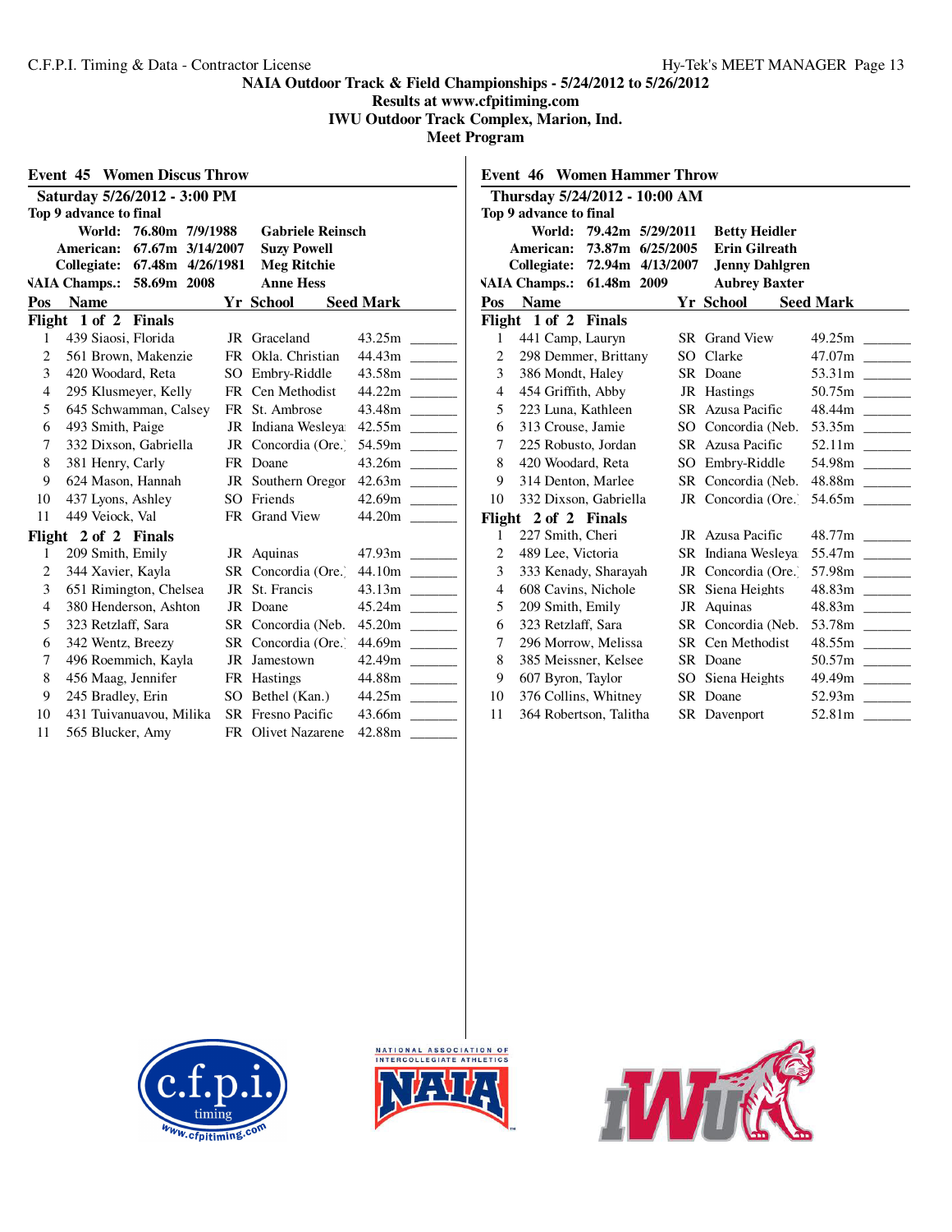# NAIA Outdoor Track & Field Championships - 5/24/2012 to 5/26/2012

**Results at www.cfpitiming.com**

**IWU Outdoor Track Complex, Marion, Ind.**

**Meet Program**

## Event 45 Women Discus Throw

**Saturday 5/26/2012 - 3:00 PM**

**Top 9 advance to final**

| | Mark | Date | Name |
|---|---|---|---|
| World: | 76.80m | 7/9/1988 | Gabriele Reinsch |
| American: | 67.67m | 3/14/2007 | Suzy Powell |
| Collegiate: | 67.48m | 4/26/1981 | Meg Ritchie |
| NAIA Champs.: | 58.69m | 2008 | Anne Hess |

**Flight 1 of 2 Finals**

| Pos | Name | Yr | School | Seed | Mark |
|---|---|---|---|---|---|
| 1 | 439 Siaosi, Florida | JR | Graceland | 43.25m | _______ |
| 2 | 561 Brown, Makenzie | FR | Okla. Christian | 44.43m | _______ |
| 3 | 420 Woodard, Reta | SO | Embry-Riddle | 43.58m | _______ |
| 4 | 295 Klusmeyer, Kelly | FR | Cen Methodist | 44.22m | _______ |
| 5 | 645 Schwamman, Calsey | FR | St. Ambrose | 43.48m | _______ |
| 6 | 493 Smith, Paige | JR | Indiana Wesleya | 42.55m | _______ |
| 7 | 332 Dixson, Gabriella | JR | Concordia (Ore.) | 54.59m | _______ |
| 8 | 381 Henry, Carly | FR | Doane | 43.26m | _______ |
| 9 | 624 Mason, Hannah | JR | Southern Oregor | 42.63m | _______ |
| 10 | 437 Lyons, Ashley | SO | Friends | 42.69m | _______ |
| 11 | 449 Veiock, Val | FR | Grand View | 44.20m | _______ |

**Flight 2 of 2 Finals**

| Pos | Name | Yr | School | Seed | Mark |
|---|---|---|---|---|---|
| 1 | 209 Smith, Emily | JR | Aquinas | 47.93m | _______ |
| 2 | 344 Xavier, Kayla | SR | Concordia (Ore.) | 44.10m | _______ |
| 3 | 651 Rimington, Chelsea | JR | St. Francis | 43.13m | _______ |
| 4 | 380 Henderson, Ashton | JR | Doane | 45.24m | _______ |
| 5 | 323 Retzlaff, Sara | SR | Concordia (Neb. | 45.20m | _______ |
| 6 | 342 Wentz, Breezy | SR | Concordia (Ore.) | 44.69m | _______ |
| 7 | 496 Roemmich, Kayla | JR | Jamestown | 42.49m | _______ |
| 8 | 456 Maag, Jennifer | FR | Hastings | 44.88m | _______ |
| 9 | 245 Bradley, Erin | SO | Bethel (Kan.) | 44.25m | _______ |
| 10 | 431 Tuivanuavou, Milika | SR | Fresno Pacific | 43.66m | _______ |
| 11 | 565 Blucker, Amy | FR | Olivet Nazarene | 42.88m | _______ |

## Event 46 Women Hammer Throw

**Thursday 5/24/2012 - 10:00 AM**

**Top 9 advance to final**

| | Mark | Date | Name |
|---|---|---|---|
| World: | 79.42m | 5/29/2011 | Betty Heidler |
| American: | 73.87m | 6/25/2005 | Erin Gilreath |
| Collegiate: | 72.94m | 4/13/2007 | Jenny Dahlgren |
| NAIA Champs.: | 61.48m | 2009 | Aubrey Baxter |

**Flight 1 of 2 Finals**

| Pos | Name | Yr | School | Seed | Mark |
|---|---|---|---|---|---|
| 1 | 441 Camp, Lauryn | SR | Grand View | 49.25m | _______ |
| 2 | 298 Demmer, Brittany | SO | Clarke | 47.07m | _______ |
| 3 | 386 Mondt, Haley | SR | Doane | 53.31m | _______ |
| 4 | 454 Griffith, Abby | JR | Hastings | 50.75m | _______ |
| 5 | 223 Luna, Kathleen | SR | Azusa Pacific | 48.44m | _______ |
| 6 | 313 Crouse, Jamie | SO | Concordia (Neb. | 53.35m | _______ |
| 7 | 225 Robusto, Jordan | SR | Azusa Pacific | 52.11m | _______ |
| 8 | 420 Woodard, Reta | SO | Embry-Riddle | 54.98m | _______ |
| 9 | 314 Denton, Marlee | SR | Concordia (Neb. | 48.88m | _______ |
| 10 | 332 Dixson, Gabriella | JR | Concordia (Ore.) | 54.65m | _______ |

**Flight 2 of 2 Finals**

| Pos | Name | Yr | School | Seed | Mark |
|---|---|---|---|---|---|
| 1 | 227 Smith, Cheri | JR | Azusa Pacific | 48.77m | _______ |
| 2 | 489 Lee, Victoria | SR | Indiana Wesleya | 55.47m | _______ |
| 3 | 333 Kenady, Sharayah | JR | Concordia (Ore.) | 57.98m | _______ |
| 4 | 608 Cavins, Nichole | SR | Siena Heights | 48.83m | _______ |
| 5 | 209 Smith, Emily | JR | Aquinas | 48.83m | _______ |
| 6 | 323 Retzlaff, Sara | SR | Concordia (Neb. | 53.78m | _______ |
| 7 | 296 Morrow, Melissa | SR | Cen Methodist | 48.55m | _______ |
| 8 | 385 Meissner, Kelsee | SR | Doane | 50.57m | _______ |
| 9 | 607 Byron, Taylor | SO | Siena Heights | 49.49m | _______ |
| 10 | 376 Collins, Whitney | SR | Doane | 52.93m | _______ |
| 11 | 364 Robertson, Talitha | SR | Davenport | 52.81m | _______ |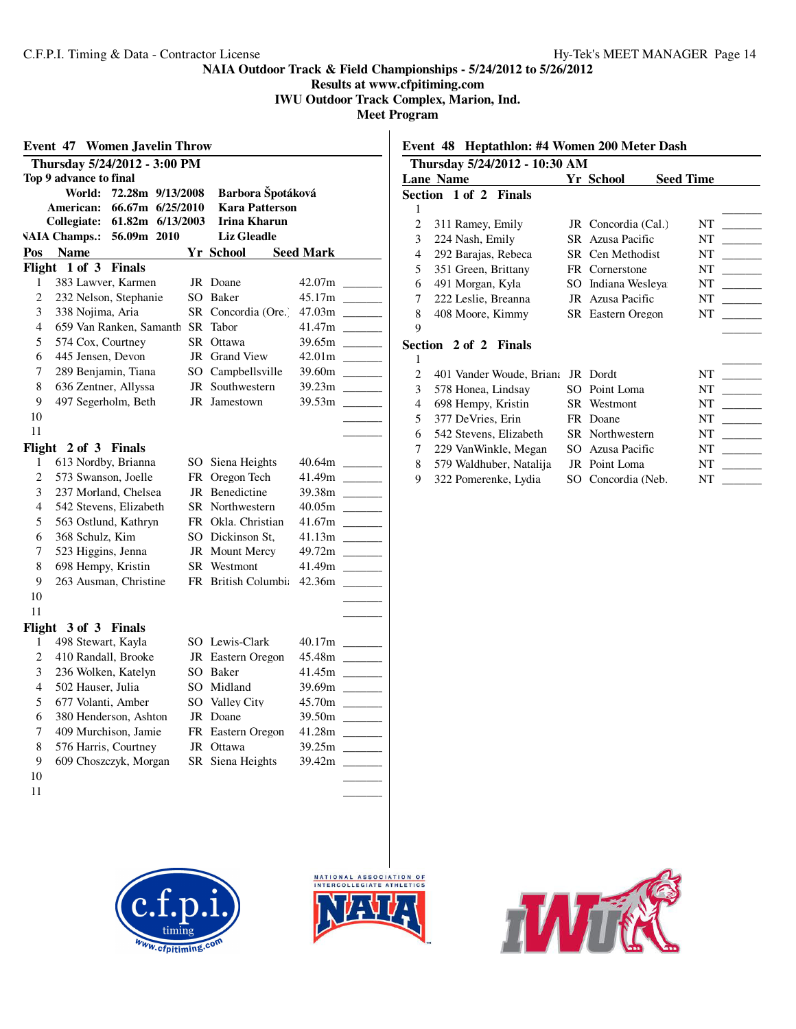NAIA Outdoor Track & Field Championships - 5/24/2012 to 5/26/2012
Results at www.cfpitiming.com
IWU Outdoor Track Complex, Marion, Ind.
Meet Program

## Event 47 Women Javelin Throw

**Thursday 5/24/2012 - 3:00 PM**

**Top 9 advance to final**

| | | | |
|---|---|---|---|
| World: | 72.28m | 9/13/2008 | Barbora Špotáková |
| American: | 66.67m | 6/25/2010 | Kara Patterson |
| Collegiate: | 61.82m | 6/13/2003 | Irina Kharun |
| NAIA Champs.: | 56.09m | 2010 | Liz Gleadle |

| Pos | Name | Yr | School | Seed Mark | |
|---|---|---|---|---|---|
| **Flight 1 of 3 Finals** | | | | | |
| 1 | 383 Lawver, Karmen | JR | Doane | 42.07m | _______ |
| 2 | 232 Nelson, Stephanie | SO | Baker | 45.17m | _______ |
| 3 | 338 Nojima, Aria | SR | Concordia (Ore.) | 47.03m | _______ |
| 4 | 659 Van Ranken, Samanth | SR | Tabor | 41.47m | _______ |
| 5 | 574 Cox, Courtney | SR | Ottawa | 39.65m | _______ |
| 6 | 445 Jensen, Devon | JR | Grand View | 42.01m | _______ |
| 7 | 289 Benjamin, Tiana | SO | Campbellsville | 39.60m | _______ |
| 8 | 636 Zentner, Allyssa | JR | Southwestern | 39.23m | _______ |
| 9 | 497 Segerholm, Beth | JR | Jamestown | 39.53m | _______ |
| 10 | | | | | _______ |
| 11 | | | | | _______ |
| **Flight 2 of 3 Finals** | | | | | |
| 1 | 613 Nordby, Brianna | SO | Siena Heights | 40.64m | _______ |
| 2 | 573 Swanson, Joelle | FR | Oregon Tech | 41.49m | _______ |
| 3 | 237 Morland, Chelsea | JR | Benedictine | 39.38m | _______ |
| 4 | 542 Stevens, Elizabeth | SR | Northwestern | 40.05m | _______ |
| 5 | 563 Ostlund, Kathryn | FR | Okla. Christian | 41.67m | _______ |
| 6 | 368 Schulz, Kim | SO | Dickinson St, | 41.13m | _______ |
| 7 | 523 Higgins, Jenna | JR | Mount Mercy | 49.72m | _______ |
| 8 | 698 Hempy, Kristin | SR | Westmont | 41.49m | _______ |
| 9 | 263 Ausman, Christine | FR | British Columbia | 42.36m | _______ |
| 10 | | | | | _______ |
| 11 | | | | | _______ |
| **Flight 3 of 3 Finals** | | | | | |
| 1 | 498 Stewart, Kayla | SO | Lewis-Clark | 40.17m | _______ |
| 2 | 410 Randall, Brooke | JR | Eastern Oregon | 45.48m | _______ |
| 3 | 236 Wolken, Katelyn | SO | Baker | 41.45m | _______ |
| 4 | 502 Hauser, Julia | SO | Midland | 39.69m | _______ |
| 5 | 677 Volanti, Amber | SO | Valley City | 45.70m | _______ |
| 6 | 380 Henderson, Ashton | JR | Doane | 39.50m | _______ |
| 7 | 409 Murchison, Jamie | FR | Eastern Oregon | 41.28m | _______ |
| 8 | 576 Harris, Courtney | JR | Ottawa | 39.25m | _______ |
| 9 | 609 Choszczyk, Morgan | SR | Siena Heights | 39.42m | _______ |
| 10 | | | | | _______ |
| 11 | | | | | _______ |

## Event 48 Heptathlon: #4 Women 200 Meter Dash

**Thursday 5/24/2012 - 10:30 AM**

| Lane | Name | Yr | School | Seed Time | |
|---|---|---|---|---|---|
| **Section 1 of 2 Finals** | | | | | |
| 1 | | | | | _______ |
| 2 | 311 Ramey, Emily | JR | Concordia (Cal.) | NT | _______ |
| 3 | 224 Nash, Emily | SR | Azusa Pacific | NT | _______ |
| 4 | 292 Barajas, Rebeca | SR | Cen Methodist | NT | _______ |
| 5 | 351 Green, Brittany | FR | Cornerstone | NT | _______ |
| 6 | 491 Morgan, Kyla | SO | Indiana Wesleya | NT | _______ |
| 7 | 222 Leslie, Breanna | JR | Azusa Pacific | NT | _______ |
| 8 | 408 Moore, Kimmy | SR | Eastern Oregon | NT | _______ |
| 9 | | | | | _______ |
| **Section 2 of 2 Finals** | | | | | |
| 1 | | | | | _______ |
| 2 | 401 Vander Woude, Briana | JR | Dordt | NT | _______ |
| 3 | 578 Honea, Lindsay | SO | Point Loma | NT | _______ |
| 4 | 698 Hempy, Kristin | SR | Westmont | NT | _______ |
| 5 | 377 DeVries, Erin | FR | Doane | NT | _______ |
| 6 | 542 Stevens, Elizabeth | SR | Northwestern | NT | _______ |
| 7 | 229 VanWinkle, Megan | SO | Azusa Pacific | NT | _______ |
| 8 | 579 Waldhuber, Natalija | JR | Point Loma | NT | _______ |
| 9 | 322 Pomerenke, Lydia | SO | Concordia (Neb. | NT | _______ |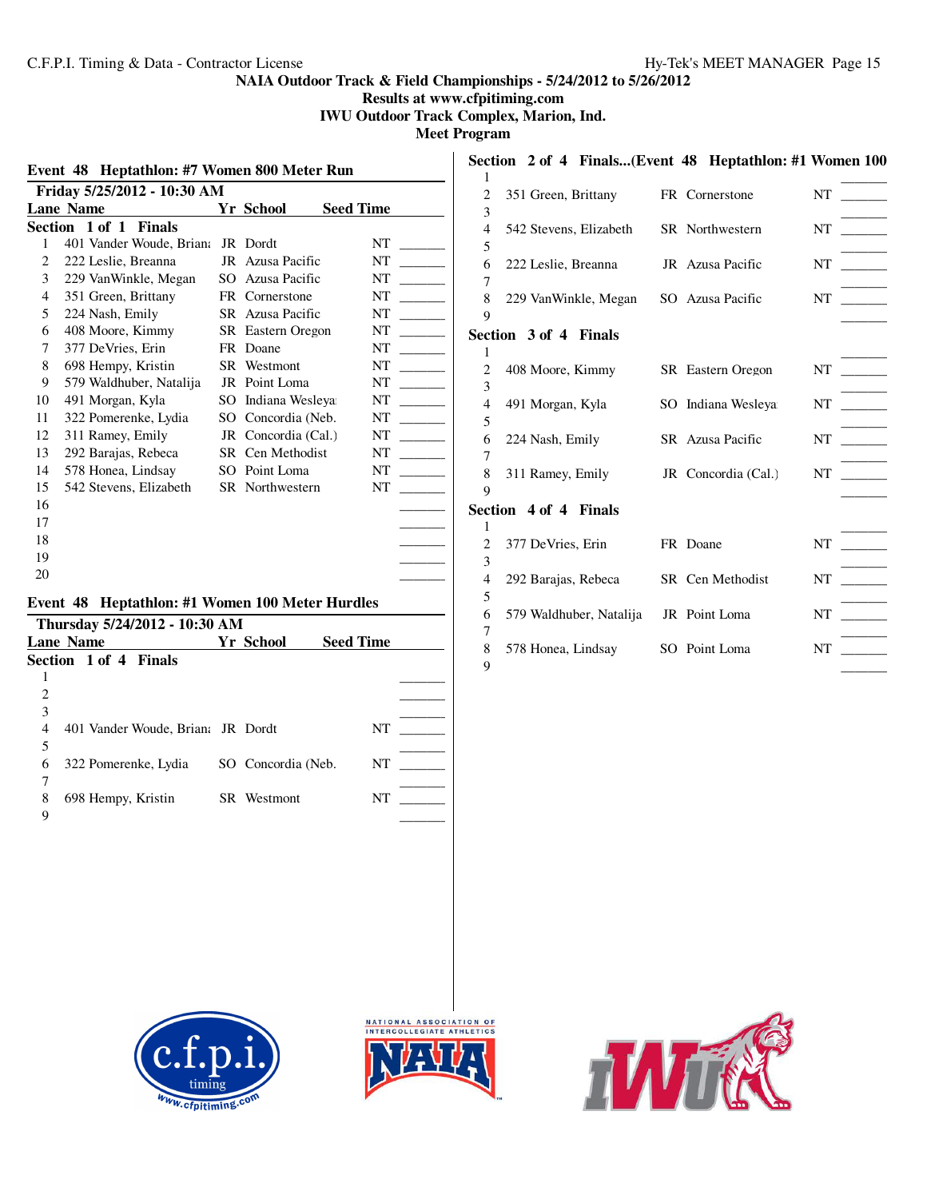NAIA Outdoor Track & Field Championships - 5/24/2012 to 5/26/2012

Results at www.cfpitiming.com

IWU Outdoor Track Complex, Marion, Ind.

Meet Program

## Event 48 Heptathlon: #7 Women 800 Meter Run

**Friday 5/25/2012 - 10:30 AM**

**Section 1 of 1 Finals**

| Lane | Name | Yr | School | Seed Time | |
|---|---|---|---|---|---|
| 1 | 401 Vander Woude, Briana | JR | Dordt | NT | _______ |
| 2 | 222 Leslie, Breanna | JR | Azusa Pacific | NT | _______ |
| 3 | 229 VanWinkle, Megan | SO | Azusa Pacific | NT | _______ |
| 4 | 351 Green, Brittany | FR | Cornerstone | NT | _______ |
| 5 | 224 Nash, Emily | SR | Azusa Pacific | NT | _______ |
| 6 | 408 Moore, Kimmy | SR | Eastern Oregon | NT | _______ |
| 7 | 377 DeVries, Erin | FR | Doane | NT | _______ |
| 8 | 698 Hempy, Kristin | SR | Westmont | NT | _______ |
| 9 | 579 Waldhuber, Natalija | JR | Point Loma | NT | _______ |
| 10 | 491 Morgan, Kyla | SO | Indiana Wesleyan | NT | _______ |
| 11 | 322 Pomerenke, Lydia | SO | Concordia (Neb. | NT | _______ |
| 12 | 311 Ramey, Emily | JR | Concordia (Cal.) | NT | _______ |
| 13 | 292 Barajas, Rebeca | SR | Cen Methodist | NT | _______ |
| 14 | 578 Honea, Lindsay | SO | Point Loma | NT | _______ |
| 15 | 542 Stevens, Elizabeth | SR | Northwestern | NT | _______ |
| 16 | | | | | _______ |
| 17 | | | | | _______ |
| 18 | | | | | _______ |
| 19 | | | | | _______ |
| 20 | | | | | _______ |

## Event 48 Heptathlon: #1 Women 100 Meter Hurdles

**Thursday 5/24/2012 - 10:30 AM**

**Section 1 of 4 Finals**

| Lane | Name | Yr | School | Seed Time | |
|---|---|---|---|---|---|
| 1 | | | | | _______ |
| 2 | | | | | _______ |
| 3 | | | | | _______ |
| 4 | 401 Vander Woude, Briana | JR | Dordt | NT | _______ |
| 5 | | | | | _______ |
| 6 | 322 Pomerenke, Lydia | SO | Concordia (Neb. | NT | _______ |
| 7 | | | | | _______ |
| 8 | 698 Hempy, Kristin | SR | Westmont | NT | _______ |
| 9 | | | | | _______ |

**Section 2 of 4 Finals...(Event 48 Heptathlon: #1 Women 100**

| Lane | Name | Yr | School | Seed Time | |
|---|---|---|---|---|---|
| 1 | | | | | _______ |
| 2 | 351 Green, Brittany | FR | Cornerstone | NT | _______ |
| 3 | | | | | _______ |
| 4 | 542 Stevens, Elizabeth | SR | Northwestern | NT | _______ |
| 5 | | | | | _______ |
| 6 | 222 Leslie, Breanna | JR | Azusa Pacific | NT | _______ |
| 7 | | | | | _______ |
| 8 | 229 VanWinkle, Megan | SO | Azusa Pacific | NT | _______ |
| 9 | | | | | _______ |

**Section 3 of 4 Finals**

| Lane | Name | Yr | School | Seed Time | |
|---|---|---|---|---|---|
| 1 | | | | | _______ |
| 2 | 408 Moore, Kimmy | SR | Eastern Oregon | NT | _______ |
| 3 | | | | | _______ |
| 4 | 491 Morgan, Kyla | SO | Indiana Wesleyan | NT | _______ |
| 5 | | | | | _______ |
| 6 | 224 Nash, Emily | SR | Azusa Pacific | NT | _______ |
| 7 | | | | | _______ |
| 8 | 311 Ramey, Emily | JR | Concordia (Cal.) | NT | _______ |
| 9 | | | | | _______ |

**Section 4 of 4 Finals**

| Lane | Name | Yr | School | Seed Time | |
|---|---|---|---|---|---|
| 1 | | | | | _______ |
| 2 | 377 DeVries, Erin | FR | Doane | NT | _______ |
| 3 | | | | | _______ |
| 4 | 292 Barajas, Rebeca | SR | Cen Methodist | NT | _______ |
| 5 | | | | | _______ |
| 6 | 579 Waldhuber, Natalija | JR | Point Loma | NT | _______ |
| 7 | | | | | _______ |
| 8 | 578 Honea, Lindsay | SO | Point Loma | NT | _______ |
| 9 | | | | | _______ |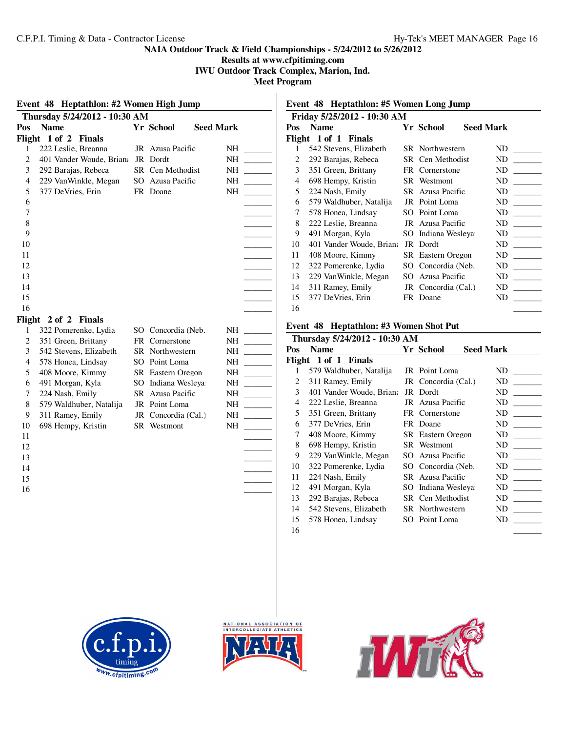NAIA Outdoor Track & Field Championships - 5/24/2012 to 5/26/2012
Results at www.cfpitiming.com
IWU Outdoor Track Complex, Marion, Ind.
Meet Program

## Event 48 Heptathlon: #2 Women High Jump

**Thursday 5/24/2012 - 10:30 AM**

| Pos | Name | Yr | School | Seed Mark | |
|---|---|---|---|---|---|
| **Flight 1 of 2 Finals** | | | | | |
| 1 | 222 Leslie, Breanna | JR | Azusa Pacific | NH | ______ |
| 2 | 401 Vander Woude, Briana | JR | Dordt | NH | ______ |
| 3 | 292 Barajas, Rebeca | SR | Cen Methodist | NH | ______ |
| 4 | 229 VanWinkle, Megan | SO | Azusa Pacific | NH | ______ |
| 5 | 377 DeVries, Erin | FR | Doane | NH | ______ |
| 6 | | | | | ______ |
| 7 | | | | | ______ |
| 8 | | | | | ______ |
| 9 | | | | | ______ |
| 10 | | | | | ______ |
| 11 | | | | | ______ |
| 12 | | | | | ______ |
| 13 | | | | | ______ |
| 14 | | | | | ______ |
| 15 | | | | | ______ |
| 16 | | | | | ______ |
| **Flight 2 of 2 Finals** | | | | | |
| 1 | 322 Pomerenke, Lydia | SO | Concordia (Neb. | NH | ______ |
| 2 | 351 Green, Brittany | FR | Cornerstone | NH | ______ |
| 3 | 542 Stevens, Elizabeth | SR | Northwestern | NH | ______ |
| 4 | 578 Honea, Lindsay | SO | Point Loma | NH | ______ |
| 5 | 408 Moore, Kimmy | SR | Eastern Oregon | NH | ______ |
| 6 | 491 Morgan, Kyla | SO | Indiana Wesleya | NH | ______ |
| 7 | 224 Nash, Emily | SR | Azusa Pacific | NH | ______ |
| 8 | 579 Waldhuber, Natalija | JR | Point Loma | NH | ______ |
| 9 | 311 Ramey, Emily | JR | Concordia (Cal.) | NH | ______ |
| 10 | 698 Hempy, Kristin | SR | Westmont | NH | ______ |
| 11 | | | | | ______ |
| 12 | | | | | ______ |
| 13 | | | | | ______ |
| 14 | | | | | ______ |
| 15 | | | | | ______ |
| 16 | | | | | ______ |

## Event 48 Heptathlon: #5 Women Long Jump

**Friday 5/25/2012 - 10:30 AM**

| Pos | Name | Yr | School | Seed Mark | |
|---|---|---|---|---|---|
| **Flight 1 of 1 Finals** | | | | | |
| 1 | 542 Stevens, Elizabeth | SR | Northwestern | ND | ______ |
| 2 | 292 Barajas, Rebeca | SR | Cen Methodist | ND | ______ |
| 3 | 351 Green, Brittany | FR | Cornerstone | ND | ______ |
| 4 | 698 Hempy, Kristin | SR | Westmont | ND | ______ |
| 5 | 224 Nash, Emily | SR | Azusa Pacific | ND | ______ |
| 6 | 579 Waldhuber, Natalija | JR | Point Loma | ND | ______ |
| 7 | 578 Honea, Lindsay | SO | Point Loma | ND | ______ |
| 8 | 222 Leslie, Breanna | JR | Azusa Pacific | ND | ______ |
| 9 | 491 Morgan, Kyla | SO | Indiana Wesleya | ND | ______ |
| 10 | 401 Vander Woude, Briana | JR | Dordt | ND | ______ |
| 11 | 408 Moore, Kimmy | SR | Eastern Oregon | ND | ______ |
| 12 | 322 Pomerenke, Lydia | SO | Concordia (Neb. | ND | ______ |
| 13 | 229 VanWinkle, Megan | SO | Azusa Pacific | ND | ______ |
| 14 | 311 Ramey, Emily | JR | Concordia (Cal.) | ND | ______ |
| 15 | 377 DeVries, Erin | FR | Doane | ND | ______ |
| 16 | | | | | ______ |

## Event 48 Heptathlon: #3 Women Shot Put

**Thursday 5/24/2012 - 10:30 AM**

| Pos | Name | Yr | School | Seed Mark | |
|---|---|---|---|---|---|
| **Flight 1 of 1 Finals** | | | | | |
| 1 | 579 Waldhuber, Natalija | JR | Point Loma | ND | ______ |
| 2 | 311 Ramey, Emily | JR | Concordia (Cal.) | ND | ______ |
| 3 | 401 Vander Woude, Briana | JR | Dordt | ND | ______ |
| 4 | 222 Leslie, Breanna | JR | Azusa Pacific | ND | ______ |
| 5 | 351 Green, Brittany | FR | Cornerstone | ND | ______ |
| 6 | 377 DeVries, Erin | FR | Doane | ND | ______ |
| 7 | 408 Moore, Kimmy | SR | Eastern Oregon | ND | ______ |
| 8 | 698 Hempy, Kristin | SR | Westmont | ND | ______ |
| 9 | 229 VanWinkle, Megan | SO | Azusa Pacific | ND | ______ |
| 10 | 322 Pomerenke, Lydia | SO | Concordia (Neb. | ND | ______ |
| 11 | 224 Nash, Emily | SR | Azusa Pacific | ND | ______ |
| 12 | 491 Morgan, Kyla | SO | Indiana Wesleya | ND | ______ |
| 13 | 292 Barajas, Rebeca | SR | Cen Methodist | ND | ______ |
| 14 | 542 Stevens, Elizabeth | SR | Northwestern | ND | ______ |
| 15 | 578 Honea, Lindsay | SO | Point Loma | ND | ______ |
| 16 | | | | | ______ |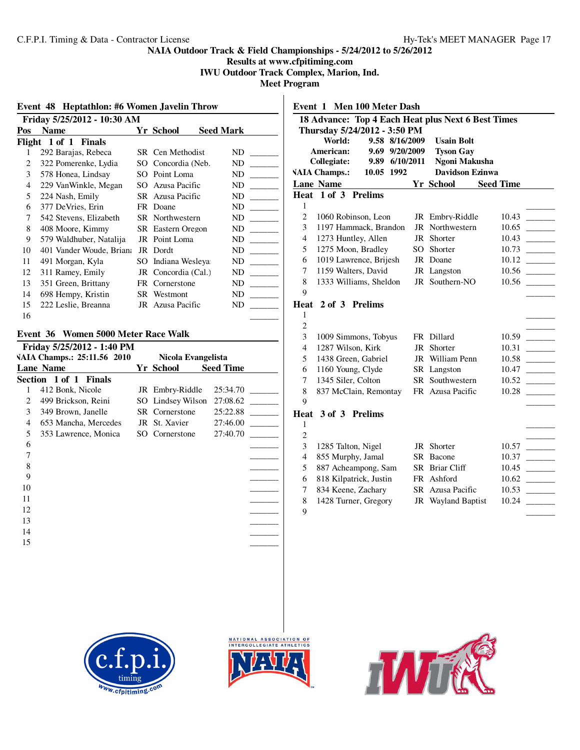NAIA Outdoor Track & Field Championships - 5/24/2012 to 5/26/2012
Results at www.cfpitiming.com
IWU Outdoor Track Complex, Marion, Ind.
Meet Program

## Event 48 Heptathlon: #6 Women Javelin Throw

**Friday 5/25/2012 - 10:30 AM**

| Pos | Name | Yr | School | Seed Mark | |
|---|---|---|---|---|---|
| **Flight 1 of 1 Finals** | | | | | |
| 1 | 292 Barajas, Rebeca | SR | Cen Methodist | ND | _______ |
| 2 | 322 Pomerenke, Lydia | SO | Concordia (Neb. | ND | _______ |
| 3 | 578 Honea, Lindsay | SO | Point Loma | ND | _______ |
| 4 | 229 VanWinkle, Megan | SO | Azusa Pacific | ND | _______ |
| 5 | 224 Nash, Emily | SR | Azusa Pacific | ND | _______ |
| 6 | 377 DeVries, Erin | FR | Doane | ND | _______ |
| 7 | 542 Stevens, Elizabeth | SR | Northwestern | ND | _______ |
| 8 | 408 Moore, Kimmy | SR | Eastern Oregon | ND | _______ |
| 9 | 579 Waldhuber, Natalija | JR | Point Loma | ND | _______ |
| 10 | 401 Vander Woude, Briana | JR | Dordt | ND | _______ |
| 11 | 491 Morgan, Kyla | SO | Indiana Wesleya | ND | _______ |
| 12 | 311 Ramey, Emily | JR | Concordia (Cal.) | ND | _______ |
| 13 | 351 Green, Brittany | FR | Cornerstone | ND | _______ |
| 14 | 698 Hempy, Kristin | SR | Westmont | ND | _______ |
| 15 | 222 Leslie, Breanna | JR | Azusa Pacific | ND | _______ |
| 16 | | | | | _______ |

## Event 36 Women 5000 Meter Race Walk

**Friday 5/25/2012 - 1:40 PM**

NAIA Champs.: 25:11.56 2010 Nicola Evangelista

| Lane | Name | Yr | School | Seed Time | |
|---|---|---|---|---|---|
| **Section 1 of 1 Finals** | | | | | |
| 1 | 412 Bonk, Nicole | JR | Embry-Riddle | 25:34.70 | _______ |
| 2 | 499 Brickson, Reini | SO | Lindsey Wilson | 27:08.62 | _______ |
| 3 | 349 Brown, Janelle | SR | Cornerstone | 25:22.88 | _______ |
| 4 | 653 Mancha, Mercedes | JR | St. Xavier | 27:46.00 | _______ |
| 5 | 353 Lawrence, Monica | SO | Cornerstone | 27:40.70 | _______ |
| 6 | | | | | _______ |
| 7 | | | | | _______ |
| 8 | | | | | _______ |
| 9 | | | | | _______ |
| 10 | | | | | _______ |
| 11 | | | | | _______ |
| 12 | | | | | _______ |
| 13 | | | | | _______ |
| 14 | | | | | _______ |
| 15 | | | | | _______ |

## Event 1 Men 100 Meter Dash

**18 Advance: Top 4 Each Heat plus Next 6 Best Times**
**Thursday 5/24/2012 - 3:50 PM**

| Record | Mark | Date | Holder |
|---|---|---|---|
| World: | 9.58 | 8/16/2009 | Usain Bolt |
| American: | 9.69 | 9/20/2009 | Tyson Gay |
| Collegiate: | 9.89 | 6/10/2011 | Ngoni Makusha |
| NAIA Champs.: | 10.05 | 1992 | Davidson Ezinwa |

| Lane | Name | Yr | School | Seed Time | |
|---|---|---|---|---|---|
| **Heat 1 of 3 Prelims** | | | | | |
| 1 | | | | | _______ |
| 2 | 1060 Robinson, Leon | JR | Embry-Riddle | 10.43 | _______ |
| 3 | 1197 Hammack, Brandon | JR | Northwestern | 10.65 | _______ |
| 4 | 1273 Huntley, Allen | JR | Shorter | 10.43 | _______ |
| 5 | 1275 Moon, Bradley | SO | Shorter | 10.73 | _______ |
| 6 | 1019 Lawrence, Brijesh | JR | Doane | 10.12 | _______ |
| 7 | 1159 Walters, David | JR | Langston | 10.56 | _______ |
| 8 | 1333 Williams, Sheldon | JR | Southern-NO | 10.56 | _______ |
| 9 | | | | | _______ |
| **Heat 2 of 3 Prelims** | | | | | |
| 1 | | | | | _______ |
| 2 | | | | | _______ |
| 3 | 1009 Simmons, Tobyus | FR | Dillard | 10.59 | _______ |
| 4 | 1287 Wilson, Kirk | JR | Shorter | 10.31 | _______ |
| 5 | 1438 Green, Gabriel | JR | William Penn | 10.58 | _______ |
| 6 | 1160 Young, Clyde | SR | Langston | 10.47 | _______ |
| 7 | 1345 Siler, Colton | SR | Southwestern | 10.52 | _______ |
| 8 | 837 McClain, Remontay | FR | Azusa Pacific | 10.28 | _______ |
| 9 | | | | | _______ |
| **Heat 3 of 3 Prelims** | | | | | |
| 1 | | | | | _______ |
| 2 | | | | | _______ |
| 3 | 1285 Talton, Nigel | JR | Shorter | 10.57 | _______ |
| 4 | 855 Murphy, Jamal | SR | Bacone | 10.37 | _______ |
| 5 | 887 Acheampong, Sam | SR | Briar Cliff | 10.45 | _______ |
| 6 | 818 Kilpatrick, Justin | FR | Ashford | 10.62 | _______ |
| 7 | 834 Keene, Zachary | SR | Azusa Pacific | 10.53 | _______ |
| 8 | 1428 Turner, Gregory | JR | Wayland Baptist | 10.24 | _______ |
| 9 | | | | | _______ |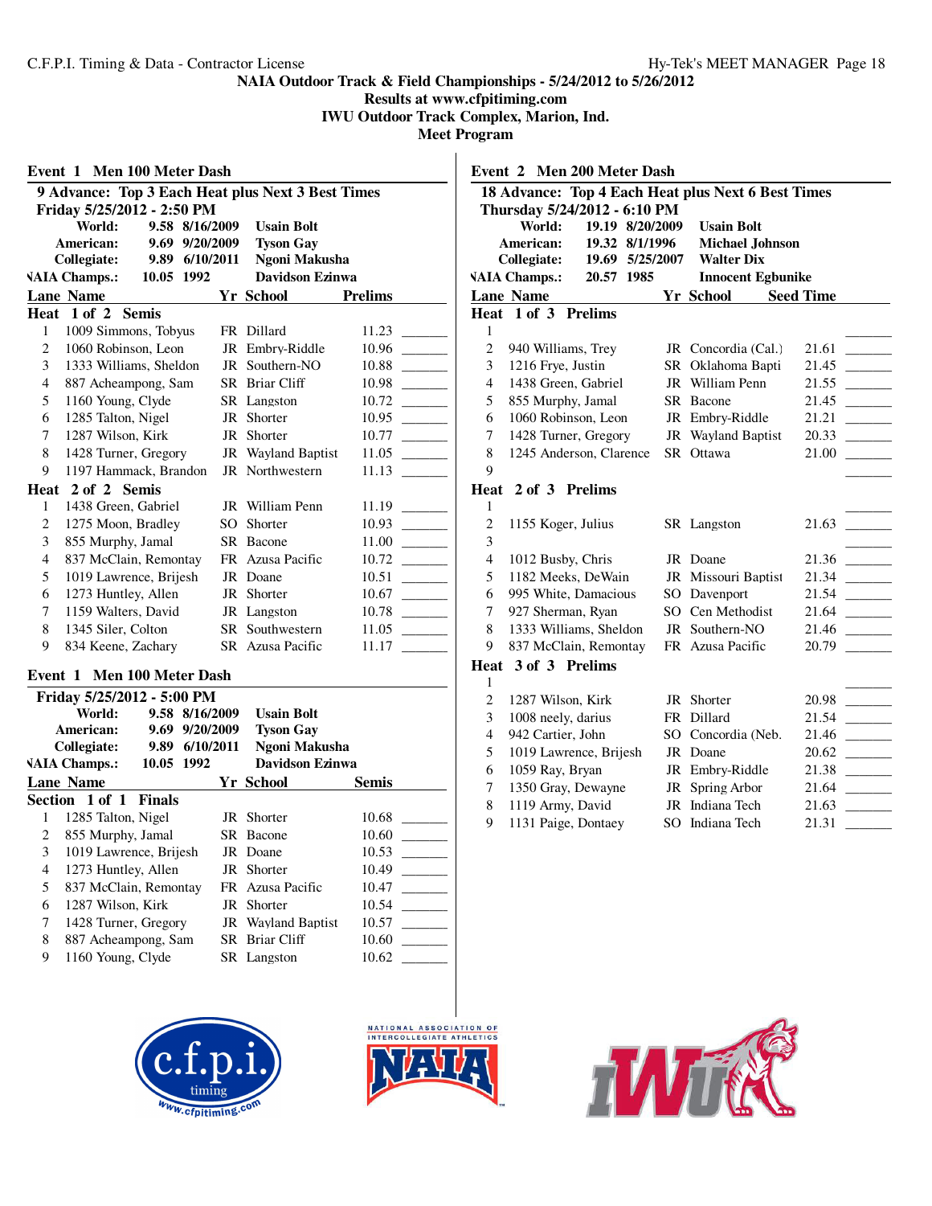NAIA Outdoor Track & Field Championships - 5/24/2012 to 5/26/2012
Results at www.cfpitiming.com
IWU Outdoor Track Complex, Marion, Ind.
Meet Program

## Event 1 Men 100 Meter Dash

**9 Advance: Top 3 Each Heat plus Next 3 Best Times**
**Friday 5/25/2012 - 2:50 PM**

| | | | |
|---|---|---|---|
| World: | 9.58 | 8/16/2009 | Usain Bolt |
| American: | 9.69 | 9/20/2009 | Tyson Gay |
| Collegiate: | 9.89 | 6/10/2011 | Ngoni Makusha |
| NAIA Champs.: | 10.05 | 1992 | Davidson Ezinwa |

| Lane | Name | Yr | School | Prelims | |
|---|---|---|---|---|---|
| **Heat 1 of 2 Semis** | | | | | |
| 1 | 1009 Simmons, Tobyus | FR | Dillard | 11.23 | _______ |
| 2 | 1060 Robinson, Leon | JR | Embry-Riddle | 10.96 | _______ |
| 3 | 1333 Williams, Sheldon | JR | Southern-NO | 10.88 | _______ |
| 4 | 887 Acheampong, Sam | SR | Briar Cliff | 10.98 | _______ |
| 5 | 1160 Young, Clyde | SR | Langston | 10.72 | _______ |
| 6 | 1285 Talton, Nigel | JR | Shorter | 10.95 | _______ |
| 7 | 1287 Wilson, Kirk | JR | Shorter | 10.77 | _______ |
| 8 | 1428 Turner, Gregory | JR | Wayland Baptist | 11.05 | _______ |
| 9 | 1197 Hammack, Brandon | JR | Northwestern | 11.13 | _______ |
| **Heat 2 of 2 Semis** | | | | | |
| 1 | 1438 Green, Gabriel | JR | William Penn | 11.19 | _______ |
| 2 | 1275 Moon, Bradley | SO | Shorter | 10.93 | _______ |
| 3 | 855 Murphy, Jamal | SR | Bacone | 11.00 | _______ |
| 4 | 837 McClain, Remontay | FR | Azusa Pacific | 10.72 | _______ |
| 5 | 1019 Lawrence, Brijesh | JR | Doane | 10.51 | _______ |
| 6 | 1273 Huntley, Allen | JR | Shorter | 10.67 | _______ |
| 7 | 1159 Walters, David | JR | Langston | 10.78 | _______ |
| 8 | 1345 Siler, Colton | SR | Southwestern | 11.05 | _______ |
| 9 | 834 Keene, Zachary | SR | Azusa Pacific | 11.17 | _______ |

## Event 1 Men 100 Meter Dash

**Friday 5/25/2012 - 5:00 PM**

| | | | |
|---|---|---|---|
| World: | 9.58 | 8/16/2009 | Usain Bolt |
| American: | 9.69 | 9/20/2009 | Tyson Gay |
| Collegiate: | 9.89 | 6/10/2011 | Ngoni Makusha |
| NAIA Champs.: | 10.05 | 1992 | Davidson Ezinwa |

| Lane | Name | Yr | School | Semis | |
|---|---|---|---|---|---|
| **Section 1 of 1 Finals** | | | | | |
| 1 | 1285 Talton, Nigel | JR | Shorter | 10.68 | _______ |
| 2 | 855 Murphy, Jamal | SR | Bacone | 10.60 | _______ |
| 3 | 1019 Lawrence, Brijesh | JR | Doane | 10.53 | _______ |
| 4 | 1273 Huntley, Allen | JR | Shorter | 10.49 | _______ |
| 5 | 837 McClain, Remontay | FR | Azusa Pacific | 10.47 | _______ |
| 6 | 1287 Wilson, Kirk | JR | Shorter | 10.54 | _______ |
| 7 | 1428 Turner, Gregory | JR | Wayland Baptist | 10.57 | _______ |
| 8 | 887 Acheampong, Sam | SR | Briar Cliff | 10.60 | _______ |
| 9 | 1160 Young, Clyde | SR | Langston | 10.62 | _______ |

## Event 2 Men 200 Meter Dash

**18 Advance: Top 4 Each Heat plus Next 6 Best Times**
**Thursday 5/24/2012 - 6:10 PM**

| | | | |
|---|---|---|---|
| World: | 19.19 | 8/20/2009 | Usain Bolt |
| American: | 19.32 | 8/1/1996 | Michael Johnson |
| Collegiate: | 19.69 | 5/25/2007 | Walter Dix |
| NAIA Champs.: | 20.57 | 1985 | Innocent Egbunike |

| Lane | Name | Yr | School | Seed Time | |
|---|---|---|---|---|---|
| **Heat 1 of 3 Prelims** | | | | | |
| 1 | | | | | _______ |
| 2 | 940 Williams, Trey | JR | Concordia (Cal.) | 21.61 | _______ |
| 3 | 1216 Frye, Justin | SR | Oklahoma Bapti | 21.45 | _______ |
| 4 | 1438 Green, Gabriel | JR | William Penn | 21.55 | _______ |
| 5 | 855 Murphy, Jamal | SR | Bacone | 21.45 | _______ |
| 6 | 1060 Robinson, Leon | JR | Embry-Riddle | 21.21 | _______ |
| 7 | 1428 Turner, Gregory | JR | Wayland Baptist | 20.33 | _______ |
| 8 | 1245 Anderson, Clarence | SR | Ottawa | 21.00 | _______ |
| 9 | | | | | _______ |
| **Heat 2 of 3 Prelims** | | | | | |
| 1 | | | | | _______ |
| 2 | 1155 Koger, Julius | SR | Langston | 21.63 | _______ |
| 3 | | | | | _______ |
| 4 | 1012 Busby, Chris | JR | Doane | 21.36 | _______ |
| 5 | 1182 Meeks, DeWain | JR | Missouri Baptist | 21.34 | _______ |
| 6 | 995 White, Damacious | SO | Davenport | 21.54 | _______ |
| 7 | 927 Sherman, Ryan | SO | Cen Methodist | 21.64 | _______ |
| 8 | 1333 Williams, Sheldon | JR | Southern-NO | 21.46 | _______ |
| 9 | 837 McClain, Remontay | FR | Azusa Pacific | 20.79 | _______ |
| **Heat 3 of 3 Prelims** | | | | | |
| 1 | | | | | _______ |
| 2 | 1287 Wilson, Kirk | JR | Shorter | 20.98 | _______ |
| 3 | 1008 neely, darius | FR | Dillard | 21.54 | _______ |
| 4 | 942 Cartier, John | SO | Concordia (Neb. | 21.46 | _______ |
| 5 | 1019 Lawrence, Brijesh | JR | Doane | 20.62 | _______ |
| 6 | 1059 Ray, Bryan | JR | Embry-Riddle | 21.38 | _______ |
| 7 | 1350 Gray, Dewayne | JR | Spring Arbor | 21.64 | _______ |
| 8 | 1119 Army, David | JR | Indiana Tech | 21.63 | _______ |
| 9 | 1131 Paige, Dontaey | SO | Indiana Tech | 21.31 | _______ |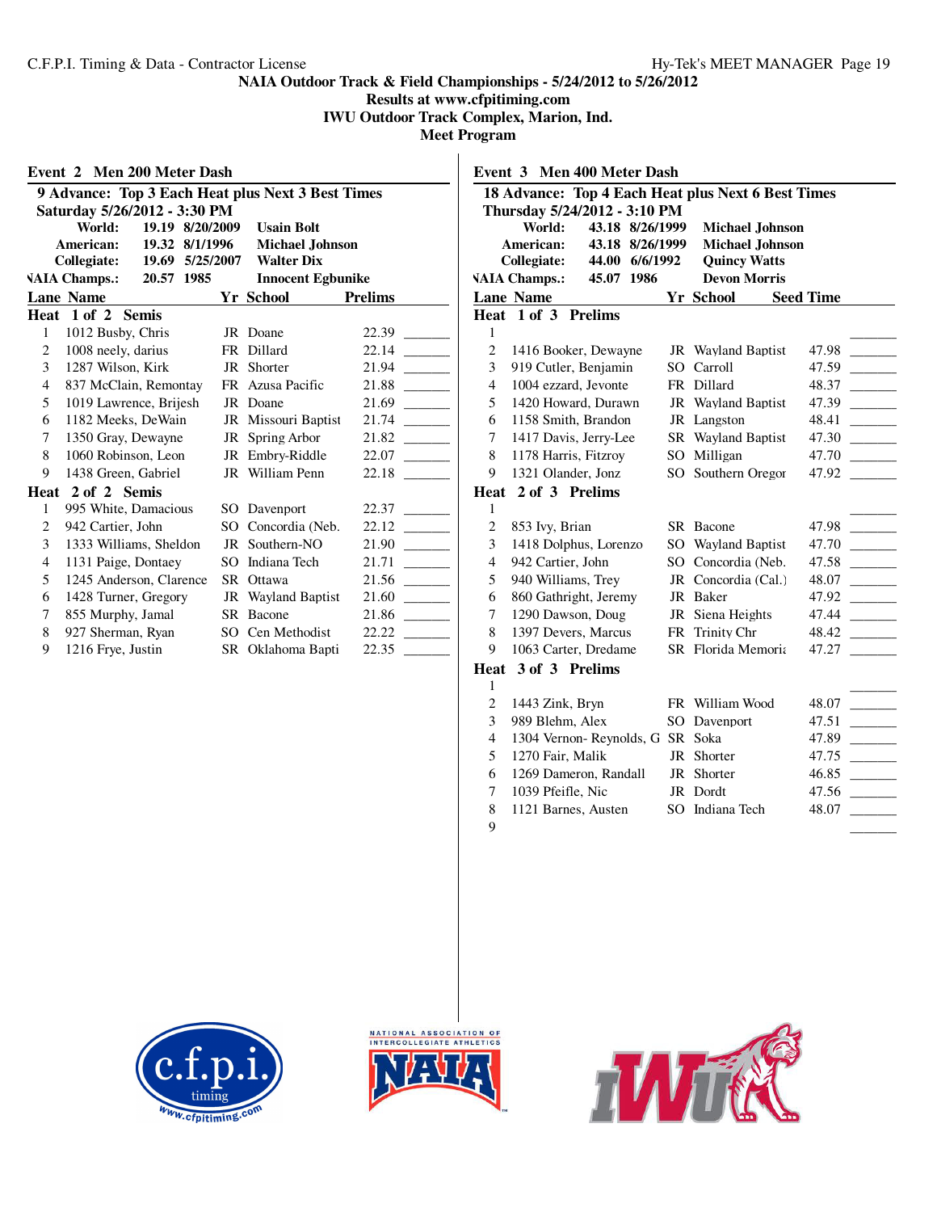NAIA Outdoor Track & Field Championships - 5/24/2012 to 5/26/2012
Results at www.cfpitiming.com
IWU Outdoor Track Complex, Marion, Ind.
Meet Program

## Event 2 Men 200 Meter Dash

**9 Advance: Top 3 Each Heat plus Next 3 Best Times**
**Saturday 5/26/2012 - 3:30 PM**

| | | | |
|---|---|---|---|
| World: | 19.19 | 8/20/2009 | Usain Bolt |
| American: | 19.32 | 8/1/1996 | Michael Johnson |
| Collegiate: | 19.69 | 5/25/2007 | Walter Dix |
| NAIA Champs.: | 20.57 | 1985 | Innocent Egbunike |

**Heat 1 of 2 Semis**

| Lane | Name | Yr | School | Prelims | |
|---|---|---|---|---|---|
| 1 | 1012 Busby, Chris | JR | Doane | 22.39 | _______ |
| 2 | 1008 neely, darius | FR | Dillard | 22.14 | _______ |
| 3 | 1287 Wilson, Kirk | JR | Shorter | 21.94 | _______ |
| 4 | 837 McClain, Remontay | FR | Azusa Pacific | 21.88 | _______ |
| 5 | 1019 Lawrence, Brijesh | JR | Doane | 21.69 | _______ |
| 6 | 1182 Meeks, DeWain | JR | Missouri Baptist | 21.74 | _______ |
| 7 | 1350 Gray, Dewayne | JR | Spring Arbor | 21.82 | _______ |
| 8 | 1060 Robinson, Leon | JR | Embry-Riddle | 22.07 | _______ |
| 9 | 1438 Green, Gabriel | JR | William Penn | 22.18 | _______ |

**Heat 2 of 2 Semis**

| Lane | Name | Yr | School | Prelims | |
|---|---|---|---|---|---|
| 1 | 995 White, Damacious | SO | Davenport | 22.37 | _______ |
| 2 | 942 Cartier, John | SO | Concordia (Neb. | 22.12 | _______ |
| 3 | 1333 Williams, Sheldon | JR | Southern-NO | 21.90 | _______ |
| 4 | 1131 Paige, Dontaey | SO | Indiana Tech | 21.71 | _______ |
| 5 | 1245 Anderson, Clarence | SR | Ottawa | 21.56 | _______ |
| 6 | 1428 Turner, Gregory | JR | Wayland Baptist | 21.60 | _______ |
| 7 | 855 Murphy, Jamal | SR | Bacone | 21.86 | _______ |
| 8 | 927 Sherman, Ryan | SO | Cen Methodist | 22.22 | _______ |
| 9 | 1216 Frye, Justin | SR | Oklahoma Bapti | 22.35 | _______ |

## Event 3 Men 400 Meter Dash

**18 Advance: Top 4 Each Heat plus Next 6 Best Times**
**Thursday 5/24/2012 - 3:10 PM**

| | | | |
|---|---|---|---|
| World: | 43.18 | 8/26/1999 | Michael Johnson |
| American: | 43.18 | 8/26/1999 | Michael Johnson |
| Collegiate: | 44.00 | 6/6/1992 | Quincy Watts |
| NAIA Champs.: | 45.07 | 1986 | Devon Morris |

**Heat 1 of 3 Prelims**

| Lane | Name | Yr | School | Seed Time | |
|---|---|---|---|---|---|
| 1 | | | | | _______ |
| 2 | 1416 Booker, Dewayne | JR | Wayland Baptist | 47.98 | _______ |
| 3 | 919 Cutler, Benjamin | SO | Carroll | 47.59 | _______ |
| 4 | 1004 ezzard, Jevonte | FR | Dillard | 48.37 | _______ |
| 5 | 1420 Howard, Durawn | JR | Wayland Baptist | 47.39 | _______ |
| 6 | 1158 Smith, Brandon | JR | Langston | 48.41 | _______ |
| 7 | 1417 Davis, Jerry-Lee | SR | Wayland Baptist | 47.30 | _______ |
| 8 | 1178 Harris, Fitzroy | SO | Milligan | 47.70 | _______ |
| 9 | 1321 Olander, Jonz | SO | Southern Oregor | 47.92 | _______ |

**Heat 2 of 3 Prelims**

| Lane | Name | Yr | School | Seed Time | |
|---|---|---|---|---|---|
| 1 | | | | | _______ |
| 2 | 853 Ivy, Brian | SR | Bacone | 47.98 | _______ |
| 3 | 1418 Dolphus, Lorenzo | SO | Wayland Baptist | 47.70 | _______ |
| 4 | 942 Cartier, John | SO | Concordia (Neb. | 47.58 | _______ |
| 5 | 940 Williams, Trey | JR | Concordia (Cal.) | 48.07 | _______ |
| 6 | 860 Gathright, Jeremy | JR | Baker | 47.92 | _______ |
| 7 | 1290 Dawson, Doug | JR | Siena Heights | 47.44 | _______ |
| 8 | 1397 Devers, Marcus | FR | Trinity Chr | 48.42 | _______ |
| 9 | 1063 Carter, Dredame | SR | Florida Memoria | 47.27 | _______ |

**Heat 3 of 3 Prelims**

| Lane | Name | Yr | School | Seed Time | |
|---|---|---|---|---|---|
| 1 | | | | | _______ |
| 2 | 1443 Zink, Bryn | FR | William Wood | 48.07 | _______ |
| 3 | 989 Blehm, Alex | SO | Davenport | 47.51 | _______ |
| 4 | 1304 Vernon- Reynolds, G | SR | Soka | 47.89 | _______ |
| 5 | 1270 Fair, Malik | JR | Shorter | 47.75 | _______ |
| 6 | 1269 Dameron, Randall | JR | Shorter | 46.85 | _______ |
| 7 | 1039 Pfeifle, Nic | JR | Dordt | 47.56 | _______ |
| 8 | 1121 Barnes, Austen | SO | Indiana Tech | 48.07 | _______ |
| 9 | | | | | _______ |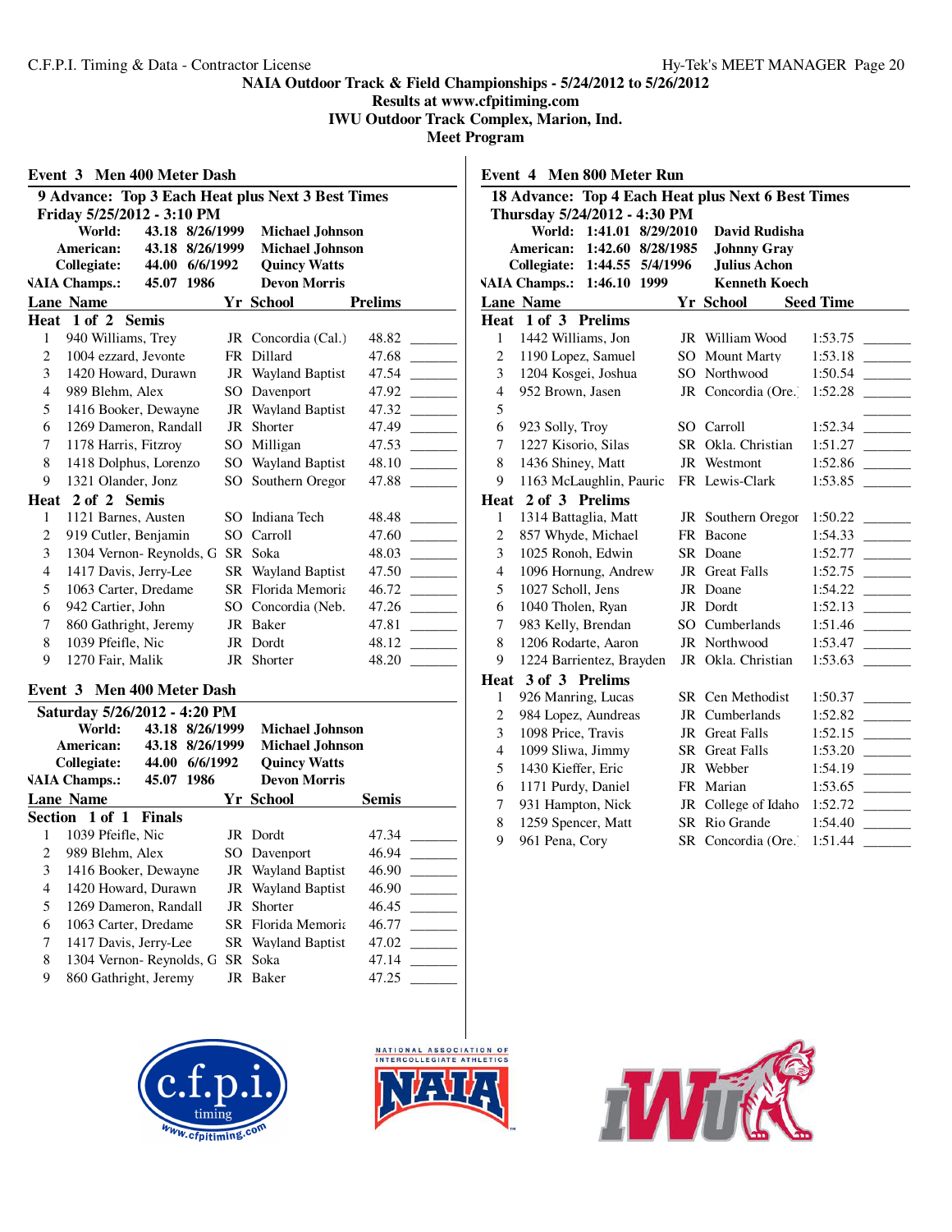NAIA Outdoor Track & Field Championships - 5/24/2012 to 5/26/2012
Results at www.cfpitiming.com
IWU Outdoor Track Complex, Marion, Ind.
Meet Program

## Event 3 Men 400 Meter Dash

**9 Advance: Top 3 Each Heat plus Next 3 Best Times**
**Friday 5/25/2012 - 3:10 PM**

| | | | |
|---|---|---|---|
| World: | 43.18 | 8/26/1999 | Michael Johnson |
| American: | 43.18 | 8/26/1999 | Michael Johnson |
| Collegiate: | 44.00 | 6/6/1992 | Quincy Watts |
| NAIA Champs.: | 45.07 | 1986 | Devon Morris |

| Lane | Name | Yr | School | Prelims | |
|---|---|---|---|---|---|
| **Heat 1 of 2 Semis** | | | | | |
| 1 | 940 Williams, Trey | JR | Concordia (Cal.) | 48.82 | _______ |
| 2 | 1004 ezzard, Jevonte | FR | Dillard | 47.68 | _______ |
| 3 | 1420 Howard, Durawn | JR | Wayland Baptist | 47.54 | _______ |
| 4 | 989 Blehm, Alex | SO | Davenport | 47.92 | _______ |
| 5 | 1416 Booker, Dewayne | JR | Wayland Baptist | 47.32 | _______ |
| 6 | 1269 Dameron, Randall | JR | Shorter | 47.49 | _______ |
| 7 | 1178 Harris, Fitzroy | SO | Milligan | 47.53 | _______ |
| 8 | 1418 Dolphus, Lorenzo | SO | Wayland Baptist | 48.10 | _______ |
| 9 | 1321 Olander, Jonz | SO | Southern Oregon | 47.88 | _______ |
| **Heat 2 of 2 Semis** | | | | | |
| 1 | 1121 Barnes, Austen | SO | Indiana Tech | 48.48 | _______ |
| 2 | 919 Cutler, Benjamin | SO | Carroll | 47.60 | _______ |
| 3 | 1304 Vernon- Reynolds, G | SR | Soka | 48.03 | _______ |
| 4 | 1417 Davis, Jerry-Lee | SR | Wayland Baptist | 47.50 | _______ |
| 5 | 1063 Carter, Dredame | SR | Florida Memorial | 46.72 | _______ |
| 6 | 942 Cartier, John | SO | Concordia (Neb.) | 47.26 | _______ |
| 7 | 860 Gathright, Jeremy | JR | Baker | 47.81 | _______ |
| 8 | 1039 Pfeifle, Nic | JR | Dordt | 48.12 | _______ |
| 9 | 1270 Fair, Malik | JR | Shorter | 48.20 | _______ |

## Event 3 Men 400 Meter Dash

**Saturday 5/26/2012 - 4:20 PM**

| | | | |
|---|---|---|---|
| World: | 43.18 | 8/26/1999 | Michael Johnson |
| American: | 43.18 | 8/26/1999 | Michael Johnson |
| Collegiate: | 44.00 | 6/6/1992 | Quincy Watts |
| NAIA Champs.: | 45.07 | 1986 | Devon Morris |

| Lane | Name | Yr | School | Semis | |
|---|---|---|---|---|---|
| **Section 1 of 1 Finals** | | | | | |
| 1 | 1039 Pfeifle, Nic | JR | Dordt | 47.34 | _______ |
| 2 | 989 Blehm, Alex | SO | Davenport | 46.94 | _______ |
| 3 | 1416 Booker, Dewayne | JR | Wayland Baptist | 46.90 | _______ |
| 4 | 1420 Howard, Durawn | JR | Wayland Baptist | 46.90 | _______ |
| 5 | 1269 Dameron, Randall | JR | Shorter | 46.45 | _______ |
| 6 | 1063 Carter, Dredame | SR | Florida Memorial | 46.77 | _______ |
| 7 | 1417 Davis, Jerry-Lee | SR | Wayland Baptist | 47.02 | _______ |
| 8 | 1304 Vernon- Reynolds, G | SR | Soka | 47.14 | _______ |
| 9 | 860 Gathright, Jeremy | JR | Baker | 47.25 | _______ |

## Event 4 Men 800 Meter Run

**18 Advance: Top 4 Each Heat plus Next 6 Best Times**
**Thursday 5/24/2012 - 4:30 PM**

| | | | |
|---|---|---|---|
| World: | 1:41.01 | 8/29/2010 | David Rudisha |
| American: | 1:42.60 | 8/28/1985 | Johnny Gray |
| Collegiate: | 1:44.55 | 5/4/1996 | Julius Achon |
| NAIA Champs.: | 1:46.10 | 1999 | Kenneth Koech |

| Lane | Name | Yr | School | Seed Time | |
|---|---|---|---|---|---|
| **Heat 1 of 3 Prelims** | | | | | |
| 1 | 1442 Williams, Jon | JR | William Wood | 1:53.75 | _______ |
| 2 | 1190 Lopez, Samuel | SO | Mount Marty | 1:53.18 | _______ |
| 3 | 1204 Kosgei, Joshua | SO | Northwood | 1:50.54 | _______ |
| 4 | 952 Brown, Jasen | JR | Concordia (Ore.) | 1:52.28 | _______ |
| 5 | | | | | _______ |
| 6 | 923 Solly, Troy | SO | Carroll | 1:52.34 | _______ |
| 7 | 1227 Kisorio, Silas | SR | Okla. Christian | 1:51.27 | _______ |
| 8 | 1436 Shiney, Matt | JR | Westmont | 1:52.86 | _______ |
| 9 | 1163 McLaughlin, Pauric | FR | Lewis-Clark | 1:53.85 | _______ |
| **Heat 2 of 3 Prelims** | | | | | |
| 1 | 1314 Battaglia, Matt | JR | Southern Oregon | 1:50.22 | _______ |
| 2 | 857 Whyde, Michael | FR | Bacone | 1:54.33 | _______ |
| 3 | 1025 Ronoh, Edwin | SR | Doane | 1:52.77 | _______ |
| 4 | 1096 Hornung, Andrew | JR | Great Falls | 1:52.75 | _______ |
| 5 | 1027 Scholl, Jens | JR | Doane | 1:54.22 | _______ |
| 6 | 1040 Tholen, Ryan | JR | Dordt | 1:52.13 | _______ |
| 7 | 983 Kelly, Brendan | SO | Cumberlands | 1:51.46 | _______ |
| 8 | 1206 Rodarte, Aaron | JR | Northwood | 1:53.47 | _______ |
| 9 | 1224 Barrientez, Brayden | JR | Okla. Christian | 1:53.63 | _______ |
| **Heat 3 of 3 Prelims** | | | | | |
| 1 | 926 Manring, Lucas | SR | Cen Methodist | 1:50.37 | _______ |
| 2 | 984 Lopez, Aundreas | JR | Cumberlands | 1:52.82 | _______ |
| 3 | 1098 Price, Travis | JR | Great Falls | 1:52.15 | _______ |
| 4 | 1099 Sliwa, Jimmy | SR | Great Falls | 1:53.20 | _______ |
| 5 | 1430 Kieffer, Eric | JR | Webber | 1:54.19 | _______ |
| 6 | 1171 Purdy, Daniel | FR | Marian | 1:53.65 | _______ |
| 7 | 931 Hampton, Nick | JR | College of Idaho | 1:52.72 | _______ |
| 8 | 1259 Spencer, Matt | SR | Rio Grande | 1:54.40 | _______ |
| 9 | 961 Pena, Cory | SR | Concordia (Ore.) | 1:51.44 | _______ |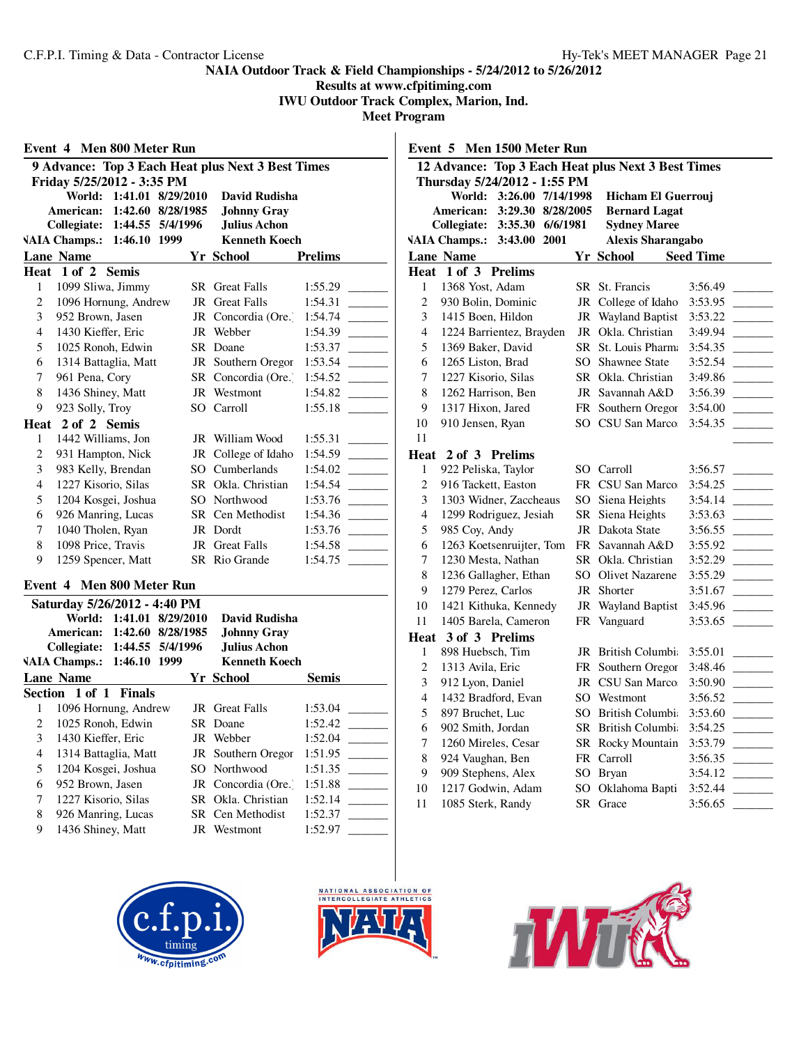NAIA Outdoor Track & Field Championships - 5/24/2012 to 5/26/2012

Results at www.cfpitiming.com

IWU Outdoor Track Complex, Marion, Ind.

Meet Program

## Event 4 Men 800 Meter Run

**9 Advance: Top 3 Each Heat plus Next 3 Best Times**

**Friday 5/25/2012 - 3:35 PM**

| | | | |
|---|---|---|---|
| World: | 1:41.01 | 8/29/2010 | David Rudisha |
| American: | 1:42.60 | 8/28/1985 | Johnny Gray |
| Collegiate: | 1:44.55 | 5/4/1996 | Julius Achon |
| NAIA Champs.: | 1:46.10 | 1999 | Kenneth Koech |

**Heat 1 of 2 Semis**

| Lane | Name | Yr | School | Prelims | |
|---|---|---|---|---|---|
| 1 | 1099 Sliwa, Jimmy | SR | Great Falls | 1:55.29 | _______ |
| 2 | 1096 Hornung, Andrew | JR | Great Falls | 1:54.31 | _______ |
| 3 | 952 Brown, Jasen | JR | Concordia (Ore.) | 1:54.74 | _______ |
| 4 | 1430 Kieffer, Eric | JR | Webber | 1:54.39 | _______ |
| 5 | 1025 Ronoh, Edwin | SR | Doane | 1:53.37 | _______ |
| 6 | 1314 Battaglia, Matt | JR | Southern Oregon | 1:53.54 | _______ |
| 7 | 961 Pena, Cory | SR | Concordia (Ore.) | 1:54.52 | _______ |
| 8 | 1436 Shiney, Matt | JR | Westmont | 1:54.82 | _______ |
| 9 | 923 Solly, Troy | SO | Carroll | 1:55.18 | _______ |

**Heat 2 of 2 Semis**

| Lane | Name | Yr | School | Prelims | |
|---|---|---|---|---|---|
| 1 | 1442 Williams, Jon | JR | William Wood | 1:55.31 | _______ |
| 2 | 931 Hampton, Nick | JR | College of Idaho | 1:54.59 | _______ |
| 3 | 983 Kelly, Brendan | SO | Cumberlands | 1:54.02 | _______ |
| 4 | 1227 Kisorio, Silas | SR | Okla. Christian | 1:54.54 | _______ |
| 5 | 1204 Kosgei, Joshua | SO | Northwood | 1:53.76 | _______ |
| 6 | 926 Manring, Lucas | SR | Cen Methodist | 1:54.36 | _______ |
| 7 | 1040 Tholen, Ryan | JR | Dordt | 1:53.76 | _______ |
| 8 | 1098 Price, Travis | JR | Great Falls | 1:54.58 | _______ |
| 9 | 1259 Spencer, Matt | SR | Rio Grande | 1:54.75 | _______ |

## Event 4 Men 800 Meter Run

**Saturday 5/26/2012 - 4:40 PM**

| | | | |
|---|---|---|---|
| World: | 1:41.01 | 8/29/2010 | David Rudisha |
| American: | 1:42.60 | 8/28/1985 | Johnny Gray |
| Collegiate: | 1:44.55 | 5/4/1996 | Julius Achon |
| NAIA Champs.: | 1:46.10 | 1999 | Kenneth Koech |

**Section 1 of 1 Finals**

| Lane | Name | Yr | School | Semis | |
|---|---|---|---|---|---|
| 1 | 1096 Hornung, Andrew | JR | Great Falls | 1:53.04 | _______ |
| 2 | 1025 Ronoh, Edwin | SR | Doane | 1:52.42 | _______ |
| 3 | 1430 Kieffer, Eric | JR | Webber | 1:52.04 | _______ |
| 4 | 1314 Battaglia, Matt | JR | Southern Oregon | 1:51.95 | _______ |
| 5 | 1204 Kosgei, Joshua | SO | Northwood | 1:51.35 | _______ |
| 6 | 952 Brown, Jasen | JR | Concordia (Ore.) | 1:51.88 | _______ |
| 7 | 1227 Kisorio, Silas | SR | Okla. Christian | 1:52.14 | _______ |
| 8 | 926 Manring, Lucas | SR | Cen Methodist | 1:52.37 | _______ |
| 9 | 1436 Shiney, Matt | JR | Westmont | 1:52.97 | _______ |

## Event 5 Men 1500 Meter Run

**12 Advance: Top 3 Each Heat plus Next 3 Best Times**

**Thursday 5/24/2012 - 1:55 PM**

| | | | |
|---|---|---|---|
| World: | 3:26.00 | 7/14/1998 | Hicham El Guerrouj |
| American: | 3:29.30 | 8/28/2005 | Bernard Lagat |
| Collegiate: | 3:35.30 | 6/6/1981 | Sydney Maree |
| NAIA Champs.: | 3:43.00 | 2001 | Alexis Sharangabo |

**Heat 1 of 3 Prelims**

| Lane | Name | Yr | School | Seed Time | |
|---|---|---|---|---|---|
| 1 | 1368 Yost, Adam | SR | St. Francis | 3:56.49 | _______ |
| 2 | 930 Bolin, Dominic | JR | College of Idaho | 3:53.95 | _______ |
| 3 | 1415 Boen, Hildon | JR | Wayland Baptist | 3:53.22 | _______ |
| 4 | 1224 Barrientez, Brayden | JR | Okla. Christian | 3:49.94 | _______ |
| 5 | 1369 Baker, David | SR | St. Louis Pharm | 3:54.35 | _______ |
| 6 | 1265 Liston, Brad | SO | Shawnee State | 3:52.54 | _______ |
| 7 | 1227 Kisorio, Silas | SR | Okla. Christian | 3:49.86 | _______ |
| 8 | 1262 Harrison, Ben | JR | Savannah A&D | 3:56.39 | _______ |
| 9 | 1317 Hixon, Jared | FR | Southern Oregon | 3:54.00 | _______ |
| 10 | 910 Jensen, Ryan | SO | CSU San Marcos | 3:54.35 | _______ |
| 11 | | | | | _______ |

**Heat 2 of 3 Prelims**

| Lane | Name | Yr | School | Seed Time | |
|---|---|---|---|---|---|
| 1 | 922 Peliska, Taylor | SO | Carroll | 3:56.57 | _______ |
| 2 | 916 Tackett, Easton | FR | CSU San Marcos | 3:54.25 | _______ |
| 3 | 1303 Widner, Zaccheaus | SO | Siena Heights | 3:54.14 | _______ |
| 4 | 1299 Rodriguez, Jesiah | SR | Siena Heights | 3:53.63 | _______ |
| 5 | 985 Coy, Andy | JR | Dakota State | 3:56.55 | _______ |
| 6 | 1263 Koetsenruijter, Tom | FR | Savannah A&D | 3:55.92 | _______ |
| 7 | 1230 Mesta, Nathan | SR | Okla. Christian | 3:52.29 | _______ |
| 8 | 1236 Gallagher, Ethan | SO | Olivet Nazarene | 3:55.29 | _______ |
| 9 | 1279 Perez, Carlos | JR | Shorter | 3:51.67 | _______ |
| 10 | 1421 Kithuka, Kennedy | JR | Wayland Baptist | 3:45.96 | _______ |
| 11 | 1405 Barela, Cameron | FR | Vanguard | 3:53.65 | _______ |

**Heat 3 of 3 Prelims**

| Lane | Name | Yr | School | Seed Time | |
|---|---|---|---|---|---|
| 1 | 898 Huebsch, Tim | JR | British Columbia | 3:55.01 | _______ |
| 2 | 1313 Avila, Eric | FR | Southern Oregon | 3:48.46 | _______ |
| 3 | 912 Lyon, Daniel | JR | CSU San Marcos | 3:50.90 | _______ |
| 4 | 1432 Bradford, Evan | SO | Westmont | 3:56.52 | _______ |
| 5 | 897 Bruchet, Luc | SO | British Columbia | 3:53.60 | _______ |
| 6 | 902 Smith, Jordan | SR | British Columbia | 3:54.25 | _______ |
| 7 | 1260 Mireles, Cesar | SR | Rocky Mountain | 3:53.79 | _______ |
| 8 | 924 Vaughan, Ben | FR | Carroll | 3:56.35 | _______ |
| 9 | 909 Stephens, Alex | SO | Bryan | 3:54.12 | _______ |
| 10 | 1217 Godwin, Adam | SO | Oklahoma Baptist | 3:52.44 | _______ |
| 11 | 1085 Sterk, Randy | SR | Grace | 3:56.65 | _______ |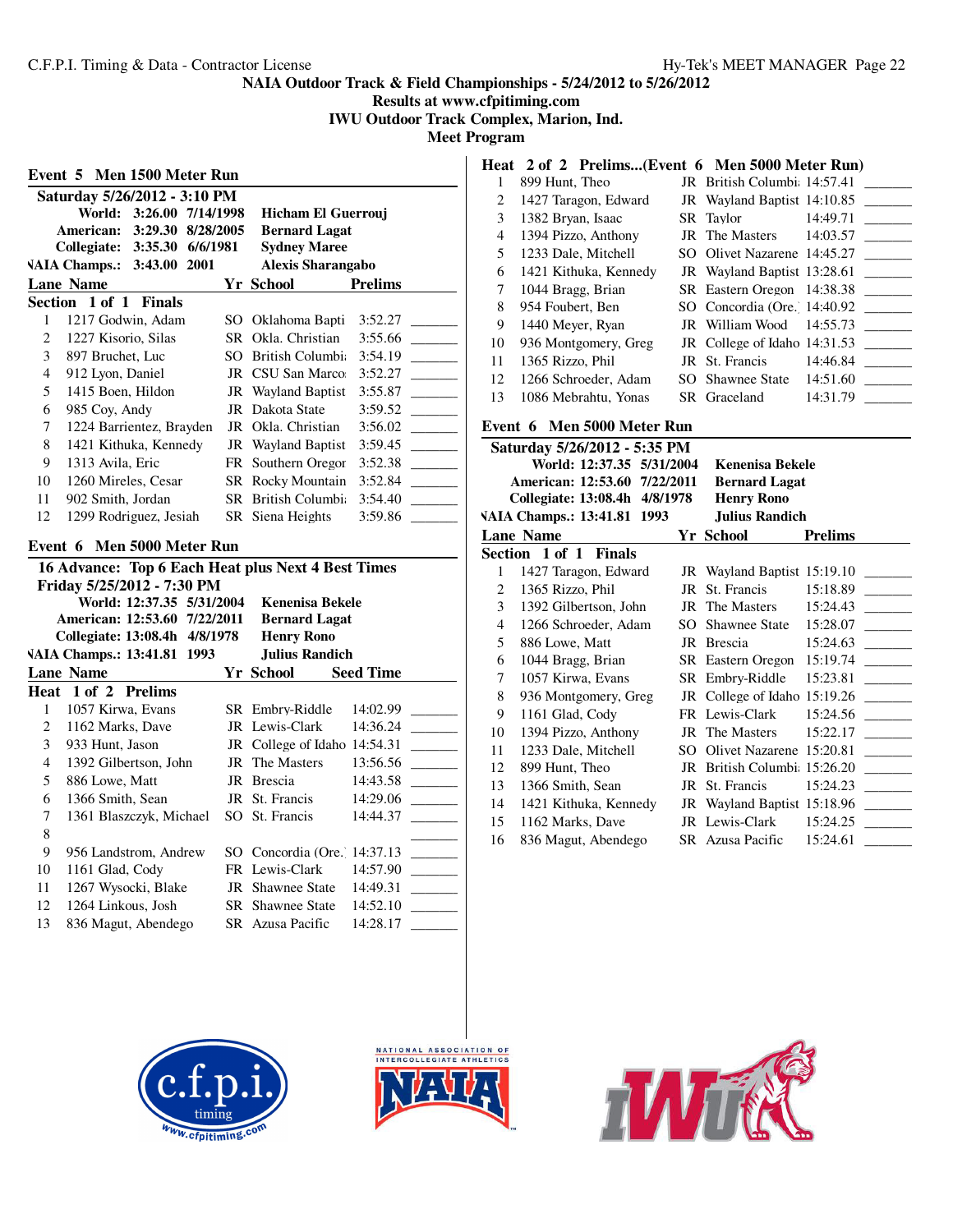# NAIA Outdoor Track & Field Championships - 5/24/2012 to 5/26/2012

Results at www.cfpitiming.com

IWU Outdoor Track Complex, Marion, Ind.

Meet Program

## Event 5 Men 1500 Meter Run

**Saturday 5/26/2012 - 3:10 PM**

| | | | |
|---|---|---|---|
| World: | 3:26.00 | 7/14/1998 | Hicham El Guerrouj |
| American: | 3:29.30 | 8/28/2005 | Bernard Lagat |
| Collegiate: | 3:35.30 | 6/6/1981 | Sydney Maree |
| NAIA Champs.: | 3:43.00 | 2001 | Alexis Sharangabo |

**Section 1 of 1 Finals**

| Lane | Name | Yr | School | Prelims | |
|---|---|---|---|---|---|
| 1 | 1217 Godwin, Adam | SO | Oklahoma Bapti | 3:52.27 | _______ |
| 2 | 1227 Kisorio, Silas | SR | Okla. Christian | 3:55.66 | _______ |
| 3 | 897 Bruchet, Luc | SO | British Columbi | 3:54.19 | _______ |
| 4 | 912 Lyon, Daniel | JR | CSU San Marco | 3:52.27 | _______ |
| 5 | 1415 Boen, Hildon | JR | Wayland Baptist | 3:55.87 | _______ |
| 6 | 985 Coy, Andy | JR | Dakota State | 3:59.52 | _______ |
| 7 | 1224 Barrientez, Brayden | JR | Okla. Christian | 3:56.02 | _______ |
| 8 | 1421 Kithuka, Kennedy | JR | Wayland Baptist | 3:59.45 | _______ |
| 9 | 1313 Avila, Eric | FR | Southern Oregor | 3:52.38 | _______ |
| 10 | 1260 Mireles, Cesar | SR | Rocky Mountain | 3:52.84 | _______ |
| 11 | 902 Smith, Jordan | SR | British Columbi | 3:54.40 | _______ |
| 12 | 1299 Rodriguez, Jesiah | SR | Siena Heights | 3:59.86 | _______ |

## Event 6 Men 5000 Meter Run

**16 Advance: Top 6 Each Heat plus Next 4 Best Times**

**Friday 5/25/2012 - 7:30 PM**

| | | | |
|---|---|---|---|
| World: | 12:37.35 | 5/31/2004 | Kenenisa Bekele |
| American: | 12:53.60 | 7/22/2011 | Bernard Lagat |
| Collegiate: | 13:08.4h | 4/8/1978 | Henry Rono |
| NAIA Champs.: | 13:41.81 | 1993 | Julius Randich |

**Heat 1 of 2 Prelims**

| Lane | Name | Yr | School | Seed Time | |
|---|---|---|---|---|---|
| 1 | 1057 Kirwa, Evans | SR | Embry-Riddle | 14:02.99 | _______ |
| 2 | 1162 Marks, Dave | JR | Lewis-Clark | 14:36.24 | _______ |
| 3 | 933 Hunt, Jason | JR | College of Idaho | 14:54.31 | _______ |
| 4 | 1392 Gilbertson, John | JR | The Masters | 13:56.56 | _______ |
| 5 | 886 Lowe, Matt | JR | Brescia | 14:43.58 | _______ |
| 6 | 1366 Smith, Sean | JR | St. Francis | 14:29.06 | _______ |
| 7 | 1361 Blaszczyk, Michael | SO | St. Francis | 14:44.37 | _______ |
| 8 | | | | | _______ |
| 9 | 956 Landstrom, Andrew | SO | Concordia (Ore.) | 14:37.13 | _______ |
| 10 | 1161 Glad, Cody | FR | Lewis-Clark | 14:57.90 | _______ |
| 11 | 1267 Wysocki, Blake | JR | Shawnee State | 14:49.31 | _______ |
| 12 | 1264 Linkous, Josh | SR | Shawnee State | 14:52.10 | _______ |
| 13 | 836 Magut, Abendego | SR | Azusa Pacific | 14:28.17 | _______ |

**Heat 2 of 2 Prelims...(Event 6 Men 5000 Meter Run)**

| Lane | Name | Yr | School | Seed Time | |
|---|---|---|---|---|---|
| 1 | 899 Hunt, Theo | JR | British Columbi | 14:57.41 | _______ |
| 2 | 1427 Taragon, Edward | JR | Wayland Baptist | 14:10.85 | _______ |
| 3 | 1382 Bryan, Isaac | SR | Taylor | 14:49.71 | _______ |
| 4 | 1394 Pizzo, Anthony | JR | The Masters | 14:03.57 | _______ |
| 5 | 1233 Dale, Mitchell | SO | Olivet Nazarene | 14:45.27 | _______ |
| 6 | 1421 Kithuka, Kennedy | JR | Wayland Baptist | 13:28.61 | _______ |
| 7 | 1044 Bragg, Brian | SR | Eastern Oregon | 14:38.38 | _______ |
| 8 | 954 Foubert, Ben | SO | Concordia (Ore.) | 14:40.92 | _______ |
| 9 | 1440 Meyer, Ryan | JR | William Wood | 14:55.73 | _______ |
| 10 | 936 Montgomery, Greg | JR | College of Idaho | 14:31.53 | _______ |
| 11 | 1365 Rizzo, Phil | JR | St. Francis | 14:46.84 | _______ |
| 12 | 1266 Schroeder, Adam | SO | Shawnee State | 14:51.60 | _______ |
| 13 | 1086 Mebrahtu, Yonas | SR | Graceland | 14:31.79 | _______ |

## Event 6 Men 5000 Meter Run

**Saturday 5/26/2012 - 5:35 PM**

| | | | |
|---|---|---|---|
| World: | 12:37.35 | 5/31/2004 | Kenenisa Bekele |
| American: | 12:53.60 | 7/22/2011 | Bernard Lagat |
| Collegiate: | 13:08.4h | 4/8/1978 | Henry Rono |
| NAIA Champs.: | 13:41.81 | 1993 | Julius Randich |

**Section 1 of 1 Finals**

| Lane | Name | Yr | School | Prelims | |
|---|---|---|---|---|---|
| 1 | 1427 Taragon, Edward | JR | Wayland Baptist | 15:19.10 | _______ |
| 2 | 1365 Rizzo, Phil | JR | St. Francis | 15:18.89 | _______ |
| 3 | 1392 Gilbertson, John | JR | The Masters | 15:24.43 | _______ |
| 4 | 1266 Schroeder, Adam | SO | Shawnee State | 15:28.07 | _______ |
| 5 | 886 Lowe, Matt | JR | Brescia | 15:24.63 | _______ |
| 6 | 1044 Bragg, Brian | SR | Eastern Oregon | 15:19.74 | _______ |
| 7 | 1057 Kirwa, Evans | SR | Embry-Riddle | 15:23.81 | _______ |
| 8 | 936 Montgomery, Greg | JR | College of Idaho | 15:19.26 | _______ |
| 9 | 1161 Glad, Cody | FR | Lewis-Clark | 15:24.56 | _______ |
| 10 | 1394 Pizzo, Anthony | JR | The Masters | 15:22.17 | _______ |
| 11 | 1233 Dale, Mitchell | SO | Olivet Nazarene | 15:20.81 | _______ |
| 12 | 899 Hunt, Theo | JR | British Columbi | 15:26.20 | _______ |
| 13 | 1366 Smith, Sean | JR | St. Francis | 15:24.23 | _______ |
| 14 | 1421 Kithuka, Kennedy | JR | Wayland Baptist | 15:18.96 | _______ |
| 15 | 1162 Marks, Dave | JR | Lewis-Clark | 15:24.25 | _______ |
| 16 | 836 Magut, Abendego | SR | Azusa Pacific | 15:24.61 | _______ |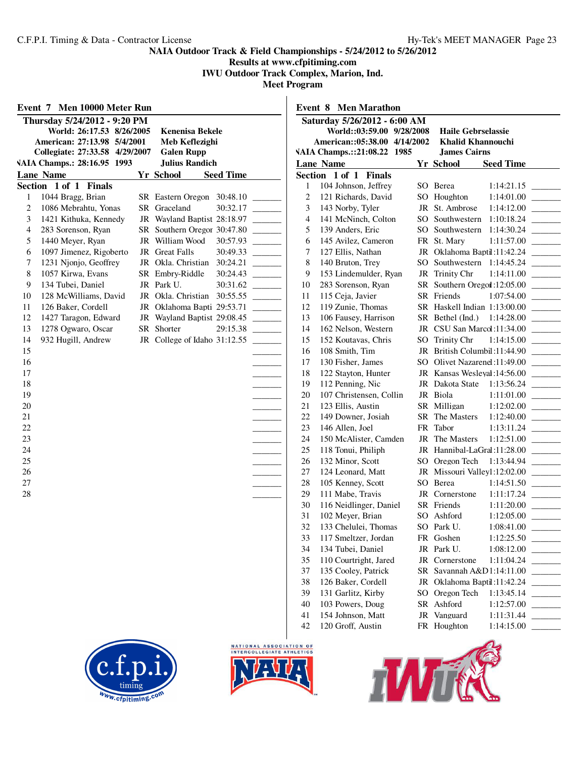NAIA Outdoor Track & Field Championships - 5/24/2012 to 5/26/2012
Results at www.cfpitiming.com
IWU Outdoor Track Complex, Marion, Ind.
Meet Program

## Event 7 Men 10000 Meter Run

**Thursday 5/24/2012 - 9:20 PM**

| Record | Time | Date | Holder |
|---|---|---|---|
| World: | 26:17.53 | 8/26/2005 | Kenenisa Bekele |
| American: | 27:13.98 | 5/4/2001 | Meb Keflezighi |
| Collegiate: | 27:33.58 | 4/29/2007 | Galen Rupp |
| NAIA Champs.: | 28:16.95 | 1993 | Julius Randich |

**Section 1 of 1 Finals**

| Lane | Name | Yr | School | Seed Time | |
|---|---|---|---|---|---|
| 1 | 1044 Bragg, Brian | SR | Eastern Oregon | 30:48.10 | ______ |
| 2 | 1086 Mebrahtu, Yonas | SR | Graceland | 30:32.17 | ______ |
| 3 | 1421 Kithuka, Kennedy | JR | Wayland Baptist | 28:18.97 | ______ |
| 4 | 283 Sorenson, Ryan | SR | Southern Oregor | 30:47.80 | ______ |
| 5 | 1440 Meyer, Ryan | JR | William Wood | 30:57.93 | ______ |
| 6 | 1097 Jimenez, Rigoberto | JR | Great Falls | 30:49.33 | ______ |
| 7 | 1231 Njonjo, Geoffrey | JR | Okla. Christian | 30:24.21 | ______ |
| 8 | 1057 Kirwa, Evans | SR | Embry-Riddle | 30:24.43 | ______ |
| 9 | 134 Tubei, Daniel | JR | Park U. | 30:31.62 | ______ |
| 10 | 128 McWilliams, David | JR | Okla. Christian | 30:55.55 | ______ |
| 11 | 126 Baker, Cordell | JR | Oklahoma Bapti | 29:53.71 | ______ |
| 12 | 1427 Taragon, Edward | JR | Wayland Baptist | 29:08.45 | ______ |
| 13 | 1278 Ogwaro, Oscar | SR | Shorter | 29:15.38 | ______ |
| 14 | 932 Hugill, Andrew | JR | College of Idaho | 31:12.55 | ______ |
| 15 | | | | | ______ |
| 16 | | | | | ______ |
| 17 | | | | | ______ |
| 18 | | | | | ______ |
| 19 | | | | | ______ |
| 20 | | | | | ______ |
| 21 | | | | | ______ |
| 22 | | | | | ______ |
| 23 | | | | | ______ |
| 24 | | | | | ______ |
| 25 | | | | | ______ |
| 26 | | | | | ______ |
| 27 | | | | | ______ |
| 28 | | | | | ______ |

## Event 8 Men Marathon

**Saturday 5/26/2012 - 6:00 AM**

| Record | Time | Date | Holder |
|---|---|---|---|
| World: | :03:59.00 | 9/28/2008 | Haile Gebrselassie |
| American: | :05:38.00 | 4/14/2002 | Khalid Khannouchi |
| NAIA Champs.: | :21:08.22 | 1985 | James Cairns |

**Section 1 of 1 Finals**

| Lane | Name | Yr | School | Seed Time | |
|---|---|---|---|---|---|
| 1 | 104 Johnson, Jeffrey | SO | Berea | 1:14:21.15 | ______ |
| 2 | 121 Richards, David | SO | Houghton | 1:14:01.00 | ______ |
| 3 | 143 Norby, Tyler | JR | St. Ambrose | 1:14:12.00 | ______ |
| 4 | 141 McNinch, Colton | SO | Southwestern | 1:10:18.24 | ______ |
| 5 | 139 Anders, Eric | SO | Southwestern | 1:14:30.24 | ______ |
| 6 | 145 Avilez, Cameron | FR | St. Mary | 1:11:57.00 | ______ |
| 7 | 127 Ellis, Nathan | JR | Oklahoma Bapti | 1:11:42.24 | ______ |
| 8 | 140 Bruton, Trey | SO | Southwestern | 1:14:45.24 | ______ |
| 9 | 153 Lindemulder, Ryan | JR | Trinity Chr | 1:14:11.00 | ______ |
| 10 | 283 Sorenson, Ryan | SR | Southern Oregon | 1:12:05.00 | ______ |
| 11 | 115 Ceja, Javier | SR | Friends | 1:07:54.00 | ______ |
| 12 | 119 Zunie, Thomas | SR | Haskell Indian | 1:13:00.00 | ______ |
| 13 | 106 Fausey, Harrison | SR | Bethel (Ind.) | 1:14:28.00 | ______ |
| 14 | 162 Nelson, Western | JR | CSU San Marcos | 1:11:34.00 | ______ |
| 15 | 152 Koutavas, Chris | SO | Trinity Chr | 1:14:15.00 | ______ |
| 16 | 108 Smith, Tim | JR | British Columbia | 1:11:44.90 | ______ |
| 17 | 130 Fisher, James | SO | Olivet Nazarene | 1:11:49.00 | ______ |
| 18 | 122 Stayton, Hunter | JR | Kansas Wesleyan | 1:14:56.00 | ______ |
| 19 | 112 Penning, Nic | JR | Dakota State | 1:13:56.24 | ______ |
| 20 | 107 Christensen, Collin | JR | Biola | 1:11:01.00 | ______ |
| 21 | 123 Ellis, Austin | SR | Milligan | 1:12:02.00 | ______ |
| 22 | 149 Downer, Josiah | SR | The Masters | 1:12:40.00 | ______ |
| 23 | 146 Allen, Joel | FR | Tabor | 1:13:11.24 | ______ |
| 24 | 150 McAlister, Camden | JR | The Masters | 1:12:51.00 | ______ |
| 25 | 118 Tonui, Philiph | JR | Hannibal-LaGrange | 1:11:28.00 | ______ |
| 26 | 132 Minor, Scott | SO | Oregon Tech | 1:13:44.94 | ______ |
| 27 | 124 Leonard, Matt | JR | Missouri Valley | 1:12:02.00 | ______ |
| 28 | 105 Kenney, Scott | SO | Berea | 1:14:51.50 | ______ |
| 29 | 111 Mabe, Travis | JR | Cornerstone | 1:11:17.24 | ______ |
| 30 | 116 Neidlinger, Daniel | SR | Friends | 1:11:20.00 | ______ |
| 31 | 102 Meyer, Brian | SO | Ashford | 1:12:05.00 | ______ |
| 32 | 133 Chelulei, Thomas | SO | Park U. | 1:08:41.00 | ______ |
| 33 | 117 Smeltzer, Jordan | FR | Goshen | 1:12:25.50 | ______ |
| 34 | 134 Tubei, Daniel | JR | Park U. | 1:08:12.00 | ______ |
| 35 | 110 Courtright, Jared | JR | Cornerstone | 1:11:04.24 | ______ |
| 37 | 135 Cooley, Patrick | SR | Savannah A&D | 1:14:11.00 | ______ |
| 38 | 126 Baker, Cordell | JR | Oklahoma Bapti | 1:11:42.24 | ______ |
| 39 | 131 Garlitz, Kirby | SO | Oregon Tech | 1:13:45.14 | ______ |
| 40 | 103 Powers, Doug | SR | Ashford | 1:12:57.00 | ______ |
| 41 | 154 Johnson, Matt | JR | Vanguard | 1:11:31.44 | ______ |
| 42 | 120 Groff, Austin | FR | Houghton | 1:14:15.00 | ______ |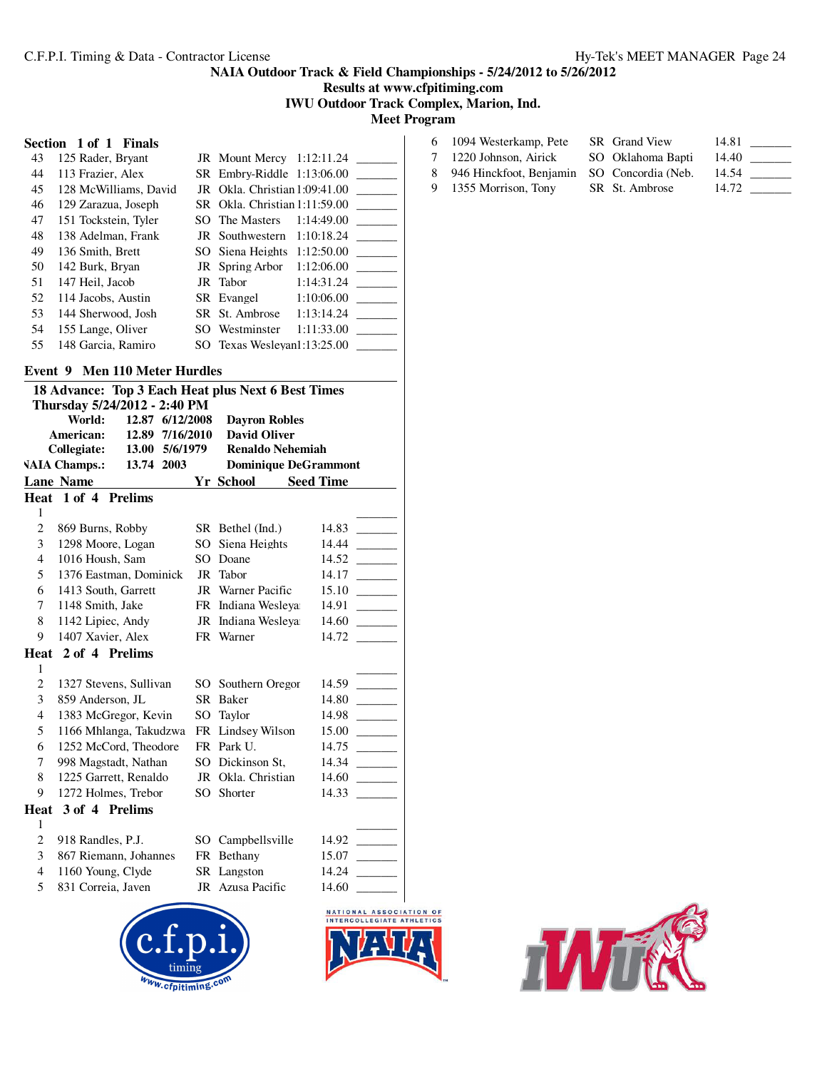C.F.P.I. Timing & Data - Contractor License

**NAIA Outdoor Track & Field Championships - 5/24/2012 to 5/26/2012**
**Results at www.cfpitiming.com**
**IWU Outdoor Track Complex, Marion, Ind.**
**Meet Program**

### Section 1 of 1 Finals

| | Name | Yr | School | Seed Time | |
|---|---|---|---|---|---|
| 43 | 125 Rader, Bryant | JR | Mount Mercy | 1:12:11.24 | _______ |
| 44 | 113 Frazier, Alex | SR | Embry-Riddle | 1:13:06.00 | _______ |
| 45 | 128 McWilliams, David | JR | Okla. Christian | 1:09:41.00 | _______ |
| 46 | 129 Zarazua, Joseph | SR | Okla. Christian | 1:11:59.00 | _______ |
| 47 | 151 Tockstein, Tyler | SO | The Masters | 1:14:49.00 | _______ |
| 48 | 138 Adelman, Frank | JR | Southwestern | 1:10:18.24 | _______ |
| 49 | 136 Smith, Brett | SO | Siena Heights | 1:12:50.00 | _______ |
| 50 | 142 Burk, Bryan | JR | Spring Arbor | 1:12:06.00 | _______ |
| 51 | 147 Heil, Jacob | JR | Tabor | 1:14:31.24 | _______ |
| 52 | 114 Jacobs, Austin | SR | Evangel | 1:10:06.00 | _______ |
| 53 | 144 Sherwood, Josh | SR | St. Ambrose | 1:13:14.24 | _______ |
| 54 | 155 Lange, Oliver | SO | Westminster | 1:11:33.00 | _______ |
| 55 | 148 Garcia, Ramiro | SO | Texas Wesleyan | 1:13:25.00 | _______ |

## Event 9 Men 110 Meter Hurdles

**18 Advance: Top 3 Each Heat plus Next 6 Best Times**
**Thursday 5/24/2012 - 2:40 PM**

| | | | |
|---|---|---|---|
| **World:** | **12.87** | **6/12/2008** | **Dayron Robles** |
| **American:** | **12.89** | **7/16/2010** | **David Oliver** |
| **Collegiate:** | **13.00** | **5/6/1979** | **Renaldo Nehemiah** |
| **NAIA Champs.:** | **13.74** | **2003** | **Dominique DeGrammont** |

### Heat 1 of 4 Prelims

| Lane | Name | Yr | School | Seed Time | |
|---|---|---|---|---|---|
| 1 | | | | | _______ |
| 2 | 869 Burns, Robby | SR | Bethel (Ind.) | 14.83 | _______ |
| 3 | 1298 Moore, Logan | SO | Siena Heights | 14.44 | _______ |
| 4 | 1016 Housh, Sam | SO | Doane | 14.52 | _______ |
| 5 | 1376 Eastman, Dominick | JR | Tabor | 14.17 | _______ |
| 6 | 1413 South, Garrett | JR | Warner Pacific | 15.10 | _______ |
| 7 | 1148 Smith, Jake | FR | Indiana Wesleya | 14.91 | _______ |
| 8 | 1142 Lipiec, Andy | JR | Indiana Wesleya | 14.60 | _______ |
| 9 | 1407 Xavier, Alex | FR | Warner | 14.72 | _______ |

### Heat 2 of 4 Prelims

| Lane | Name | Yr | School | Seed Time | |
|---|---|---|---|---|---|
| 1 | | | | | _______ |
| 2 | 1327 Stevens, Sullivan | SO | Southern Oregon | 14.59 | _______ |
| 3 | 859 Anderson, JL | SR | Baker | 14.80 | _______ |
| 4 | 1383 McGregor, Kevin | SO | Taylor | 14.98 | _______ |
| 5 | 1166 Mhlanga, Takudzwa | FR | Lindsey Wilson | 15.00 | _______ |
| 6 | 1252 McCord, Theodore | FR | Park U. | 14.75 | _______ |
| 7 | 998 Magstadt, Nathan | SO | Dickinson St, | 14.34 | _______ |
| 8 | 1225 Garrett, Renaldo | JR | Okla. Christian | 14.60 | _______ |
| 9 | 1272 Holmes, Trebor | SO | Shorter | 14.33 | _______ |

### Heat 3 of 4 Prelims

| Lane | Name | Yr | School | Seed Time | |
|---|---|---|---|---|---|
| 1 | | | | | _______ |
| 2 | 918 Randles, P.J. | SO | Campbellsville | 14.92 | _______ |
| 3 | 867 Riemann, Johannes | FR | Bethany | 15.07 | _______ |
| 4 | 1160 Young, Clyde | SR | Langston | 14.24 | _______ |
| 5 | 831 Correia, Javen | JR | Azusa Pacific | 14.60 | _______ |
| 6 | 1094 Westerkamp, Pete | SR | Grand View | 14.81 | _______ |
| 7 | 1220 Johnson, Airick | SO | Oklahoma Bapti | 14.40 | _______ |
| 8 | 946 Hinckfoot, Benjamin | SO | Concordia (Neb. | 14.54 | _______ |
| 9 | 1355 Morrison, Tony | SR | St. Ambrose | 14.72 | _______ |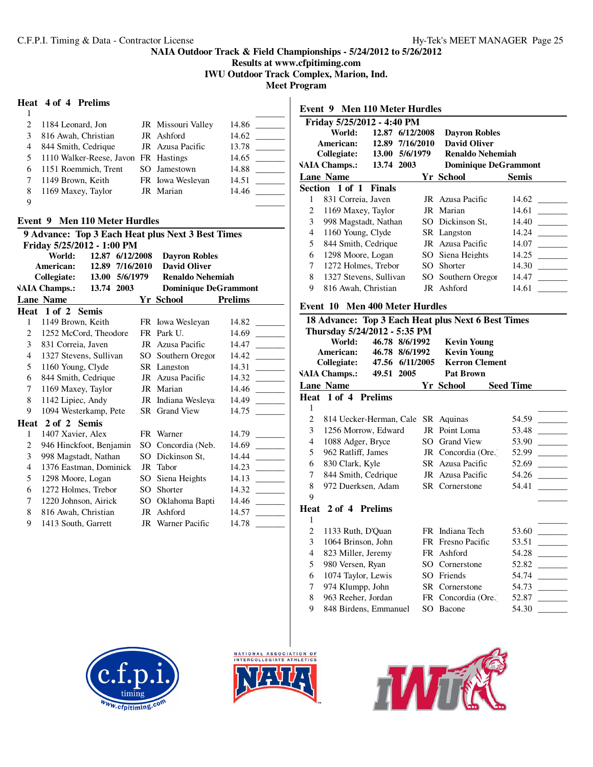NAIA Outdoor Track & Field Championships - 5/24/2012 to 5/26/2012
Results at www.cfpitiming.com
IWU Outdoor Track Complex, Marion, Ind.
Meet Program

### Heat 4 of 4 Prelims

| Lane | Name | Yr | School | Seed Time | |
|---|---|---|---|---|---|
| 1 | | | | | _______ |
| 2 | 1184 Leonard, Jon | JR | Missouri Valley | 14.86 | _______ |
| 3 | 816 Awah, Christian | JR | Ashford | 14.62 | _______ |
| 4 | 844 Smith, Cedrique | JR | Azusa Pacific | 13.78 | _______ |
| 5 | 1110 Walker-Reese, Javon | FR | Hastings | 14.65 | _______ |
| 6 | 1151 Roemmich, Trent | SO | Jamestown | 14.88 | _______ |
| 7 | 1149 Brown, Keith | FR | Iowa Wesleyan | 14.51 | _______ |
| 8 | 1169 Maxey, Taylor | JR | Marian | 14.46 | _______ |
| 9 | | | | | _______ |

## Event 9 Men 110 Meter Hurdles

**9 Advance: Top 3 Each Heat plus Next 3 Best Times**
**Friday 5/25/2012 - 1:00 PM**

| | | | |
|---|---|---|---|
| **World:** | **12.87** | **6/12/2008** | **Dayron Robles** |
| **American:** | **12.89** | **7/16/2010** | **David Oliver** |
| **Collegiate:** | **13.00** | **5/6/1979** | **Renaldo Nehemiah** |
| **NAIA Champs.:** | **13.74** | **2003** | **Dominique DeGrammont** |

### Heat 1 of 2 Semis

| Lane | Name | Yr | School | Prelims | |
|---|---|---|---|---|---|
| 1 | 1149 Brown, Keith | FR | Iowa Wesleyan | 14.82 | _______ |
| 2 | 1252 McCord, Theodore | FR | Park U. | 14.69 | _______ |
| 3 | 831 Correia, Javen | JR | Azusa Pacific | 14.47 | _______ |
| 4 | 1327 Stevens, Sullivan | SO | Southern Oregor | 14.42 | _______ |
| 5 | 1160 Young, Clyde | SR | Langston | 14.31 | _______ |
| 6 | 844 Smith, Cedrique | JR | Azusa Pacific | 14.32 | _______ |
| 7 | 1169 Maxey, Taylor | JR | Marian | 14.46 | _______ |
| 8 | 1142 Lipiec, Andy | JR | Indiana Wesleya | 14.49 | _______ |
| 9 | 1094 Westerkamp, Pete | SR | Grand View | 14.75 | _______ |

### Heat 2 of 2 Semis

| Lane | Name | Yr | School | Prelims | |
|---|---|---|---|---|---|
| 1 | 1407 Xavier, Alex | FR | Warner | 14.79 | _______ |
| 2 | 946 Hinckfoot, Benjamin | SO | Concordia (Neb. | 14.69 | _______ |
| 3 | 998 Magstadt, Nathan | SO | Dickinson St, | 14.44 | _______ |
| 4 | 1376 Eastman, Dominick | JR | Tabor | 14.23 | _______ |
| 5 | 1298 Moore, Logan | SO | Siena Heights | 14.13 | _______ |
| 6 | 1272 Holmes, Trebor | SO | Shorter | 14.32 | _______ |
| 7 | 1220 Johnson, Airick | SO | Oklahoma Bapti | 14.46 | _______ |
| 8 | 816 Awah, Christian | JR | Ashford | 14.57 | _______ |
| 9 | 1413 South, Garrett | JR | Warner Pacific | 14.78 | _______ |

## Event 9 Men 110 Meter Hurdles

**Friday 5/25/2012 - 4:40 PM**

| | | | |
|---|---|---|---|
| **World:** | **12.87** | **6/12/2008** | **Dayron Robles** |
| **American:** | **12.89** | **7/16/2010** | **David Oliver** |
| **Collegiate:** | **13.00** | **5/6/1979** | **Renaldo Nehemiah** |
| **NAIA Champs.:** | **13.74** | **2003** | **Dominique DeGrammont** |

### Section 1 of 1 Finals

| Lane | Name | Yr | School | Semis | |
|---|---|---|---|---|---|
| 1 | 831 Correia, Javen | JR | Azusa Pacific | 14.62 | _______ |
| 2 | 1169 Maxey, Taylor | JR | Marian | 14.61 | _______ |
| 3 | 998 Magstadt, Nathan | SO | Dickinson St, | 14.40 | _______ |
| 4 | 1160 Young, Clyde | SR | Langston | 14.24 | _______ |
| 5 | 844 Smith, Cedrique | JR | Azusa Pacific | 14.07 | _______ |
| 6 | 1298 Moore, Logan | SO | Siena Heights | 14.25 | _______ |
| 7 | 1272 Holmes, Trebor | SO | Shorter | 14.30 | _______ |
| 8 | 1327 Stevens, Sullivan | SO | Southern Oregor | 14.47 | _______ |
| 9 | 816 Awah, Christian | JR | Ashford | 14.61 | _______ |

## Event 10 Men 400 Meter Hurdles

**18 Advance: Top 3 Each Heat plus Next 6 Best Times**
**Thursday 5/24/2012 - 5:35 PM**

| | | | |
|---|---|---|---|
| **World:** | **46.78** | **8/6/1992** | **Kevin Young** |
| **American:** | **46.78** | **8/6/1992** | **Kevin Young** |
| **Collegiate:** | **47.56** | **6/11/2005** | **Kerron Clement** |
| **NAIA Champs.:** | **49.51** | **2005** | **Pat Brown** |

### Heat 1 of 4 Prelims

| Lane | Name | Yr | School | Seed Time | |
|---|---|---|---|---|---|
| 1 | | | | | _______ |
| 2 | 814 Uecker-Herman, Cale | SR | Aquinas | 54.59 | _______ |
| 3 | 1256 Morrow, Edward | JR | Point Loma | 53.48 | _______ |
| 4 | 1088 Adger, Bryce | SO | Grand View | 53.90 | _______ |
| 5 | 962 Ratliff, James | JR | Concordia (Ore. | 52.99 | _______ |
| 6 | 830 Clark, Kyle | SR | Azusa Pacific | 52.69 | _______ |
| 7 | 844 Smith, Cedrique | JR | Azusa Pacific | 54.26 | _______ |
| 8 | 972 Duerksen, Adam | SR | Cornerstone | 54.41 | _______ |
| 9 | | | | | _______ |

### Heat 2 of 4 Prelims

| Lane | Name | Yr | School | Seed Time | |
|---|---|---|---|---|---|
| 1 | | | | | _______ |
| 2 | 1133 Ruth, D'Quan | FR | Indiana Tech | 53.60 | _______ |
| 3 | 1064 Brinson, John | FR | Fresno Pacific | 53.51 | _______ |
| 4 | 823 Miller, Jeremy | FR | Ashford | 54.28 | _______ |
| 5 | 980 Versen, Ryan | SO | Cornerstone | 52.82 | _______ |
| 6 | 1074 Taylor, Lewis | SO | Friends | 54.74 | _______ |
| 7 | 974 Klumpp, John | SR | Cornerstone | 54.73 | _______ |
| 8 | 963 Reeher, Jordan | FR | Concordia (Ore. | 52.87 | _______ |
| 9 | 848 Birdens, Emmanuel | SO | Bacone | 54.30 | _______ |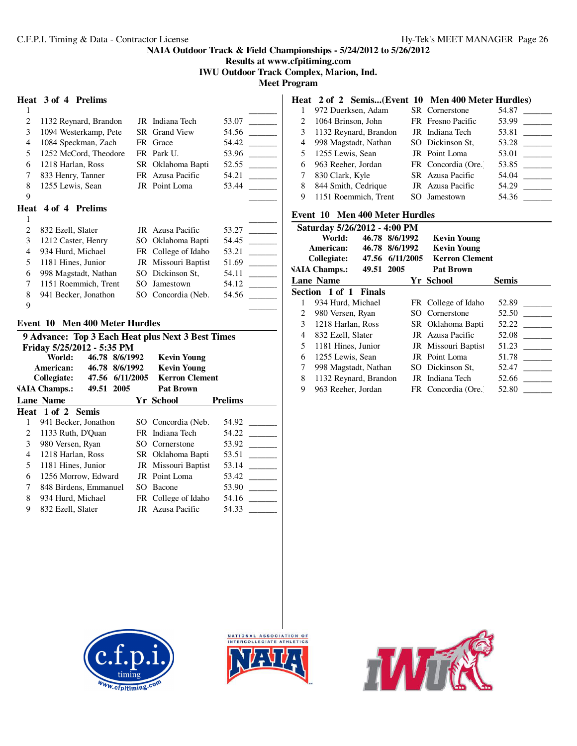### Heat 3 of 4 Prelims

| Lane | Name | Yr | School | Seed | |
|---|---|---|---|---|---|
| 1 | | | | | _______ |
| 2 | 1132 Reynard, Brandon | JR | Indiana Tech | 53.07 | _______ |
| 3 | 1094 Westerkamp, Pete | SR | Grand View | 54.56 | _______ |
| 4 | 1084 Speckman, Zach | FR | Grace | 54.42 | _______ |
| 5 | 1252 McCord, Theodore | FR | Park U. | 53.96 | _______ |
| 6 | 1218 Harlan, Ross | SR | Oklahoma Bapti | 52.55 | _______ |
| 7 | 833 Henry, Tanner | FR | Azusa Pacific | 54.21 | _______ |
| 8 | 1255 Lewis, Sean | JR | Point Loma | 53.44 | _______ |
| 9 | | | | | _______ |

### Heat 4 of 4 Prelims

| Lane | Name | Yr | School | Seed | |
|---|---|---|---|---|---|
| 1 | | | | | _______ |
| 2 | 832 Ezell, Slater | JR | Azusa Pacific | 53.27 | _______ |
| 3 | 1212 Caster, Henry | SO | Oklahoma Bapti | 54.45 | _______ |
| 4 | 934 Hurd, Michael | FR | College of Idaho | 53.21 | _______ |
| 5 | 1181 Hines, Junior | JR | Missouri Baptist | 51.69 | _______ |
| 6 | 998 Magstadt, Nathan | SO | Dickinson St, | 54.11 | _______ |
| 7 | 1151 Roemmich, Trent | SO | Jamestown | 54.12 | _______ |
| 8 | 941 Becker, Jonathon | SO | Concordia (Neb. | 54.56 | _______ |
| 9 | | | | | _______ |

## Event 10 Men 400 Meter Hurdles

**9 Advance: Top 3 Each Heat plus Next 3 Best Times**

**Friday 5/25/2012 - 5:35 PM**

| | | | |
|---|---|---|---|
| **World:** | **46.78** | **8/6/1992** | **Kevin Young** |
| **American:** | **46.78** | **8/6/1992** | **Kevin Young** |
| **Collegiate:** | **47.56** | **6/11/2005** | **Kerron Clement** |
| **NAIA Champs.:** | **49.51** | **2005** | **Pat Brown** |

### Heat 1 of 2 Semis

| Lane | Name | Yr | School | Prelims | |
|---|---|---|---|---|---|
| 1 | 941 Becker, Jonathon | SO | Concordia (Neb. | 54.92 | _______ |
| 2 | 1133 Ruth, D'Quan | FR | Indiana Tech | 54.22 | _______ |
| 3 | 980 Versen, Ryan | SO | Cornerstone | 53.92 | _______ |
| 4 | 1218 Harlan, Ross | SR | Oklahoma Bapti | 53.51 | _______ |
| 5 | 1181 Hines, Junior | JR | Missouri Baptist | 53.14 | _______ |
| 6 | 1256 Morrow, Edward | JR | Point Loma | 53.42 | _______ |
| 7 | 848 Birdens, Emmanuel | SO | Bacone | 53.90 | _______ |
| 8 | 934 Hurd, Michael | FR | College of Idaho | 54.16 | _______ |
| 9 | 832 Ezell, Slater | JR | Azusa Pacific | 54.33 | _______ |

### Heat 2 of 2 Semis...(Event 10 Men 400 Meter Hurdles)

| Lane | Name | Yr | School | Prelims | |
|---|---|---|---|---|---|
| 1 | 972 Duerksen, Adam | SR | Cornerstone | 54.87 | _______ |
| 2 | 1064 Brinson, John | FR | Fresno Pacific | 53.99 | _______ |
| 3 | 1132 Reynard, Brandon | JR | Indiana Tech | 53.81 | _______ |
| 4 | 998 Magstadt, Nathan | SO | Dickinson St, | 53.28 | _______ |
| 5 | 1255 Lewis, Sean | JR | Point Loma | 53.01 | _______ |
| 6 | 963 Reeher, Jordan | FR | Concordia (Ore.) | 53.85 | _______ |
| 7 | 830 Clark, Kyle | SR | Azusa Pacific | 54.04 | _______ |
| 8 | 844 Smith, Cedrique | JR | Azusa Pacific | 54.29 | _______ |
| 9 | 1151 Roemmich, Trent | SO | Jamestown | 54.36 | _______ |

## Event 10 Men 400 Meter Hurdles

**Saturday 5/26/2012 - 4:00 PM**

| | | | |
|---|---|---|---|
| **World:** | **46.78** | **8/6/1992** | **Kevin Young** |
| **American:** | **46.78** | **8/6/1992** | **Kevin Young** |
| **Collegiate:** | **47.56** | **6/11/2005** | **Kerron Clement** |
| **NAIA Champs.:** | **49.51** | **2005** | **Pat Brown** |

### Section 1 of 1 Finals

| Lane | Name | Yr | School | Semis | |
|---|---|---|---|---|---|
| 1 | 934 Hurd, Michael | FR | College of Idaho | 52.89 | _______ |
| 2 | 980 Versen, Ryan | SO | Cornerstone | 52.50 | _______ |
| 3 | 1218 Harlan, Ross | SR | Oklahoma Bapti | 52.22 | _______ |
| 4 | 832 Ezell, Slater | JR | Azusa Pacific | 52.08 | _______ |
| 5 | 1181 Hines, Junior | JR | Missouri Baptist | 51.23 | _______ |
| 6 | 1255 Lewis, Sean | JR | Point Loma | 51.78 | _______ |
| 7 | 998 Magstadt, Nathan | SO | Dickinson St, | 52.47 | _______ |
| 8 | 1132 Reynard, Brandon | JR | Indiana Tech | 52.66 | _______ |
| 9 | 963 Reeher, Jordan | FR | Concordia (Ore.) | 52.80 | _______ |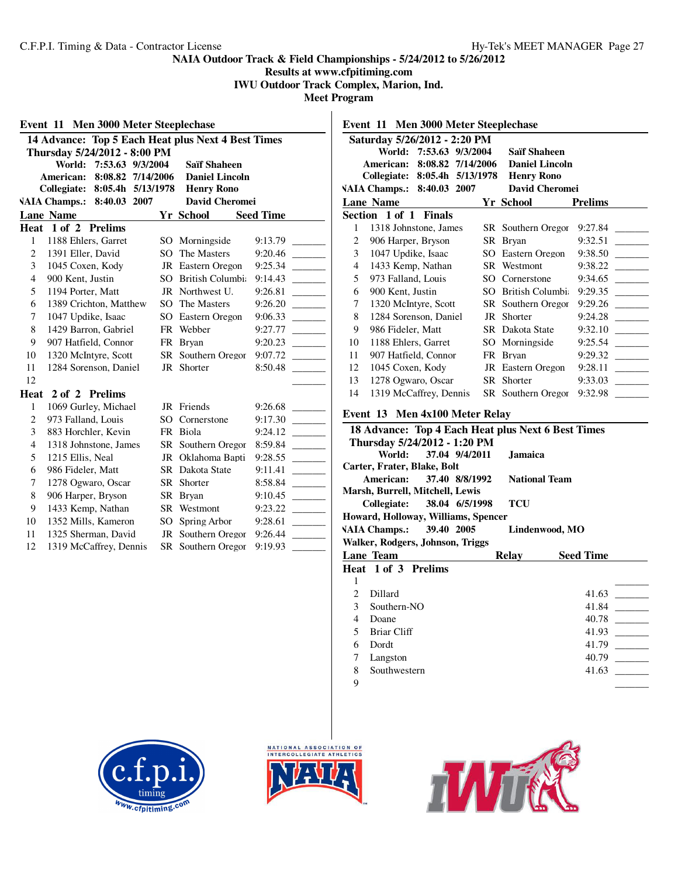## NAIA Outdoor Track & Field Championships - 5/24/2012 to 5/26/2012

**Results at www.cfpitiming.com**

**IWU Outdoor Track Complex, Marion, Ind.**

**Meet Program**

### Event 11 Men 3000 Meter Steeplechase

**14 Advance: Top 5 Each Heat plus Next 4 Best Times**

**Thursday 5/24/2012 - 8:00 PM**

| | | | |
|---|---|---|---|
| World: | 7:53.63 | 9/3/2004 | Saïf Shaheen |
| American: | 8:08.82 | 7/14/2006 | Daniel Lincoln |
| Collegiate: | 8:05.4h | 5/13/1978 | Henry Rono |
| NAIA Champs.: | 8:40.03 | 2007 | David Cheromei |

**Heat 1 of 2 Prelims**

| Lane | Name | Yr | School | Seed Time | |
|---|---|---|---|---|---|
| 1 | 1188 Ehlers, Garret | SO | Morningside | 9:13.79 | _______ |
| 2 | 1391 Eller, David | SO | The Masters | 9:20.46 | _______ |
| 3 | 1045 Coxen, Kody | JR | Eastern Oregon | 9:25.34 | _______ |
| 4 | 900 Kent, Justin | SO | British Columbia | 9:14.43 | _______ |
| 5 | 1194 Porter, Matt | JR | Northwest U. | 9:26.81 | _______ |
| 6 | 1389 Crichton, Matthew | SO | The Masters | 9:26.20 | _______ |
| 7 | 1047 Updike, Isaac | SO | Eastern Oregon | 9:06.33 | _______ |
| 8 | 1429 Barron, Gabriel | FR | Webber | 9:27.77 | _______ |
| 9 | 907 Hatfield, Connor | FR | Bryan | 9:20.23 | _______ |
| 10 | 1320 McIntyre, Scott | SR | Southern Oregon | 9:07.72 | _______ |
| 11 | 1284 Sorenson, Daniel | JR | Shorter | 8:50.48 | _______ |
| 12 | | | | | _______ |

**Heat 2 of 2 Prelims**

| Lane | Name | Yr | School | Seed Time | |
|---|---|---|---|---|---|
| 1 | 1069 Gurley, Michael | JR | Friends | 9:26.68 | _______ |
| 2 | 973 Falland, Louis | SO | Cornerstone | 9:17.30 | _______ |
| 3 | 883 Horchler, Kevin | FR | Biola | 9:24.12 | _______ |
| 4 | 1318 Johnstone, James | SR | Southern Oregon | 8:59.84 | _______ |
| 5 | 1215 Ellis, Neal | JR | Oklahoma Bapti | 9:28.55 | _______ |
| 6 | 986 Fideler, Matt | SR | Dakota State | 9:11.41 | _______ |
| 7 | 1278 Ogwaro, Oscar | SR | Shorter | 8:58.84 | _______ |
| 8 | 906 Harper, Bryson | SR | Bryan | 9:10.45 | _______ |
| 9 | 1433 Kemp, Nathan | SR | Westmont | 9:23.22 | _______ |
| 10 | 1352 Mills, Kameron | SO | Spring Arbor | 9:28.61 | _______ |
| 11 | 1325 Sherman, David | JR | Southern Oregon | 9:26.44 | _______ |
| 12 | 1319 McCaffrey, Dennis | SR | Southern Oregon | 9:19.93 | _______ |

### Event 11 Men 3000 Meter Steeplechase

**Saturday 5/26/2012 - 2:20 PM**

| | | | |
|---|---|---|---|
| World: | 7:53.63 | 9/3/2004 | Saïf Shaheen |
| American: | 8:08.82 | 7/14/2006 | Daniel Lincoln |
| Collegiate: | 8:05.4h | 5/13/1978 | Henry Rono |
| NAIA Champs.: | 8:40.03 | 2007 | David Cheromei |

**Section 1 of 1 Finals**

| Lane | Name | Yr | School | Prelims | |
|---|---|---|---|---|---|
| 1 | 1318 Johnstone, James | SR | Southern Oregon | 9:27.84 | _______ |
| 2 | 906 Harper, Bryson | SR | Bryan | 9:32.51 | _______ |
| 3 | 1047 Updike, Isaac | SO | Eastern Oregon | 9:38.50 | _______ |
| 4 | 1433 Kemp, Nathan | SR | Westmont | 9:38.22 | _______ |
| 5 | 973 Falland, Louis | SO | Cornerstone | 9:34.65 | _______ |
| 6 | 900 Kent, Justin | SO | British Columbia | 9:29.35 | _______ |
| 7 | 1320 McIntyre, Scott | SR | Southern Oregon | 9:29.26 | _______ |
| 8 | 1284 Sorenson, Daniel | JR | Shorter | 9:24.28 | _______ |
| 9 | 986 Fideler, Matt | SR | Dakota State | 9:32.10 | _______ |
| 10 | 1188 Ehlers, Garret | SO | Morningside | 9:25.54 | _______ |
| 11 | 907 Hatfield, Connor | FR | Bryan | 9:29.32 | _______ |
| 12 | 1045 Coxen, Kody | JR | Eastern Oregon | 9:28.11 | _______ |
| 13 | 1278 Ogwaro, Oscar | SR | Shorter | 9:33.03 | _______ |
| 14 | 1319 McCaffrey, Dennis | SR | Southern Oregon | 9:32.98 | _______ |

### Event 13 Men 4x100 Meter Relay

**18 Advance: Top 4 Each Heat plus Next 6 Best Times**

**Thursday 5/24/2012 - 1:20 PM**

| | | | |
|---|---|---|---|
| World: | 37.04 | 9/4/2011 | Jamaica |
| | Carter, Frater, Blake, Bolt | | |
| American: | 37.40 | 8/8/1992 | National Team |
| | Marsh, Burrell, Mitchell, Lewis | | |
| Collegiate: | 38.04 | 6/5/1998 | TCU |
| | Howard, Holloway, Williams, Spencer | | |
| NAIA Champs.: | 39.40 | 2005 | Lindenwood, MO |
| | Walker, Rodgers, Johnson, Triggs | | |

**Heat 1 of 3 Prelims**

| Lane | Team | Relay | Seed Time | |
|---|---|---|---|---|
| 1 | | | | _______ |
| 2 | Dillard | | 41.63 | _______ |
| 3 | Southern-NO | | 41.84 | _______ |
| 4 | Doane | | 40.78 | _______ |
| 5 | Briar Cliff | | 41.93 | _______ |
| 6 | Dordt | | 41.79 | _______ |
| 7 | Langston | | 40.79 | _______ |
| 8 | Southwestern | | 41.63 | _______ |
| 9 | | | | _______ |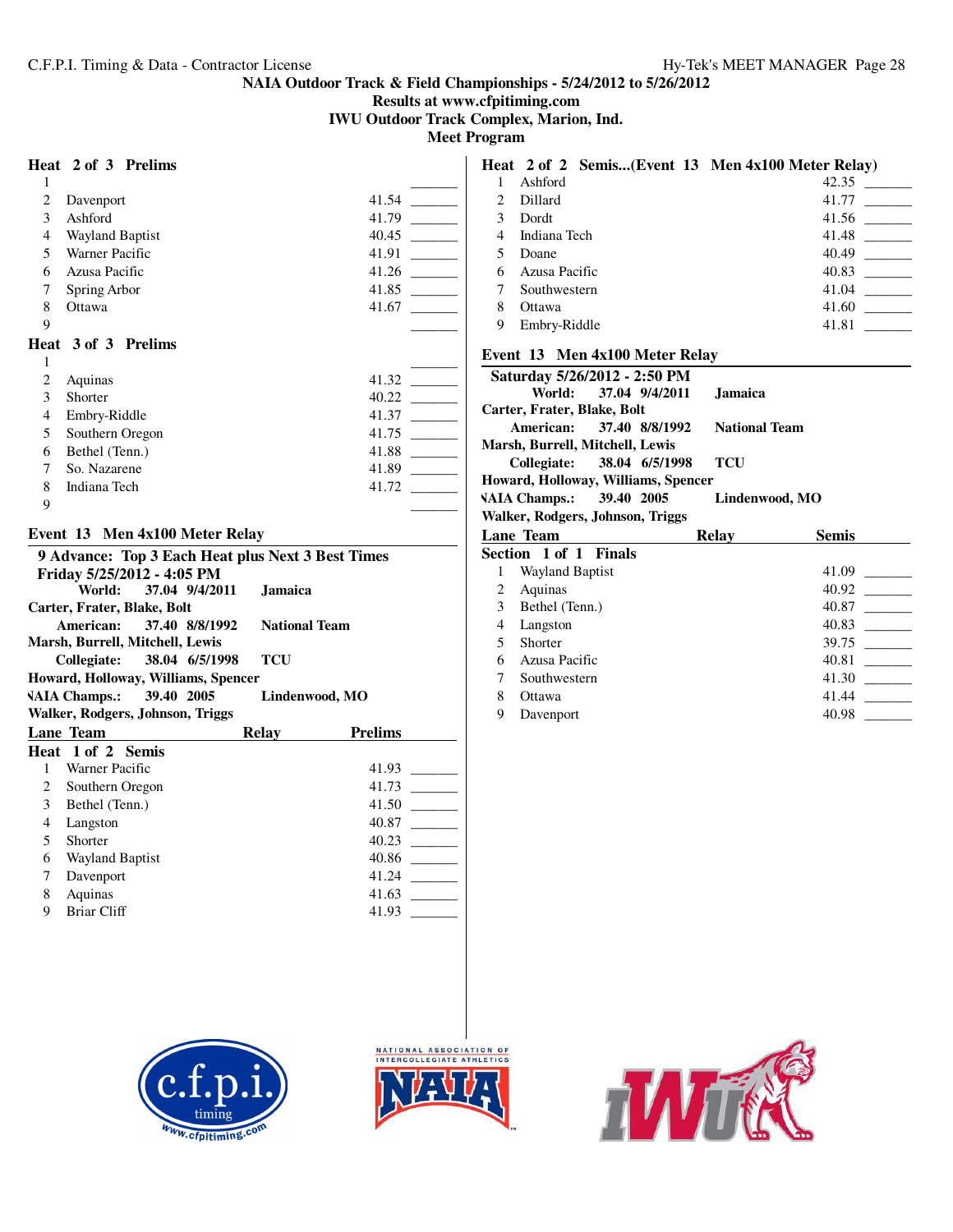C.F.P.I. Timing & Data - Contractor License

**NAIA Outdoor Track & Field Championships - 5/24/2012 to 5/26/2012**
**Results at www.cfpitiming.com**
**IWU Outdoor Track Complex, Marion, Ind.**
**Meet Program**

### Heat 2 of 3 Prelims

| Lane | Team | Seed | |
|---|---|---|---|
| 1 | | | _______ |
| 2 | Davenport | 41.54 | _______ |
| 3 | Ashford | 41.79 | _______ |
| 4 | Wayland Baptist | 40.45 | _______ |
| 5 | Warner Pacific | 41.91 | _______ |
| 6 | Azusa Pacific | 41.26 | _______ |
| 7 | Spring Arbor | 41.85 | _______ |
| 8 | Ottawa | 41.67 | _______ |
| 9 | | | _______ |

### Heat 3 of 3 Prelims

| Lane | Team | Seed | |
|---|---|---|---|
| 1 | | | _______ |
| 2 | Aquinas | 41.32 | _______ |
| 3 | Shorter | 40.22 | _______ |
| 4 | Embry-Riddle | 41.37 | _______ |
| 5 | Southern Oregon | 41.75 | _______ |
| 6 | Bethel (Tenn.) | 41.88 | _______ |
| 7 | So. Nazarene | 41.89 | _______ |
| 8 | Indiana Tech | 41.72 | _______ |
| 9 | | | _______ |

## Event 13 Men 4x100 Meter Relay

**9 Advance: Top 3 Each Heat plus Next 3 Best Times**
**Friday 5/25/2012 - 4:05 PM**

**World: 37.04 9/4/2011 Jamaica**
**Carter, Frater, Blake, Bolt**
**American: 37.40 8/8/1992 National Team**
**Marsh, Burrell, Mitchell, Lewis**
**Collegiate: 38.04 6/5/1998 TCU**
**Howard, Holloway, Williams, Spencer**
**NAIA Champs.: 39.40 2005 Lindenwood, MO**
**Walker, Rodgers, Johnson, Triggs**

### Heat 1 of 2 Semis

| Lane | Team | Relay | Prelims | |
|---|---|---|---|---|
| 1 | Warner Pacific | | 41.93 | _______ |
| 2 | Southern Oregon | | 41.73 | _______ |
| 3 | Bethel (Tenn.) | | 41.50 | _______ |
| 4 | Langston | | 40.87 | _______ |
| 5 | Shorter | | 40.23 | _______ |
| 6 | Wayland Baptist | | 40.86 | _______ |
| 7 | Davenport | | 41.24 | _______ |
| 8 | Aquinas | | 41.63 | _______ |
| 9 | Briar Cliff | | 41.93 | _______ |

### Heat 2 of 2 Semis...(Event 13 Men 4x100 Meter Relay)

| Lane | Team | Relay | Prelims | |
|---|---|---|---|---|
| 1 | Ashford | | 42.35 | _______ |
| 2 | Dillard | | 41.77 | _______ |
| 3 | Dordt | | 41.56 | _______ |
| 4 | Indiana Tech | | 41.48 | _______ |
| 5 | Doane | | 40.49 | _______ |
| 6 | Azusa Pacific | | 40.83 | _______ |
| 7 | Southwestern | | 41.04 | _______ |
| 8 | Ottawa | | 41.60 | _______ |
| 9 | Embry-Riddle | | 41.81 | _______ |

## Event 13 Men 4x100 Meter Relay

**Saturday 5/26/2012 - 2:50 PM**

**World: 37.04 9/4/2011 Jamaica**
**Carter, Frater, Blake, Bolt**
**American: 37.40 8/8/1992 National Team**
**Marsh, Burrell, Mitchell, Lewis**
**Collegiate: 38.04 6/5/1998 TCU**
**Howard, Holloway, Williams, Spencer**
**NAIA Champs.: 39.40 2005 Lindenwood, MO**
**Walker, Rodgers, Johnson, Triggs**

### Section 1 of 1 Finals

| Lane | Team | Relay | Semis | |
|---|---|---|---|---|
| 1 | Wayland Baptist | | 41.09 | _______ |
| 2 | Aquinas | | 40.92 | _______ |
| 3 | Bethel (Tenn.) | | 40.87 | _______ |
| 4 | Langston | | 40.83 | _______ |
| 5 | Shorter | | 39.75 | _______ |
| 6 | Azusa Pacific | | 40.81 | _______ |
| 7 | Southwestern | | 41.30 | _______ |
| 8 | Ottawa | | 41.44 | _______ |
| 9 | Davenport | | 40.98 | _______ |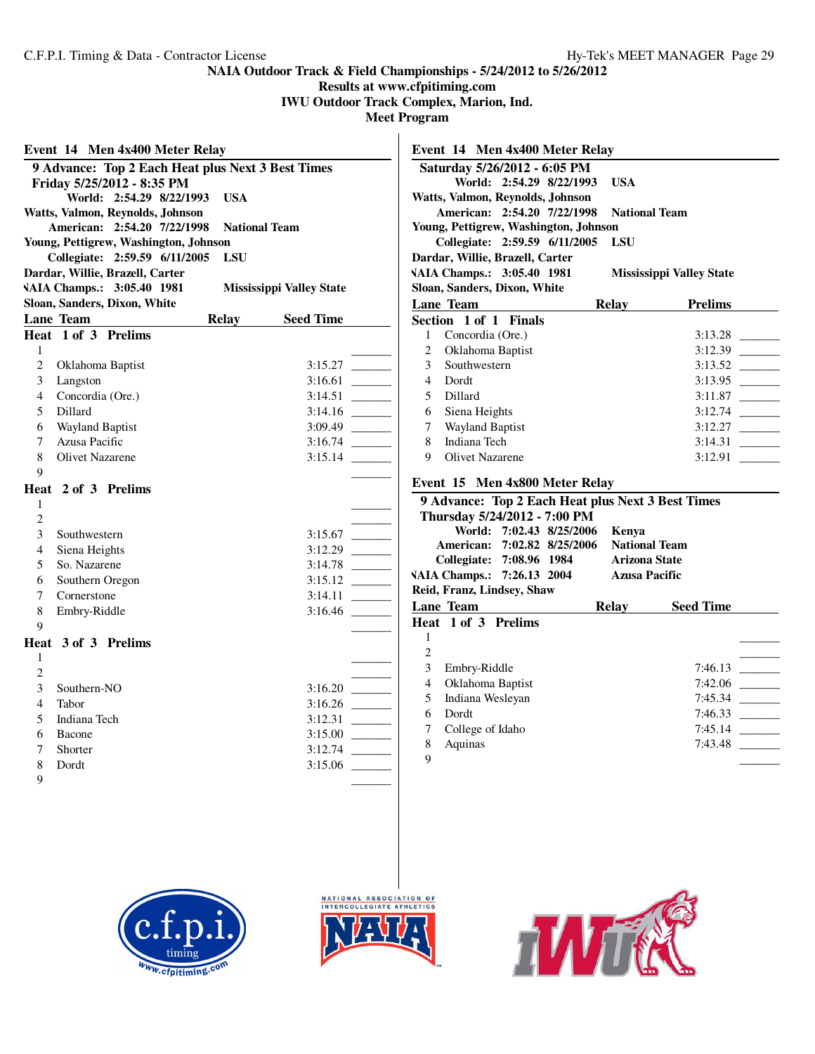NAIA Outdoor Track & Field Championships - 5/24/2012 to 5/26/2012
Results at www.cfpitiming.com
IWU Outdoor Track Complex, Marion, Ind.
Meet Program

## Event 14 Men 4x400 Meter Relay

**9 Advance: Top 2 Each Heat plus Next 3 Best Times**
**Friday 5/25/2012 - 8:35 PM**

**World: 2:54.29 8/22/1993 USA**
**Watts, Valmon, Reynolds, Johnson**
**American: 2:54.20 7/22/1998 National Team**
**Young, Pettigrew, Washington, Johnson**
**Collegiate: 2:59.59 6/11/2005 LSU**
**Dardar, Willie, Brazell, Carter**
**NAIA Champs.: 3:05.40 1981 Mississippi Valley State**
**Sloan, Sanders, Dixon, White**

| Lane | Team | Relay | Seed Time | |
|---|---|---|---|---|
| **Heat 1 of 3 Prelims** | | | | |
| 1 | | | | _______ |
| 2 | Oklahoma Baptist | | 3:15.27 | _______ |
| 3 | Langston | | 3:16.61 | _______ |
| 4 | Concordia (Ore.) | | 3:14.51 | _______ |
| 5 | Dillard | | 3:14.16 | _______ |
| 6 | Wayland Baptist | | 3:09.49 | _______ |
| 7 | Azusa Pacific | | 3:16.74 | _______ |
| 8 | Olivet Nazarene | | 3:15.14 | _______ |
| 9 | | | | _______ |
| **Heat 2 of 3 Prelims** | | | | |
| 1 | | | | _______ |
| 2 | | | | _______ |
| 3 | Southwestern | | 3:15.67 | _______ |
| 4 | Siena Heights | | 3:12.29 | _______ |
| 5 | So. Nazarene | | 3:14.78 | _______ |
| 6 | Southern Oregon | | 3:15.12 | _______ |
| 7 | Cornerstone | | 3:14.11 | _______ |
| 8 | Embry-Riddle | | 3:16.46 | _______ |
| 9 | | | | _______ |
| **Heat 3 of 3 Prelims** | | | | |
| 1 | | | | _______ |
| 2 | | | | _______ |
| 3 | Southern-NO | | 3:16.20 | _______ |
| 4 | Tabor | | 3:16.26 | _______ |
| 5 | Indiana Tech | | 3:12.31 | _______ |
| 6 | Bacone | | 3:15.00 | _______ |
| 7 | Shorter | | 3:12.74 | _______ |
| 8 | Dordt | | 3:15.06 | _______ |
| 9 | | | | _______ |

## Event 14 Men 4x400 Meter Relay

**Saturday 5/26/2012 - 6:05 PM**

**World: 2:54.29 8/22/1993 USA**
**Watts, Valmon, Reynolds, Johnson**
**American: 2:54.20 7/22/1998 National Team**
**Young, Pettigrew, Washington, Johnson**
**Collegiate: 2:59.59 6/11/2005 LSU**
**Dardar, Willie, Brazell, Carter**
**NAIA Champs.: 3:05.40 1981 Mississippi Valley State**
**Sloan, Sanders, Dixon, White**

| Lane | Team | Relay | Prelims | |
|---|---|---|---|---|
| **Section 1 of 1 Finals** | | | | |
| 1 | Concordia (Ore.) | | 3:13.28 | _______ |
| 2 | Oklahoma Baptist | | 3:12.39 | _______ |
| 3 | Southwestern | | 3:13.52 | _______ |
| 4 | Dordt | | 3:13.95 | _______ |
| 5 | Dillard | | 3:11.87 | _______ |
| 6 | Siena Heights | | 3:12.74 | _______ |
| 7 | Wayland Baptist | | 3:12.27 | _______ |
| 8 | Indiana Tech | | 3:14.31 | _______ |
| 9 | Olivet Nazarene | | 3:12.91 | _______ |

## Event 15 Men 4x800 Meter Relay

**9 Advance: Top 2 Each Heat plus Next 3 Best Times**
**Thursday 5/24/2012 - 7:00 PM**

**World: 7:02.43 8/25/2006 Kenya**
**American: 7:02.82 8/25/2006 National Team**
**Collegiate: 7:08.96 1984 Arizona State**
**NAIA Champs.: 7:26.13 2004 Azusa Pacific**
**Reid, Franz, Lindsey, Shaw**

| Lane | Team | Relay | Seed Time | |
|---|---|---|---|---|
| **Heat 1 of 3 Prelims** | | | | |
| 1 | | | | _______ |
| 2 | | | | _______ |
| 3 | Embry-Riddle | | 7:46.13 | _______ |
| 4 | Oklahoma Baptist | | 7:42.06 | _______ |
| 5 | Indiana Wesleyan | | 7:45.34 | _______ |
| 6 | Dordt | | 7:46.33 | _______ |
| 7 | College of Idaho | | 7:45.14 | _______ |
| 8 | Aquinas | | 7:43.48 | _______ |
| 9 | | | | _______ |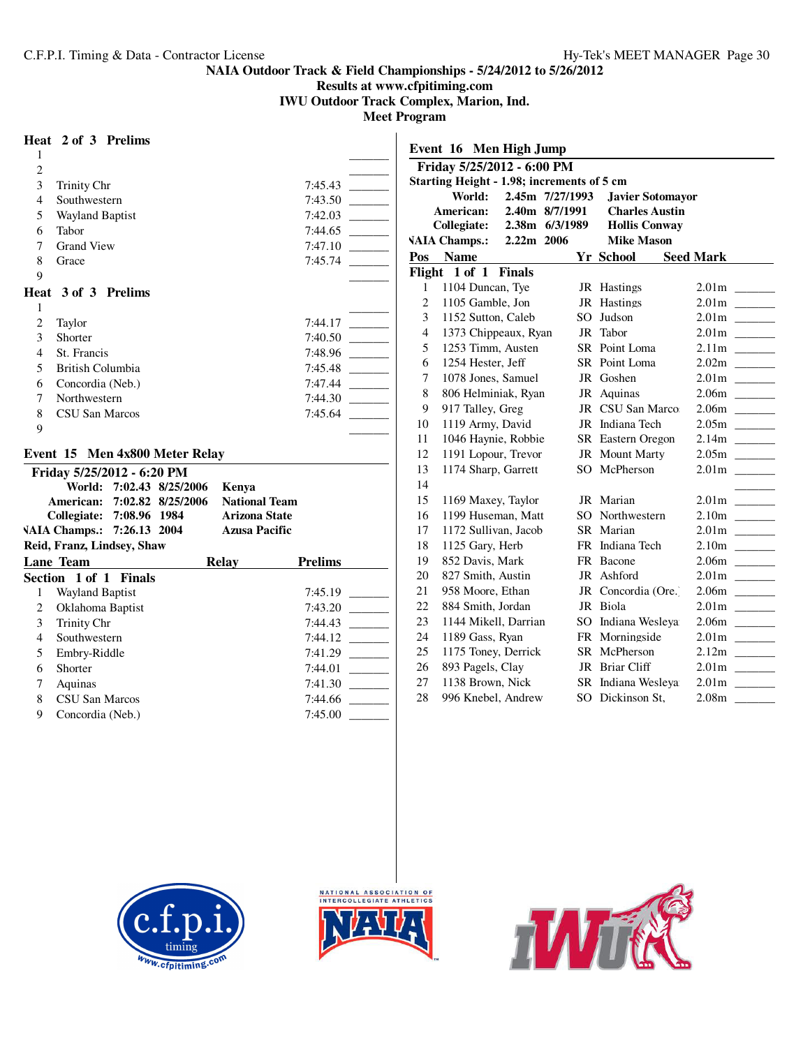NAIA Outdoor Track & Field Championships - 5/24/2012 to 5/26/2012
Results at www.cfpitiming.com
IWU Outdoor Track Complex, Marion, Ind.
Meet Program

### Heat 2 of 3 Prelims

| Lane | Team | Prelims | |
|---|---|---|---|
| 1 | | | _______ |
| 2 | | | _______ |
| 3 | Trinity Chr | 7:45.43 | _______ |
| 4 | Southwestern | 7:43.50 | _______ |
| 5 | Wayland Baptist | 7:42.03 | _______ |
| 6 | Tabor | 7:44.65 | _______ |
| 7 | Grand View | 7:47.10 | _______ |
| 8 | Grace | 7:45.74 | _______ |
| 9 | | | _______ |

### Heat 3 of 3 Prelims

| Lane | Team | Prelims | |
|---|---|---|---|
| 1 | | | _______ |
| 2 | Taylor | 7:44.17 | _______ |
| 3 | Shorter | 7:40.50 | _______ |
| 4 | St. Francis | 7:48.96 | _______ |
| 5 | British Columbia | 7:45.48 | _______ |
| 6 | Concordia (Neb.) | 7:47.44 | _______ |
| 7 | Northwestern | 7:44.30 | _______ |
| 8 | CSU San Marcos | 7:45.64 | _______ |
| 9 | | | _______ |

## Event 15 Men 4x800 Meter Relay

**Friday 5/25/2012 - 6:20 PM**

| | | | |
|---|---|---|---|
| World: | 7:02.43 | 8/25/2006 | Kenya |
| American: | 7:02.82 | 8/25/2006 | National Team |
| Collegiate: | 7:08.96 | 1984 | Arizona State |
| NAIA Champs.: | 7:26.13 | 2004 | Azusa Pacific |

**Reid, Franz, Lindsey, Shaw**

### Section 1 of 1 Finals

| Lane | Team | Relay | Prelims | |
|---|---|---|---|---|
| 1 | Wayland Baptist | | 7:45.19 | _______ |
| 2 | Oklahoma Baptist | | 7:43.20 | _______ |
| 3 | Trinity Chr | | 7:44.43 | _______ |
| 4 | Southwestern | | 7:44.12 | _______ |
| 5 | Embry-Riddle | | 7:41.29 | _______ |
| 6 | Shorter | | 7:44.01 | _______ |
| 7 | Aquinas | | 7:41.30 | _______ |
| 8 | CSU San Marcos | | 7:44.66 | _______ |
| 9 | Concordia (Neb.) | | 7:45.00 | _______ |

## Event 16 Men High Jump

**Friday 5/25/2012 - 6:00 PM**

**Starting Height - 1.98; increments of 5 cm**

| | | | |
|---|---|---|---|
| World: | 2.45m | 7/27/1993 | Javier Sotomayor |
| American: | 2.40m | 8/7/1991 | Charles Austin |
| Collegiate: | 2.38m | 6/3/1989 | Hollis Conway |
| NAIA Champs.: | 2.22m | 2006 | Mike Mason |

### Flight 1 of 1 Finals

| Pos | Name | Yr | School | Seed Mark | |
|---|---|---|---|---|---|
| 1 | 1104 Duncan, Tye | JR | Hastings | 2.01m | _______ |
| 2 | 1105 Gamble, Jon | JR | Hastings | 2.01m | _______ |
| 3 | 1152 Sutton, Caleb | SO | Judson | 2.01m | _______ |
| 4 | 1373 Chippeaux, Ryan | JR | Tabor | 2.01m | _______ |
| 5 | 1253 Timm, Austen | SR | Point Loma | 2.11m | _______ |
| 6 | 1254 Hester, Jeff | SR | Point Loma | 2.02m | _______ |
| 7 | 1078 Jones, Samuel | JR | Goshen | 2.01m | _______ |
| 8 | 806 Helminiak, Ryan | JR | Aquinas | 2.06m | _______ |
| 9 | 917 Talley, Greg | JR | CSU San Marco | 2.06m | _______ |
| 10 | 1119 Army, David | JR | Indiana Tech | 2.05m | _______ |
| 11 | 1046 Haynie, Robbie | SR | Eastern Oregon | 2.14m | _______ |
| 12 | 1191 Lopour, Trevor | JR | Mount Marty | 2.05m | _______ |
| 13 | 1174 Sharp, Garrett | SO | McPherson | 2.01m | _______ |
| 14 | | | | | _______ |
| 15 | 1169 Maxey, Taylor | JR | Marian | 2.01m | _______ |
| 16 | 1199 Huseman, Matt | SO | Northwestern | 2.10m | _______ |
| 17 | 1172 Sullivan, Jacob | SR | Marian | 2.01m | _______ |
| 18 | 1125 Gary, Herb | FR | Indiana Tech | 2.10m | _______ |
| 19 | 852 Davis, Mark | FR | Bacone | 2.06m | _______ |
| 20 | 827 Smith, Austin | JR | Ashford | 2.01m | _______ |
| 21 | 958 Moore, Ethan | JR | Concordia (Ore.) | 2.06m | _______ |
| 22 | 884 Smith, Jordan | JR | Biola | 2.01m | _______ |
| 23 | 1144 Mikell, Darrian | SO | Indiana Wesleya | 2.06m | _______ |
| 24 | 1189 Gass, Ryan | FR | Morningside | 2.01m | _______ |
| 25 | 1175 Toney, Derrick | SR | McPherson | 2.12m | _______ |
| 26 | 893 Pagels, Clay | JR | Briar Cliff | 2.01m | _______ |
| 27 | 1138 Brown, Nick | SR | Indiana Wesleya | 2.01m | _______ |
| 28 | 996 Knebel, Andrew | SO | Dickinson St, | 2.08m | _______ |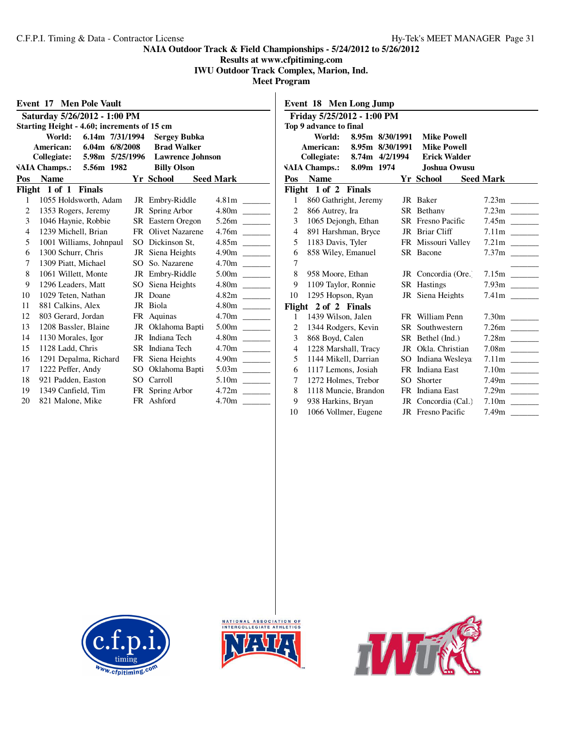# NAIA Outdoor Track & Field Championships - 5/24/2012 to 5/26/2012

**Results at www.cfpitiming.com**

**IWU Outdoor Track Complex, Marion, Ind.**

**Meet Program**

## Event 17 Men Pole Vault

**Saturday 5/26/2012 - 1:00 PM**

**Starting Height - 4.60; increments of 15 cm**

| | | | |
|---|---|---|---|
| World: | 6.14m | 7/31/1994 | Sergey Bubka |
| American: | 6.04m | 6/8/2008 | Brad Walker |
| Collegiate: | 5.98m | 5/25/1996 | Lawrence Johnson |
| NAIA Champs.: | 5.56m | 1982 | Billy Olson |

**Flight 1 of 1 Finals**

| Pos | Name | Yr | School | Seed Mark | |
|---|---|---|---|---|---|
| 1 | 1055 Holdsworth, Adam | JR | Embry-Riddle | 4.81m | _______ |
| 2 | 1353 Rogers, Jeremy | JR | Spring Arbor | 4.80m | _______ |
| 3 | 1046 Haynie, Robbie | SR | Eastern Oregon | 5.26m | _______ |
| 4 | 1239 Michell, Brian | FR | Olivet Nazarene | 4.76m | _______ |
| 5 | 1001 Williams, Johnpaul | SO | Dickinson St, | 4.85m | _______ |
| 6 | 1300 Schurr, Chris | JR | Siena Heights | 4.90m | _______ |
| 7 | 1309 Piatt, Michael | SO | So. Nazarene | 4.70m | _______ |
| 8 | 1061 Willett, Monte | JR | Embry-Riddle | 5.00m | _______ |
| 9 | 1296 Leaders, Matt | SO | Siena Heights | 4.80m | _______ |
| 10 | 1029 Teten, Nathan | JR | Doane | 4.82m | _______ |
| 11 | 881 Calkins, Alex | JR | Biola | 4.80m | _______ |
| 12 | 803 Gerard, Jordan | FR | Aquinas | 4.70m | _______ |
| 13 | 1208 Bassler, Blaine | JR | Oklahoma Bapti | 5.00m | _______ |
| 14 | 1130 Morales, Igor | JR | Indiana Tech | 4.80m | _______ |
| 15 | 1128 Ladd, Chris | SR | Indiana Tech | 4.70m | _______ |
| 16 | 1291 Depalma, Richard | FR | Siena Heights | 4.90m | _______ |
| 17 | 1222 Peffer, Andy | SO | Oklahoma Bapti | 5.03m | _______ |
| 18 | 921 Padden, Easton | SO | Carroll | 5.10m | _______ |
| 19 | 1349 Canfield, Tim | FR | Spring Arbor | 4.72m | _______ |
| 20 | 821 Malone, Mike | FR | Ashford | 4.70m | _______ |

## Event 18 Men Long Jump

**Friday 5/25/2012 - 1:00 PM**

**Top 9 advance to final**

| | | | |
|---|---|---|---|
| World: | 8.95m | 8/30/1991 | Mike Powell |
| American: | 8.95m | 8/30/1991 | Mike Powell |
| Collegiate: | 8.74m | 4/2/1994 | Erick Walder |
| NAIA Champs.: | 8.09m | 1974 | Joshua Owusu |

**Flight 1 of 2 Finals**

| Pos | Name | Yr | School | Seed Mark | |
|---|---|---|---|---|---|
| 1 | 860 Gathright, Jeremy | JR | Baker | 7.23m | _______ |
| 2 | 866 Autrey, Ira | SR | Bethany | 7.23m | _______ |
| 3 | 1065 Dejongh, Ethan | SR | Fresno Pacific | 7.45m | _______ |
| 4 | 891 Harshman, Bryce | JR | Briar Cliff | 7.11m | _______ |
| 5 | 1183 Davis, Tyler | FR | Missouri Valley | 7.21m | _______ |
| 6 | 858 Wiley, Emanuel | SR | Bacone | 7.37m | _______ |
| 7 | | | | | _______ |
| 8 | 958 Moore, Ethan | JR | Concordia (Ore.) | 7.15m | _______ |
| 9 | 1109 Taylor, Ronnie | SR | Hastings | 7.93m | _______ |
| 10 | 1295 Hopson, Ryan | JR | Siena Heights | 7.41m | _______ |

**Flight 2 of 2 Finals**

| Pos | Name | Yr | School | Seed Mark | |
|---|---|---|---|---|---|
| 1 | 1439 Wilson, Jalen | FR | William Penn | 7.30m | _______ |
| 2 | 1344 Rodgers, Kevin | SR | Southwestern | 7.26m | _______ |
| 3 | 868 Boyd, Calen | SR | Bethel (Ind.) | 7.28m | _______ |
| 4 | 1228 Marshall, Tracy | JR | Okla. Christian | 7.08m | _______ |
| 5 | 1144 Mikell, Darrian | SO | Indiana Wesleya | 7.11m | _______ |
| 6 | 1117 Lemons, Josiah | FR | Indiana East | 7.10m | _______ |
| 7 | 1272 Holmes, Trebor | SO | Shorter | 7.49m | _______ |
| 8 | 1118 Muncie, Brandon | FR | Indiana East | 7.29m | _______ |
| 9 | 938 Harkins, Bryan | JR | Concordia (Cal.) | 7.10m | _______ |
| 10 | 1066 Vollmer, Eugene | JR | Fresno Pacific | 7.49m | _______ |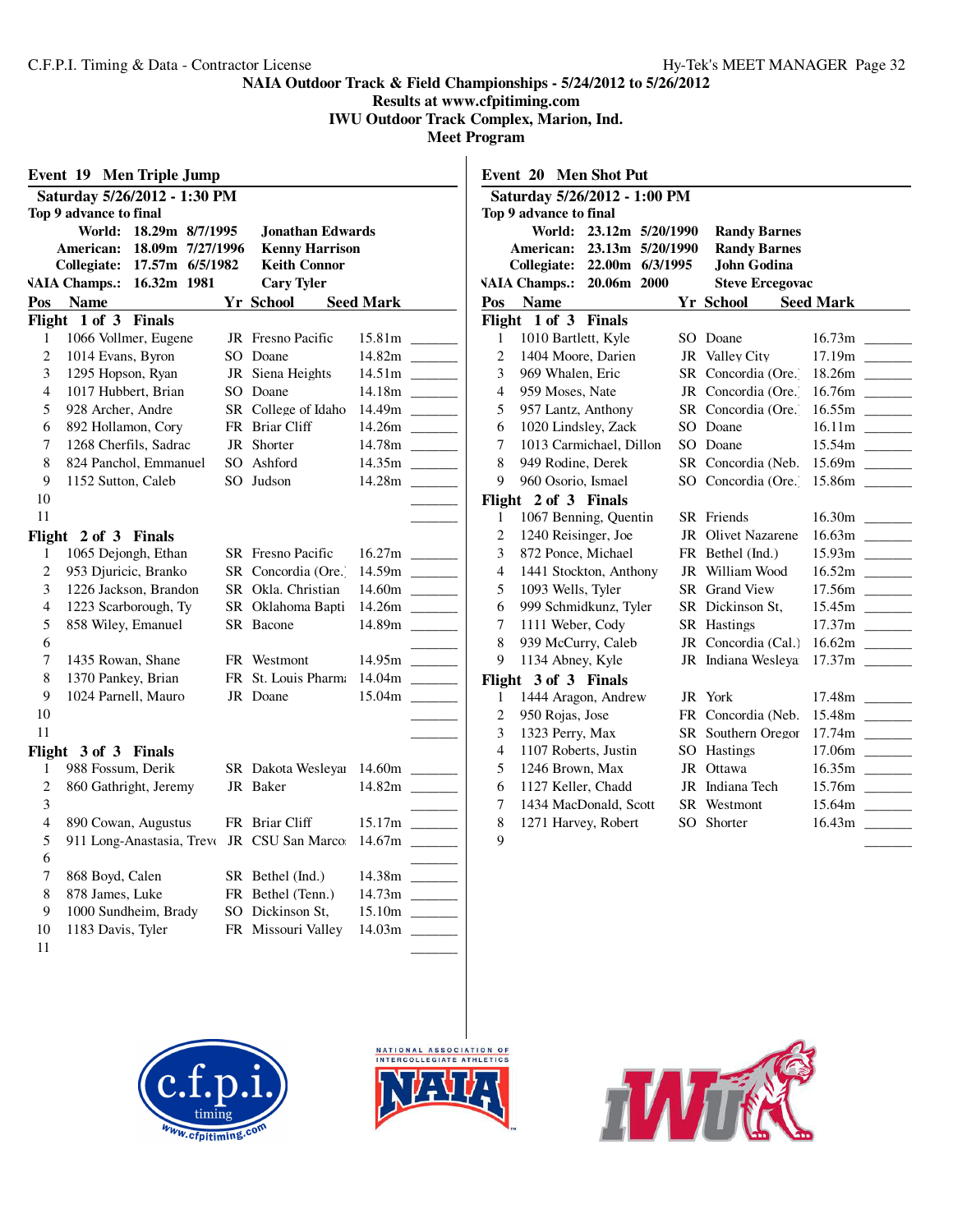NAIA Outdoor Track & Field Championships - 5/24/2012 to 5/26/2012
Results at www.cfpitiming.com
IWU Outdoor Track Complex, Marion, Ind.
Meet Program

## Event 19 Men Triple Jump

**Saturday 5/26/2012 - 1:30 PM**

**Top 9 advance to final**

| | | | |
|---|---|---|---|
| World: | 18.29m | 8/7/1995 | Jonathan Edwards |
| American: | 18.09m | 7/27/1996 | Kenny Harrison |
| Collegiate: | 17.57m | 6/5/1982 | Keith Connor |
| NAIA Champs.: | 16.32m | 1981 | Cary Tyler |

**Flight 1 of 3 Finals**

| Pos | Name | Yr | School | Seed Mark | |
|---|---|---|---|---|---|
| 1 | 1066 Vollmer, Eugene | JR | Fresno Pacific | 15.81m | _______ |
| 2 | 1014 Evans, Byron | SO | Doane | 14.82m | _______ |
| 3 | 1295 Hopson, Ryan | JR | Siena Heights | 14.51m | _______ |
| 4 | 1017 Hubbert, Brian | SO | Doane | 14.18m | _______ |
| 5 | 928 Archer, Andre | SR | College of Idaho | 14.49m | _______ |
| 6 | 892 Hollamon, Cory | FR | Briar Cliff | 14.26m | _______ |
| 7 | 1268 Cherfils, Sadrac | JR | Shorter | 14.78m | _______ |
| 8 | 824 Panchol, Emmanuel | SO | Ashford | 14.35m | _______ |
| 9 | 1152 Sutton, Caleb | SO | Judson | 14.28m | _______ |
| 10 | | | | | _______ |
| 11 | | | | | _______ |

**Flight 2 of 3 Finals**

| Pos | Name | Yr | School | Seed Mark | |
|---|---|---|---|---|---|
| 1 | 1065 Dejongh, Ethan | SR | Fresno Pacific | 16.27m | _______ |
| 2 | 953 Djuricic, Branko | SR | Concordia (Ore.) | 14.59m | _______ |
| 3 | 1226 Jackson, Brandon | SR | Okla. Christian | 14.60m | _______ |
| 4 | 1223 Scarborough, Ty | SR | Oklahoma Bapti | 14.26m | _______ |
| 5 | 858 Wiley, Emanuel | SR | Bacone | 14.89m | _______ |
| 6 | | | | | _______ |
| 7 | 1435 Rowan, Shane | FR | Westmont | 14.95m | _______ |
| 8 | 1370 Pankey, Brian | FR | St. Louis Pharma | 14.04m | _______ |
| 9 | 1024 Parnell, Mauro | JR | Doane | 15.04m | _______ |
| 10 | | | | | _______ |
| 11 | | | | | _______ |

**Flight 3 of 3 Finals**

| Pos | Name | Yr | School | Seed Mark | |
|---|---|---|---|---|---|
| 1 | 988 Fossum, Derik | SR | Dakota Wesleyan | 14.60m | _______ |
| 2 | 860 Gathright, Jeremy | JR | Baker | 14.82m | _______ |
| 3 | | | | | _______ |
| 4 | 890 Cowan, Augustus | FR | Briar Cliff | 15.17m | _______ |
| 5 | 911 Long-Anastasia, Trevor | JR | CSU San Marcos | 14.67m | _______ |
| 6 | | | | | _______ |
| 7 | 868 Boyd, Calen | SR | Bethel (Ind.) | 14.38m | _______ |
| 8 | 878 James, Luke | FR | Bethel (Tenn.) | 14.73m | _______ |
| 9 | 1000 Sundheim, Brady | SO | Dickinson St, | 15.10m | _______ |
| 10 | 1183 Davis, Tyler | FR | Missouri Valley | 14.03m | _______ |
| 11 | | | | | _______ |

## Event 20 Men Shot Put

**Saturday 5/26/2012 - 1:00 PM**

**Top 9 advance to final**

| | | | |
|---|---|---|---|
| World: | 23.12m | 5/20/1990 | Randy Barnes |
| American: | 23.13m | 5/20/1990 | Randy Barnes |
| Collegiate: | 22.00m | 6/3/1995 | John Godina |
| NAIA Champs.: | 20.06m | 2000 | Steve Ercegovac |

**Flight 1 of 3 Finals**

| Pos | Name | Yr | School | Seed Mark | |
|---|---|---|---|---|---|
| 1 | 1010 Bartlett, Kyle | SO | Doane | 16.73m | _______ |
| 2 | 1404 Moore, Darien | JR | Valley City | 17.19m | _______ |
| 3 | 969 Whalen, Eric | SR | Concordia (Ore.) | 18.26m | _______ |
| 4 | 959 Moses, Nate | JR | Concordia (Ore.) | 16.76m | _______ |
| 5 | 957 Lantz, Anthony | SR | Concordia (Ore.) | 16.55m | _______ |
| 6 | 1020 Lindsley, Zack | SO | Doane | 16.11m | _______ |
| 7 | 1013 Carmichael, Dillon | SO | Doane | 15.54m | _______ |
| 8 | 949 Rodine, Derek | SR | Concordia (Neb.) | 15.69m | _______ |
| 9 | 960 Osorio, Ismael | SO | Concordia (Ore.) | 15.86m | _______ |

**Flight 2 of 3 Finals**

| Pos | Name | Yr | School | Seed Mark | |
|---|---|---|---|---|---|
| 1 | 1067 Benning, Quentin | SR | Friends | 16.30m | _______ |
| 2 | 1240 Reisinger, Joe | JR | Olivet Nazarene | 16.63m | _______ |
| 3 | 872 Ponce, Michael | FR | Bethel (Ind.) | 15.93m | _______ |
| 4 | 1441 Stockton, Anthony | JR | William Wood | 16.52m | _______ |
| 5 | 1093 Wells, Tyler | SR | Grand View | 17.56m | _______ |
| 6 | 999 Schmidkunz, Tyler | SR | Dickinson St, | 15.45m | _______ |
| 7 | 1111 Weber, Cody | SR | Hastings | 17.37m | _______ |
| 8 | 939 McCurry, Caleb | JR | Concordia (Cal.) | 16.62m | _______ |
| 9 | 1134 Abney, Kyle | JR | Indiana Wesleyan | 17.37m | _______ |

**Flight 3 of 3 Finals**

| Pos | Name | Yr | School | Seed Mark | |
|---|---|---|---|---|---|
| 1 | 1444 Aragon, Andrew | JR | York | 17.48m | _______ |
| 2 | 950 Rojas, Jose | FR | Concordia (Neb.) | 15.48m | _______ |
| 3 | 1323 Perry, Max | SR | Southern Oregon | 17.74m | _______ |
| 4 | 1107 Roberts, Justin | SO | Hastings | 17.06m | _______ |
| 5 | 1246 Brown, Max | JR | Ottawa | 16.35m | _______ |
| 6 | 1127 Keller, Chadd | JR | Indiana Tech | 15.76m | _______ |
| 7 | 1434 MacDonald, Scott | SR | Westmont | 15.64m | _______ |
| 8 | 1271 Harvey, Robert | SO | Shorter | 16.43m | _______ |
| 9 | | | | | _______ |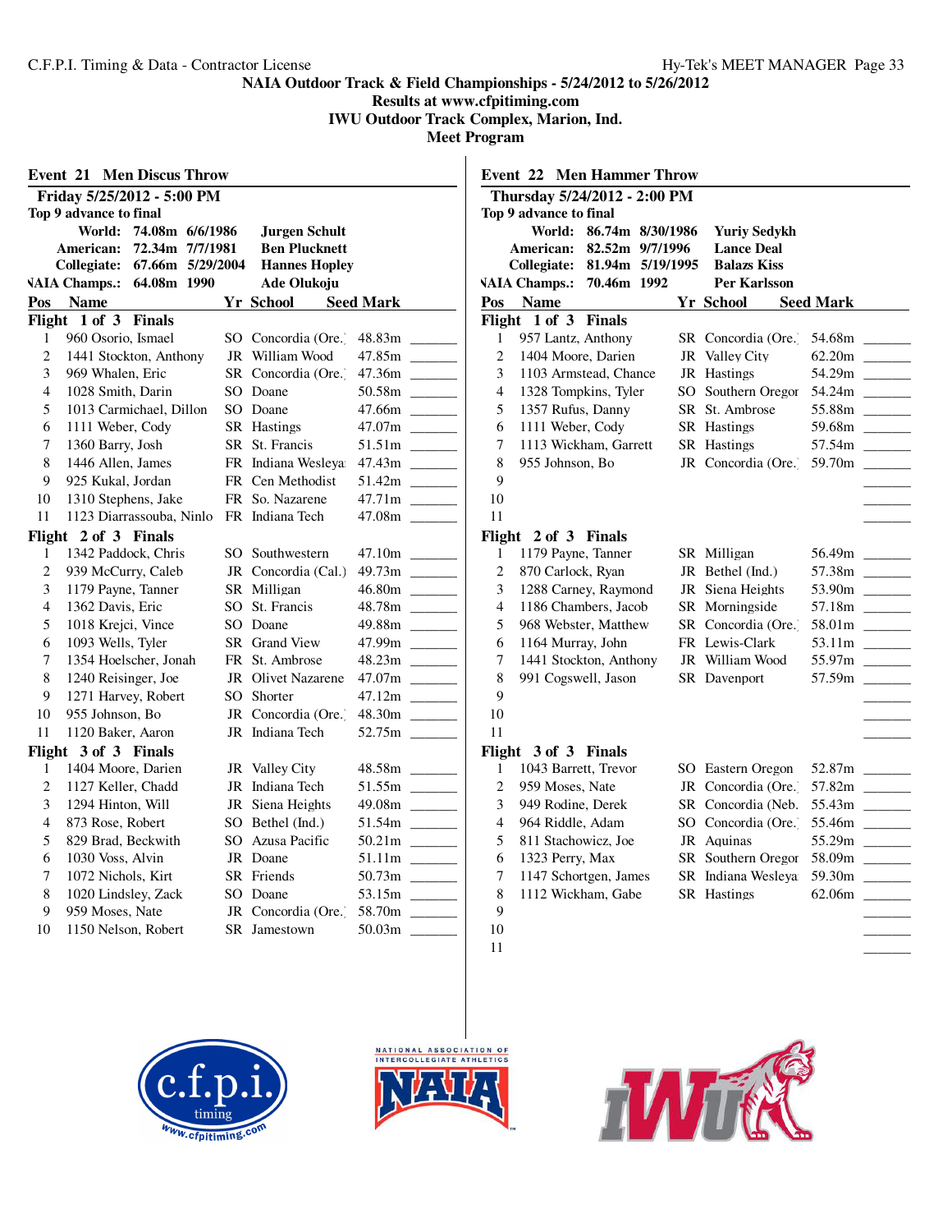C.F.P.I. Timing & Data - Contractor License

**NAIA Outdoor Track & Field Championships - 5/24/2012 to 5/26/2012**
**Results at www.cfpitiming.com**
**IWU Outdoor Track Complex, Marion, Ind.**
**Meet Program**

## Event 21 Men Discus Throw

**Friday 5/25/2012 - 5:00 PM**
**Top 9 advance to final**

| | Mark | Date | Name |
|---|---|---|---|
| World: | 74.08m | 6/6/1986 | Jurgen Schult |
| American: | 72.34m | 7/7/1981 | Ben Plucknett |
| Collegiate: | 67.66m | 5/29/2004 | Hannes Hopley |
| NAIA Champs.: | 64.08m | 1990 | Ade Olukoju |

| Pos | Name | Yr | School | Seed Mark | |
|---|---|---|---|---|---|
| **Flight 1 of 3 Finals** | | | | | |
| 1 | 960 Osorio, Ismael | SO | Concordia (Ore.) | 48.83m | _______ |
| 2 | 1441 Stockton, Anthony | JR | William Wood | 47.85m | _______ |
| 3 | 969 Whalen, Eric | SR | Concordia (Ore.) | 47.36m | _______ |
| 4 | 1028 Smith, Darin | SO | Doane | 50.58m | _______ |
| 5 | 1013 Carmichael, Dillon | SO | Doane | 47.66m | _______ |
| 6 | 1111 Weber, Cody | SR | Hastings | 47.07m | _______ |
| 7 | 1360 Barry, Josh | SR | St. Francis | 51.51m | _______ |
| 8 | 1446 Allen, James | FR | Indiana Wesleya | 47.43m | _______ |
| 9 | 925 Kukal, Jordan | FR | Cen Methodist | 51.42m | _______ |
| 10 | 1310 Stephens, Jake | FR | So. Nazarene | 47.71m | _______ |
| 11 | 1123 Diarrassouba, Ninlo | FR | Indiana Tech | 47.08m | _______ |
| **Flight 2 of 3 Finals** | | | | | |
| 1 | 1342 Paddock, Chris | SO | Southwestern | 47.10m | _______ |
| 2 | 939 McCurry, Caleb | JR | Concordia (Cal.) | 49.73m | _______ |
| 3 | 1179 Payne, Tanner | SR | Milligan | 46.80m | _______ |
| 4 | 1362 Davis, Eric | SO | St. Francis | 48.78m | _______ |
| 5 | 1018 Krejci, Vince | SO | Doane | 49.88m | _______ |
| 6 | 1093 Wells, Tyler | SR | Grand View | 47.99m | _______ |
| 7 | 1354 Hoelscher, Jonah | FR | St. Ambrose | 48.23m | _______ |
| 8 | 1240 Reisinger, Joe | JR | Olivet Nazarene | 47.07m | _______ |
| 9 | 1271 Harvey, Robert | SO | Shorter | 47.12m | _______ |
| 10 | 955 Johnson, Bo | JR | Concordia (Ore.) | 48.30m | _______ |
| 11 | 1120 Baker, Aaron | JR | Indiana Tech | 52.75m | _______ |
| **Flight 3 of 3 Finals** | | | | | |
| 1 | 1404 Moore, Darien | JR | Valley City | 48.58m | _______ |
| 2 | 1127 Keller, Chadd | JR | Indiana Tech | 51.55m | _______ |
| 3 | 1294 Hinton, Will | JR | Siena Heights | 49.08m | _______ |
| 4 | 873 Rose, Robert | SO | Bethel (Ind.) | 51.54m | _______ |
| 5 | 829 Brad, Beckwith | SO | Azusa Pacific | 50.21m | _______ |
| 6 | 1030 Voss, Alvin | JR | Doane | 51.11m | _______ |
| 7 | 1072 Nichols, Kirt | SR | Friends | 50.73m | _______ |
| 8 | 1020 Lindsley, Zack | SO | Doane | 53.15m | _______ |
| 9 | 959 Moses, Nate | JR | Concordia (Ore.) | 58.70m | _______ |
| 10 | 1150 Nelson, Robert | SR | Jamestown | 50.03m | _______ |

## Event 22 Men Hammer Throw

**Thursday 5/24/2012 - 2:00 PM**
**Top 9 advance to final**

| | Mark | Date | Name |
|---|---|---|---|
| World: | 86.74m | 8/30/1986 | Yuriy Sedykh |
| American: | 82.52m | 9/7/1996 | Lance Deal |
| Collegiate: | 81.94m | 5/19/1995 | Balazs Kiss |
| NAIA Champs.: | 70.46m | 1992 | Per Karlsson |

| Pos | Name | Yr | School | Seed Mark | |
|---|---|---|---|---|---|
| **Flight 1 of 3 Finals** | | | | | |
| 1 | 957 Lantz, Anthony | SR | Concordia (Ore.) | 54.68m | _______ |
| 2 | 1404 Moore, Darien | JR | Valley City | 62.20m | _______ |
| 3 | 1103 Armstead, Chance | JR | Hastings | 54.29m | _______ |
| 4 | 1328 Tompkins, Tyler | SO | Southern Oregon | 54.24m | _______ |
| 5 | 1357 Rufus, Danny | SR | St. Ambrose | 55.88m | _______ |
| 6 | 1111 Weber, Cody | SR | Hastings | 59.68m | _______ |
| 7 | 1113 Wickham, Garrett | SR | Hastings | 57.54m | _______ |
| 8 | 955 Johnson, Bo | JR | Concordia (Ore.) | 59.70m | _______ |
| 9 | | | | | _______ |
| 10 | | | | | _______ |
| 11 | | | | | _______ |
| **Flight 2 of 3 Finals** | | | | | |
| 1 | 1179 Payne, Tanner | SR | Milligan | 56.49m | _______ |
| 2 | 870 Carlock, Ryan | JR | Bethel (Ind.) | 57.38m | _______ |
| 3 | 1288 Carney, Raymond | JR | Siena Heights | 53.90m | _______ |
| 4 | 1186 Chambers, Jacob | SR | Morningside | 57.18m | _______ |
| 5 | 968 Webster, Matthew | SR | Concordia (Ore.) | 58.01m | _______ |
| 6 | 1164 Murray, John | FR | Lewis-Clark | 53.11m | _______ |
| 7 | 1441 Stockton, Anthony | JR | William Wood | 55.97m | _______ |
| 8 | 991 Cogswell, Jason | SR | Davenport | 57.59m | _______ |
| 9 | | | | | _______ |
| 10 | | | | | _______ |
| 11 | | | | | _______ |
| **Flight 3 of 3 Finals** | | | | | |
| 1 | 1043 Barrett, Trevor | SO | Eastern Oregon | 52.87m | _______ |
| 2 | 959 Moses, Nate | JR | Concordia (Ore.) | 57.82m | _______ |
| 3 | 949 Rodine, Derek | SR | Concordia (Neb.) | 55.43m | _______ |
| 4 | 964 Riddle, Adam | SO | Concordia (Ore.) | 55.46m | _______ |
| 5 | 811 Stachowicz, Joe | JR | Aquinas | 55.29m | _______ |
| 6 | 1323 Perry, Max | SR | Southern Oregon | 58.09m | _______ |
| 7 | 1147 Schortgen, James | SR | Indiana Wesleya | 59.30m | _______ |
| 8 | 1112 Wickham, Gabe | SR | Hastings | 62.06m | _______ |
| 9 | | | | | _______ |
| 10 | | | | | _______ |
| 11 | | | | | _______ |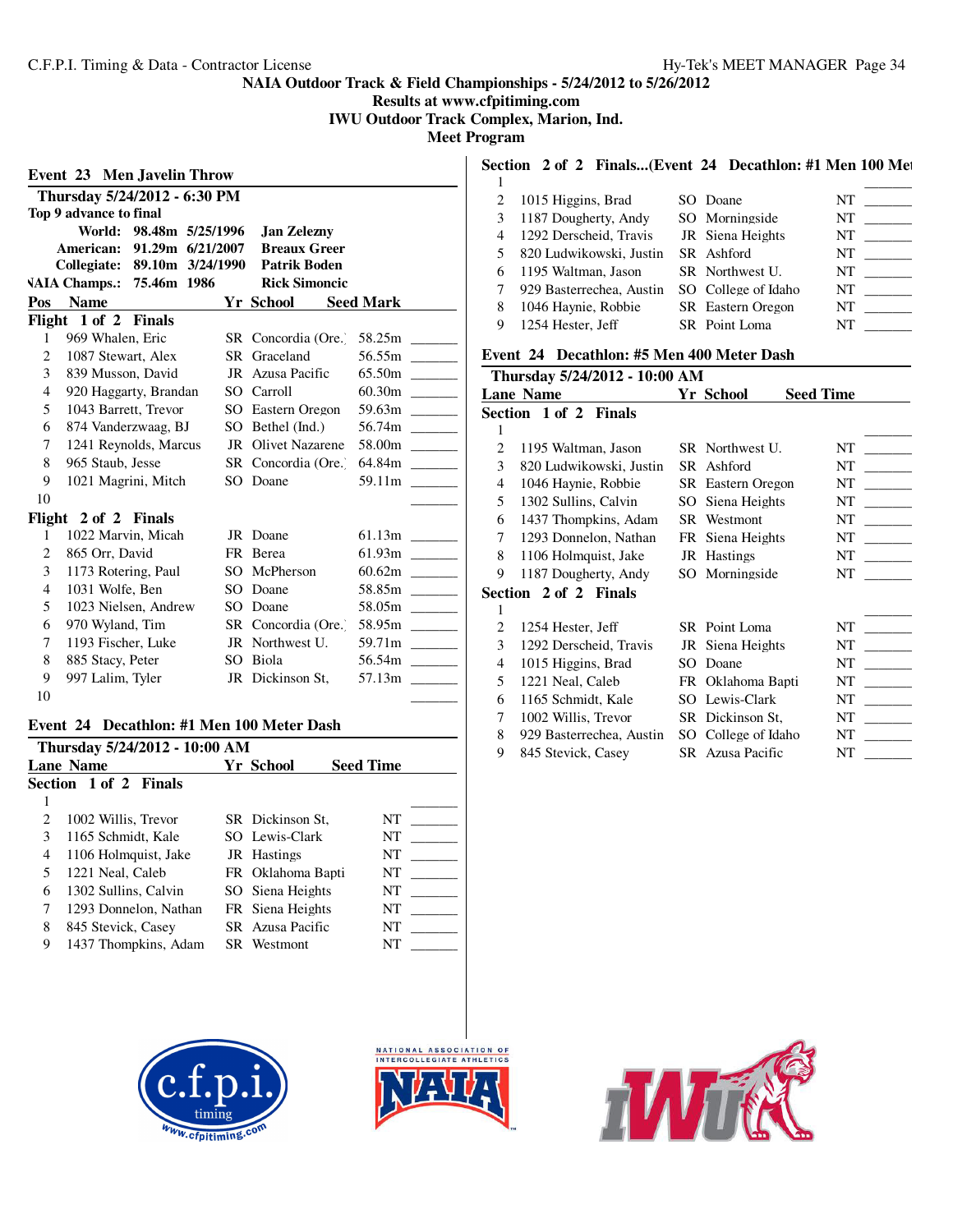NAIA Outdoor Track & Field Championships - 5/24/2012 to 5/26/2012
Results at www.cfpitiming.com
IWU Outdoor Track Complex, Marion, Ind.
Meet Program

## Event 23 Men Javelin Throw

**Thursday 5/24/2012 - 6:30 PM**

**Top 9 advance to final**

| | | | |
|---|---|---|---|
| World: | 98.48m | 5/25/1996 | Jan Zelezny |
| American: | 91.29m | 6/21/2007 | Breaux Greer |
| Collegiate: | 89.10m | 3/24/1990 | Patrik Boden |
| NAIA Champs.: | 75.46m | 1986 | Rick Simoncic |

**Flight 1 of 2 Finals**

| Pos | Name | Yr | School | Seed Mark | |
|---|---|---|---|---|---|
| 1 | 969 Whalen, Eric | SR | Concordia (Ore.) | 58.25m | _______ |
| 2 | 1087 Stewart, Alex | SR | Graceland | 56.55m | _______ |
| 3 | 839 Musson, David | JR | Azusa Pacific | 65.50m | _______ |
| 4 | 920 Haggarty, Brandan | SO | Carroll | 60.30m | _______ |
| 5 | 1043 Barrett, Trevor | SO | Eastern Oregon | 59.63m | _______ |
| 6 | 874 Vanderzwaag, BJ | SO | Bethel (Ind.) | 56.74m | _______ |
| 7 | 1241 Reynolds, Marcus | JR | Olivet Nazarene | 58.00m | _______ |
| 8 | 965 Staub, Jesse | SR | Concordia (Ore.) | 64.84m | _______ |
| 9 | 1021 Magrini, Mitch | SO | Doane | 59.11m | _______ |
| 10 | | | | | _______ |

**Flight 2 of 2 Finals**

| Pos | Name | Yr | School | Seed Mark | |
|---|---|---|---|---|---|
| 1 | 1022 Marvin, Micah | JR | Doane | 61.13m | _______ |
| 2 | 865 Orr, David | FR | Berea | 61.93m | _______ |
| 3 | 1173 Rotering, Paul | SO | McPherson | 60.62m | _______ |
| 4 | 1031 Wolfe, Ben | SO | Doane | 58.85m | _______ |
| 5 | 1023 Nielsen, Andrew | SO | Doane | 58.05m | _______ |
| 6 | 970 Wyland, Tim | SR | Concordia (Ore.) | 58.95m | _______ |
| 7 | 1193 Fischer, Luke | JR | Northwest U. | 59.71m | _______ |
| 8 | 885 Stacy, Peter | SO | Biola | 56.54m | _______ |
| 9 | 997 Lalim, Tyler | JR | Dickinson St, | 57.13m | _______ |
| 10 | | | | | _______ |

## Event 24 Decathlon: #1 Men 100 Meter Dash

**Thursday 5/24/2012 - 10:00 AM**

**Section 1 of 2 Finals**

| Lane | Name | Yr | School | Seed Time | |
|---|---|---|---|---|---|
| 1 | | | | | _______ |
| 2 | 1002 Willis, Trevor | SR | Dickinson St, | NT | _______ |
| 3 | 1165 Schmidt, Kale | SO | Lewis-Clark | NT | _______ |
| 4 | 1106 Holmquist, Jake | JR | Hastings | NT | _______ |
| 5 | 1221 Neal, Caleb | FR | Oklahoma Bapti | NT | _______ |
| 6 | 1302 Sullins, Calvin | SO | Siena Heights | NT | _______ |
| 7 | 1293 Donnelon, Nathan | FR | Siena Heights | NT | _______ |
| 8 | 845 Stevick, Casey | SR | Azusa Pacific | NT | _______ |
| 9 | 1437 Thompkins, Adam | SR | Westmont | NT | _______ |

**Section 2 of 2 Finals...(Event 24 Decathlon: #1 Men 100 Meter Dash)**

| Lane | Name | Yr | School | Seed Time | |
|---|---|---|---|---|---|
| 1 | | | | | _______ |
| 2 | 1015 Higgins, Brad | SO | Doane | NT | _______ |
| 3 | 1187 Dougherty, Andy | SO | Morningside | NT | _______ |
| 4 | 1292 Derscheid, Travis | JR | Siena Heights | NT | _______ |
| 5 | 820 Ludwikowski, Justin | SR | Ashford | NT | _______ |
| 6 | 1195 Waltman, Jason | SR | Northwest U. | NT | _______ |
| 7 | 929 Basterrechea, Austin | SO | College of Idaho | NT | _______ |
| 8 | 1046 Haynie, Robbie | SR | Eastern Oregon | NT | _______ |
| 9 | 1254 Hester, Jeff | SR | Point Loma | NT | _______ |

## Event 24 Decathlon: #5 Men 400 Meter Dash

**Thursday 5/24/2012 - 10:00 AM**

**Section 1 of 2 Finals**

| Lane | Name | Yr | School | Seed Time | |
|---|---|---|---|---|---|
| 1 | | | | | _______ |
| 2 | 1195 Waltman, Jason | SR | Northwest U. | NT | _______ |
| 3 | 820 Ludwikowski, Justin | SR | Ashford | NT | _______ |
| 4 | 1046 Haynie, Robbie | SR | Eastern Oregon | NT | _______ |
| 5 | 1302 Sullins, Calvin | SO | Siena Heights | NT | _______ |
| 6 | 1437 Thompkins, Adam | SR | Westmont | NT | _______ |
| 7 | 1293 Donnelon, Nathan | FR | Siena Heights | NT | _______ |
| 8 | 1106 Holmquist, Jake | JR | Hastings | NT | _______ |
| 9 | 1187 Dougherty, Andy | SO | Morningside | NT | _______ |

**Section 2 of 2 Finals**

| Lane | Name | Yr | School | Seed Time | |
|---|---|---|---|---|---|
| 1 | | | | | _______ |
| 2 | 1254 Hester, Jeff | SR | Point Loma | NT | _______ |
| 3 | 1292 Derscheid, Travis | JR | Siena Heights | NT | _______ |
| 4 | 1015 Higgins, Brad | SO | Doane | NT | _______ |
| 5 | 1221 Neal, Caleb | FR | Oklahoma Bapti | NT | _______ |
| 6 | 1165 Schmidt, Kale | SO | Lewis-Clark | NT | _______ |
| 7 | 1002 Willis, Trevor | SR | Dickinson St, | NT | _______ |
| 8 | 929 Basterrechea, Austin | SO | College of Idaho | NT | _______ |
| 9 | 845 Stevick, Casey | SR | Azusa Pacific | NT | _______ |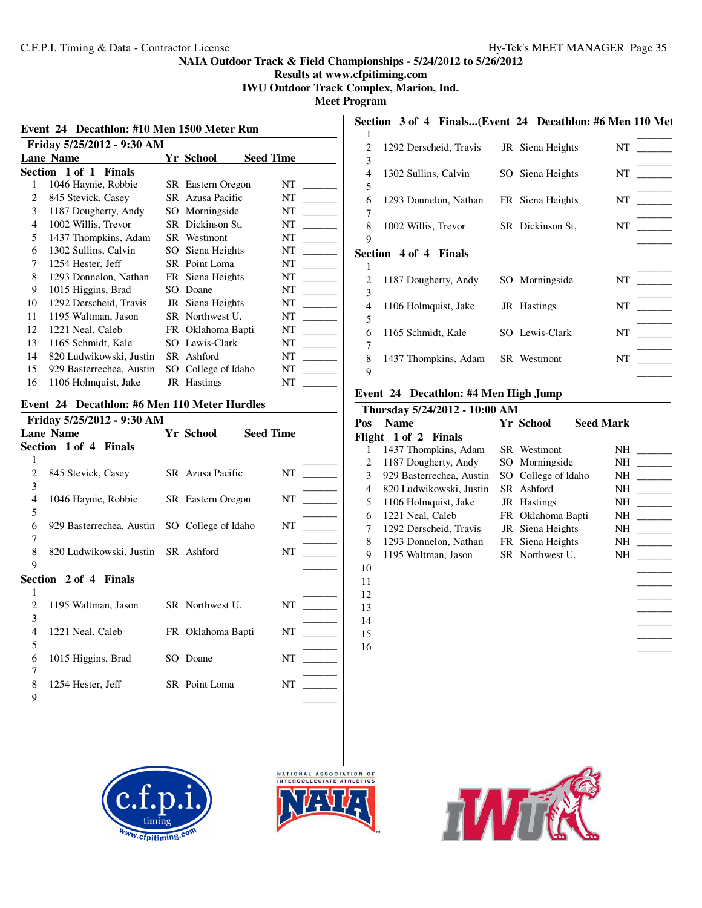C.F.P.I. Timing & Data - Contractor License

Hy-Tek's MEET MANAGER

**NAIA Outdoor Track & Field Championships - 5/24/2012 to 5/26/2012**
**Results at www.cfpitiming.com**
**IWU Outdoor Track Complex, Marion, Ind.**
**Meet Program**

## Event 24 Decathlon: #10 Men 1500 Meter Run

**Friday 5/25/2012 - 9:30 AM**

| Lane | Name | Yr | School | Seed Time | |
|---|---|---|---|---|---|
| **Section 1 of 1 Finals** | | | | | |
| 1 | 1046 Haynie, Robbie | SR | Eastern Oregon | NT | _______ |
| 2 | 845 Stevick, Casey | SR | Azusa Pacific | NT | _______ |
| 3 | 1187 Dougherty, Andy | SO | Morningside | NT | _______ |
| 4 | 1002 Willis, Trevor | SR | Dickinson St, | NT | _______ |
| 5 | 1437 Thompkins, Adam | SR | Westmont | NT | _______ |
| 6 | 1302 Sullins, Calvin | SO | Siena Heights | NT | _______ |
| 7 | 1254 Hester, Jeff | SR | Point Loma | NT | _______ |
| 8 | 1293 Donnelon, Nathan | FR | Siena Heights | NT | _______ |
| 9 | 1015 Higgins, Brad | SO | Doane | NT | _______ |
| 10 | 1292 Derscheid, Travis | JR | Siena Heights | NT | _______ |
| 11 | 1195 Waltman, Jason | SR | Northwest U. | NT | _______ |
| 12 | 1221 Neal, Caleb | FR | Oklahoma Bapti | NT | _______ |
| 13 | 1165 Schmidt, Kale | SO | Lewis-Clark | NT | _______ |
| 14 | 820 Ludwikowski, Justin | SR | Ashford | NT | _______ |
| 15 | 929 Basterrechea, Austin | SO | College of Idaho | NT | _______ |
| 16 | 1106 Holmquist, Jake | JR | Hastings | NT | _______ |

## Event 24 Decathlon: #6 Men 110 Meter Hurdles

**Friday 5/25/2012 - 9:30 AM**

| Lane | Name | Yr | School | Seed Time | |
|---|---|---|---|---|---|
| **Section 1 of 4 Finals** | | | | | |
| 1 | | | | | _______ |
| 2 | 845 Stevick, Casey | SR | Azusa Pacific | NT | _______ |
| 3 | | | | | _______ |
| 4 | 1046 Haynie, Robbie | SR | Eastern Oregon | NT | _______ |
| 5 | | | | | _______ |
| 6 | 929 Basterrechea, Austin | SO | College of Idaho | NT | _______ |
| 7 | | | | | _______ |
| 8 | 820 Ludwikowski, Justin | SR | Ashford | NT | _______ |
| 9 | | | | | _______ |
| **Section 2 of 4 Finals** | | | | | |
| 1 | | | | | _______ |
| 2 | 1195 Waltman, Jason | SR | Northwest U. | NT | _______ |
| 3 | | | | | _______ |
| 4 | 1221 Neal, Caleb | FR | Oklahoma Bapti | NT | _______ |
| 5 | | | | | _______ |
| 6 | 1015 Higgins, Brad | SO | Doane | NT | _______ |
| 7 | | | | | _______ |
| 8 | 1254 Hester, Jeff | SR | Point Loma | NT | _______ |
| 9 | | | | | _______ |
| **Section 3 of 4 Finals...(Event 24 Decathlon: #6 Men 110 Met** | | | | | |
| 1 | | | | | _______ |
| 2 | 1292 Derscheid, Travis | JR | Siena Heights | NT | _______ |
| 3 | | | | | _______ |
| 4 | 1302 Sullins, Calvin | SO | Siena Heights | NT | _______ |
| 5 | | | | | _______ |
| 6 | 1293 Donnelon, Nathan | FR | Siena Heights | NT | _______ |
| 7 | | | | | _______ |
| 8 | 1002 Willis, Trevor | SR | Dickinson St, | NT | _______ |
| 9 | | | | | _______ |
| **Section 4 of 4 Finals** | | | | | |
| 1 | | | | | _______ |
| 2 | 1187 Dougherty, Andy | SO | Morningside | NT | _______ |
| 3 | | | | | _______ |
| 4 | 1106 Holmquist, Jake | JR | Hastings | NT | _______ |
| 5 | | | | | _______ |
| 6 | 1165 Schmidt, Kale | SO | Lewis-Clark | NT | _______ |
| 7 | | | | | _______ |
| 8 | 1437 Thompkins, Adam | SR | Westmont | NT | _______ |
| 9 | | | | | _______ |

## Event 24 Decathlon: #4 Men High Jump

**Thursday 5/24/2012 - 10:00 AM**

| Pos | Name | Yr | School | Seed Mark | |
|---|---|---|---|---|---|
| **Flight 1 of 2 Finals** | | | | | |
| 1 | 1437 Thompkins, Adam | SR | Westmont | NH | _______ |
| 2 | 1187 Dougherty, Andy | SO | Morningside | NH | _______ |
| 3 | 929 Basterrechea, Austin | SO | College of Idaho | NH | _______ |
| 4 | 820 Ludwikowski, Justin | SR | Ashford | NH | _______ |
| 5 | 1106 Holmquist, Jake | JR | Hastings | NH | _______ |
| 6 | 1221 Neal, Caleb | FR | Oklahoma Bapti | NH | _______ |
| 7 | 1292 Derscheid, Travis | JR | Siena Heights | NH | _______ |
| 8 | 1293 Donnelon, Nathan | FR | Siena Heights | NH | _______ |
| 9 | 1195 Waltman, Jason | SR | Northwest U. | NH | _______ |
| 10 | | | | | _______ |
| 11 | | | | | _______ |
| 12 | | | | | _______ |
| 13 | | | | | _______ |
| 14 | | | | | _______ |
| 15 | | | | | _______ |
| 16 | | | | | _______ |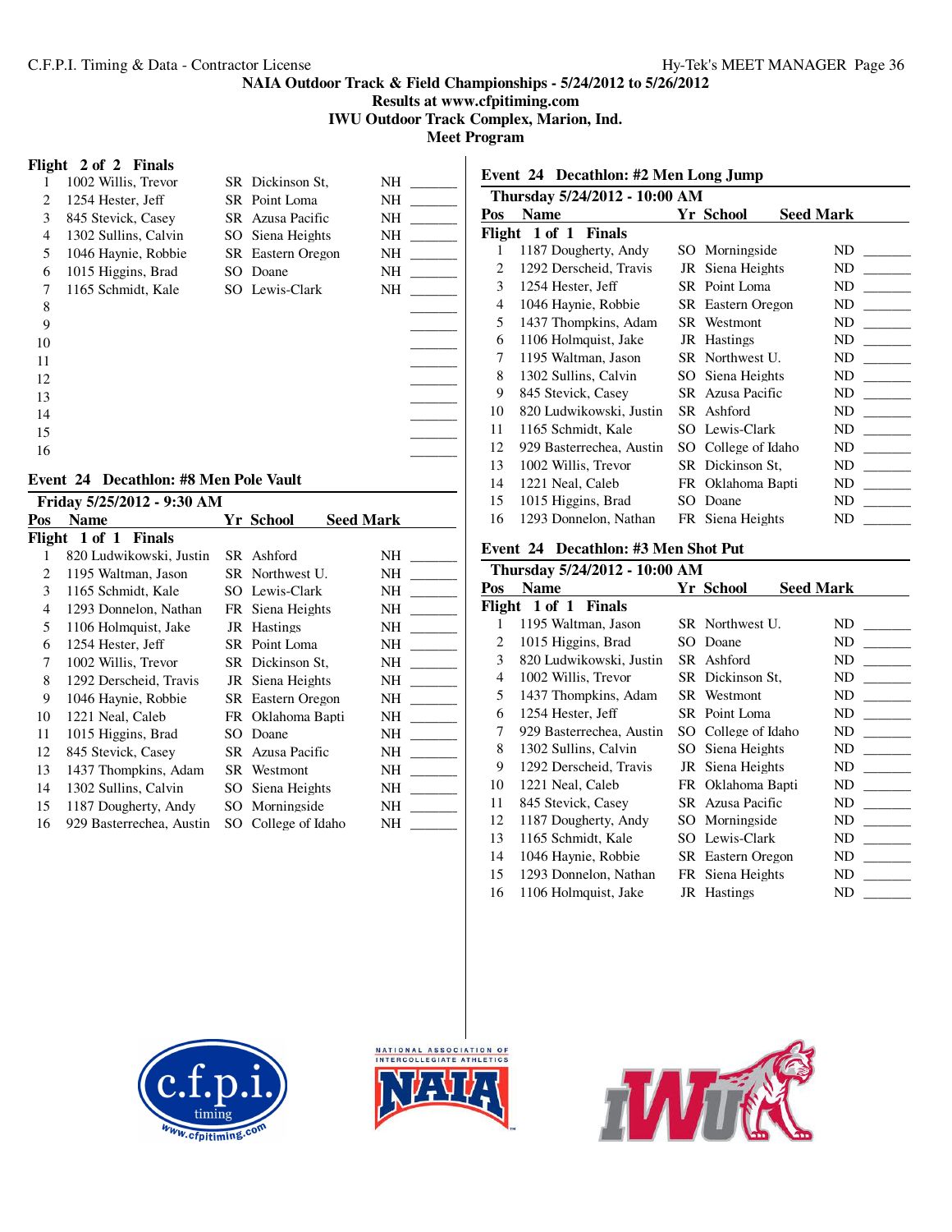NAIA Outdoor Track & Field Championships - 5/24/2012 to 5/26/2012
Results at www.cfpitiming.com
IWU Outdoor Track Complex, Marion, Ind.
Meet Program

**Flight 2 of 2 Finals**

| Pos | Name | Yr | School | Seed Mark | |
|---|---|---|---|---|---|
| 1 | 1002 Willis, Trevor | SR | Dickinson St, | NH | _______ |
| 2 | 1254 Hester, Jeff | SR | Point Loma | NH | _______ |
| 3 | 845 Stevick, Casey | SR | Azusa Pacific | NH | _______ |
| 4 | 1302 Sullins, Calvin | SO | Siena Heights | NH | _______ |
| 5 | 1046 Haynie, Robbie | SR | Eastern Oregon | NH | _______ |
| 6 | 1015 Higgins, Brad | SO | Doane | NH | _______ |
| 7 | 1165 Schmidt, Kale | SO | Lewis-Clark | NH | _______ |
| 8 | | | | | _______ |
| 9 | | | | | _______ |
| 10 | | | | | _______ |
| 11 | | | | | _______ |
| 12 | | | | | _______ |
| 13 | | | | | _______ |
| 14 | | | | | _______ |
| 15 | | | | | _______ |
| 16 | | | | | _______ |

## Event 24 Decathlon: #8 Men Pole Vault

**Friday 5/25/2012 - 9:30 AM**

| Pos | Name | Yr | School | Seed Mark | |
|---|---|---|---|---|---|
| **Flight 1 of 1 Finals** | | | | | |
| 1 | 820 Ludwikowski, Justin | SR | Ashford | NH | _______ |
| 2 | 1195 Waltman, Jason | SR | Northwest U. | NH | _______ |
| 3 | 1165 Schmidt, Kale | SO | Lewis-Clark | NH | _______ |
| 4 | 1293 Donnelon, Nathan | FR | Siena Heights | NH | _______ |
| 5 | 1106 Holmquist, Jake | JR | Hastings | NH | _______ |
| 6 | 1254 Hester, Jeff | SR | Point Loma | NH | _______ |
| 7 | 1002 Willis, Trevor | SR | Dickinson St, | NH | _______ |
| 8 | 1292 Derscheid, Travis | JR | Siena Heights | NH | _______ |
| 9 | 1046 Haynie, Robbie | SR | Eastern Oregon | NH | _______ |
| 10 | 1221 Neal, Caleb | FR | Oklahoma Bapti | NH | _______ |
| 11 | 1015 Higgins, Brad | SO | Doane | NH | _______ |
| 12 | 845 Stevick, Casey | SR | Azusa Pacific | NH | _______ |
| 13 | 1437 Thompkins, Adam | SR | Westmont | NH | _______ |
| 14 | 1302 Sullins, Calvin | SO | Siena Heights | NH | _______ |
| 15 | 1187 Dougherty, Andy | SO | Morningside | NH | _______ |
| 16 | 929 Basterrechea, Austin | SO | College of Idaho | NH | _______ |

## Event 24 Decathlon: #2 Men Long Jump

**Thursday 5/24/2012 - 10:00 AM**

| Pos | Name | Yr | School | Seed Mark | |
|---|---|---|---|---|---|
| **Flight 1 of 1 Finals** | | | | | |
| 1 | 1187 Dougherty, Andy | SO | Morningside | ND | _______ |
| 2 | 1292 Derscheid, Travis | JR | Siena Heights | ND | _______ |
| 3 | 1254 Hester, Jeff | SR | Point Loma | ND | _______ |
| 4 | 1046 Haynie, Robbie | SR | Eastern Oregon | ND | _______ |
| 5 | 1437 Thompkins, Adam | SR | Westmont | ND | _______ |
| 6 | 1106 Holmquist, Jake | JR | Hastings | ND | _______ |
| 7 | 1195 Waltman, Jason | SR | Northwest U. | ND | _______ |
| 8 | 1302 Sullins, Calvin | SO | Siena Heights | ND | _______ |
| 9 | 845 Stevick, Casey | SR | Azusa Pacific | ND | _______ |
| 10 | 820 Ludwikowski, Justin | SR | Ashford | ND | _______ |
| 11 | 1165 Schmidt, Kale | SO | Lewis-Clark | ND | _______ |
| 12 | 929 Basterrechea, Austin | SO | College of Idaho | ND | _______ |
| 13 | 1002 Willis, Trevor | SR | Dickinson St, | ND | _______ |
| 14 | 1221 Neal, Caleb | FR | Oklahoma Bapti | ND | _______ |
| 15 | 1015 Higgins, Brad | SO | Doane | ND | _______ |
| 16 | 1293 Donnelon, Nathan | FR | Siena Heights | ND | _______ |

## Event 24 Decathlon: #3 Men Shot Put

**Thursday 5/24/2012 - 10:00 AM**

| Pos | Name | Yr | School | Seed Mark | |
|---|---|---|---|---|---|
| **Flight 1 of 1 Finals** | | | | | |
| 1 | 1195 Waltman, Jason | SR | Northwest U. | ND | _______ |
| 2 | 1015 Higgins, Brad | SO | Doane | ND | _______ |
| 3 | 820 Ludwikowski, Justin | SR | Ashford | ND | _______ |
| 4 | 1002 Willis, Trevor | SR | Dickinson St, | ND | _______ |
| 5 | 1437 Thompkins, Adam | SR | Westmont | ND | _______ |
| 6 | 1254 Hester, Jeff | SR | Point Loma | ND | _______ |
| 7 | 929 Basterrechea, Austin | SO | College of Idaho | ND | _______ |
| 8 | 1302 Sullins, Calvin | SO | Siena Heights | ND | _______ |
| 9 | 1292 Derscheid, Travis | JR | Siena Heights | ND | _______ |
| 10 | 1221 Neal, Caleb | FR | Oklahoma Bapti | ND | _______ |
| 11 | 845 Stevick, Casey | SR | Azusa Pacific | ND | _______ |
| 12 | 1187 Dougherty, Andy | SO | Morningside | ND | _______ |
| 13 | 1165 Schmidt, Kale | SO | Lewis-Clark | ND | _______ |
| 14 | 1046 Haynie, Robbie | SR | Eastern Oregon | ND | _______ |
| 15 | 1293 Donnelon, Nathan | FR | Siena Heights | ND | _______ |
| 16 | 1106 Holmquist, Jake | JR | Hastings | ND | _______ |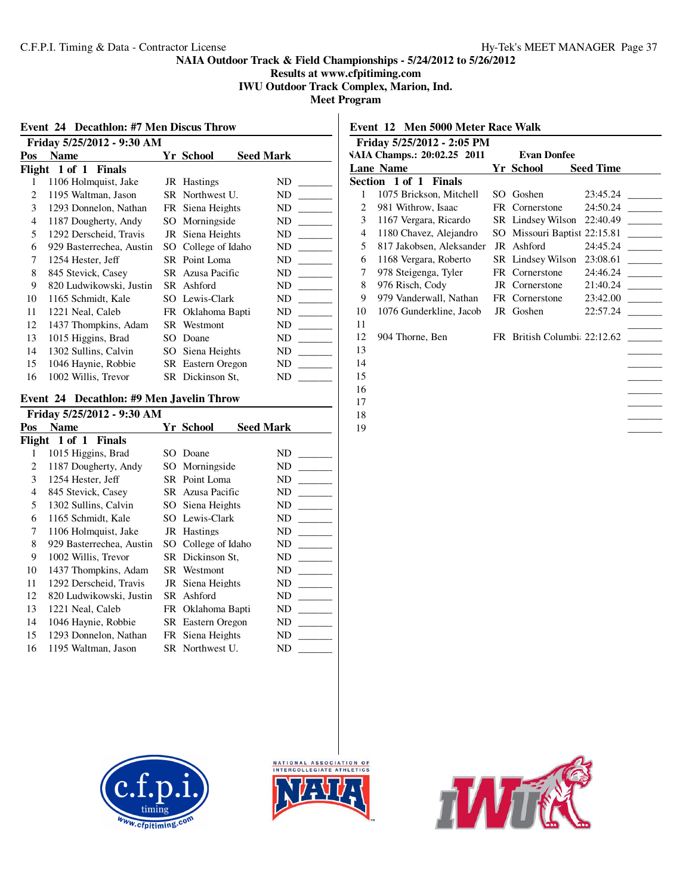## Event 24 Decathlon: #7 Men Discus Throw

**Friday 5/25/2012 - 9:30 AM**

| Pos | Name | Yr | School | Seed Mark | |
|---|---|---|---|---|---|
| **Flight 1 of 1 Finals** | | | | | |
| 1 | 1106 Holmquist, Jake | JR | Hastings | ND | _______ |
| 2 | 1195 Waltman, Jason | SR | Northwest U. | ND | _______ |
| 3 | 1293 Donnelon, Nathan | FR | Siena Heights | ND | _______ |
| 4 | 1187 Dougherty, Andy | SO | Morningside | ND | _______ |
| 5 | 1292 Derscheid, Travis | JR | Siena Heights | ND | _______ |
| 6 | 929 Basterrechea, Austin | SO | College of Idaho | ND | _______ |
| 7 | 1254 Hester, Jeff | SR | Point Loma | ND | _______ |
| 8 | 845 Stevick, Casey | SR | Azusa Pacific | ND | _______ |
| 9 | 820 Ludwikowski, Justin | SR | Ashford | ND | _______ |
| 10 | 1165 Schmidt, Kale | SO | Lewis-Clark | ND | _______ |
| 11 | 1221 Neal, Caleb | FR | Oklahoma Bapti | ND | _______ |
| 12 | 1437 Thompkins, Adam | SR | Westmont | ND | _______ |
| 13 | 1015 Higgins, Brad | SO | Doane | ND | _______ |
| 14 | 1302 Sullins, Calvin | SO | Siena Heights | ND | _______ |
| 15 | 1046 Haynie, Robbie | SR | Eastern Oregon | ND | _______ |
| 16 | 1002 Willis, Trevor | SR | Dickinson St, | ND | _______ |

## Event 24 Decathlon: #9 Men Javelin Throw

**Friday 5/25/2012 - 9:30 AM**

| Pos | Name | Yr | School | Seed Mark | |
|---|---|---|---|---|---|
| **Flight 1 of 1 Finals** | | | | | |
| 1 | 1015 Higgins, Brad | SO | Doane | ND | _______ |
| 2 | 1187 Dougherty, Andy | SO | Morningside | ND | _______ |
| 3 | 1254 Hester, Jeff | SR | Point Loma | ND | _______ |
| 4 | 845 Stevick, Casey | SR | Azusa Pacific | ND | _______ |
| 5 | 1302 Sullins, Calvin | SO | Siena Heights | ND | _______ |
| 6 | 1165 Schmidt, Kale | SO | Lewis-Clark | ND | _______ |
| 7 | 1106 Holmquist, Jake | JR | Hastings | ND | _______ |
| 8 | 929 Basterrechea, Austin | SO | College of Idaho | ND | _______ |
| 9 | 1002 Willis, Trevor | SR | Dickinson St, | ND | _______ |
| 10 | 1437 Thompkins, Adam | SR | Westmont | ND | _______ |
| 11 | 1292 Derscheid, Travis | JR | Siena Heights | ND | _______ |
| 12 | 820 Ludwikowski, Justin | SR | Ashford | ND | _______ |
| 13 | 1221 Neal, Caleb | FR | Oklahoma Bapti | ND | _______ |
| 14 | 1046 Haynie, Robbie | SR | Eastern Oregon | ND | _______ |
| 15 | 1293 Donnelon, Nathan | FR | Siena Heights | ND | _______ |
| 16 | 1195 Waltman, Jason | SR | Northwest U. | ND | _______ |

## Event 12 Men 5000 Meter Race Walk

**Friday 5/25/2012 - 2:05 PM**

**NAIA Champs.: 20:02.25 2011 Evan Donfee**

| Lane | Name | Yr | School | Seed Time | |
|---|---|---|---|---|---|
| **Section 1 of 1 Finals** | | | | | |
| 1 | 1075 Brickson, Mitchell | SO | Goshen | 23:45.24 | _______ |
| 2 | 981 Withrow, Isaac | FR | Cornerstone | 24:50.24 | _______ |
| 3 | 1167 Vergara, Ricardo | SR | Lindsey Wilson | 22:40.49 | _______ |
| 4 | 1180 Chavez, Alejandro | SO | Missouri Baptist | 22:15.81 | _______ |
| 5 | 817 Jakobsen, Aleksander | JR | Ashford | 24:45.24 | _______ |
| 6 | 1168 Vergara, Roberto | SR | Lindsey Wilson | 23:08.61 | _______ |
| 7 | 978 Steigenga, Tyler | FR | Cornerstone | 24:46.24 | _______ |
| 8 | 976 Risch, Cody | JR | Cornerstone | 21:40.24 | _______ |
| 9 | 979 Vanderwall, Nathan | FR | Cornerstone | 23:42.00 | _______ |
| 10 | 1076 Gunderkline, Jacob | JR | Goshen | 22:57.24 | _______ |
| 11 | | | | | _______ |
| 12 | 904 Thorne, Ben | FR | British Columbi | 22:12.62 | _______ |
| 13 | | | | | _______ |
| 14 | | | | | _______ |
| 15 | | | | | _______ |
| 16 | | | | | _______ |
| 17 | | | | | _______ |
| 18 | | | | | _______ |
| 19 | | | | | _______ |